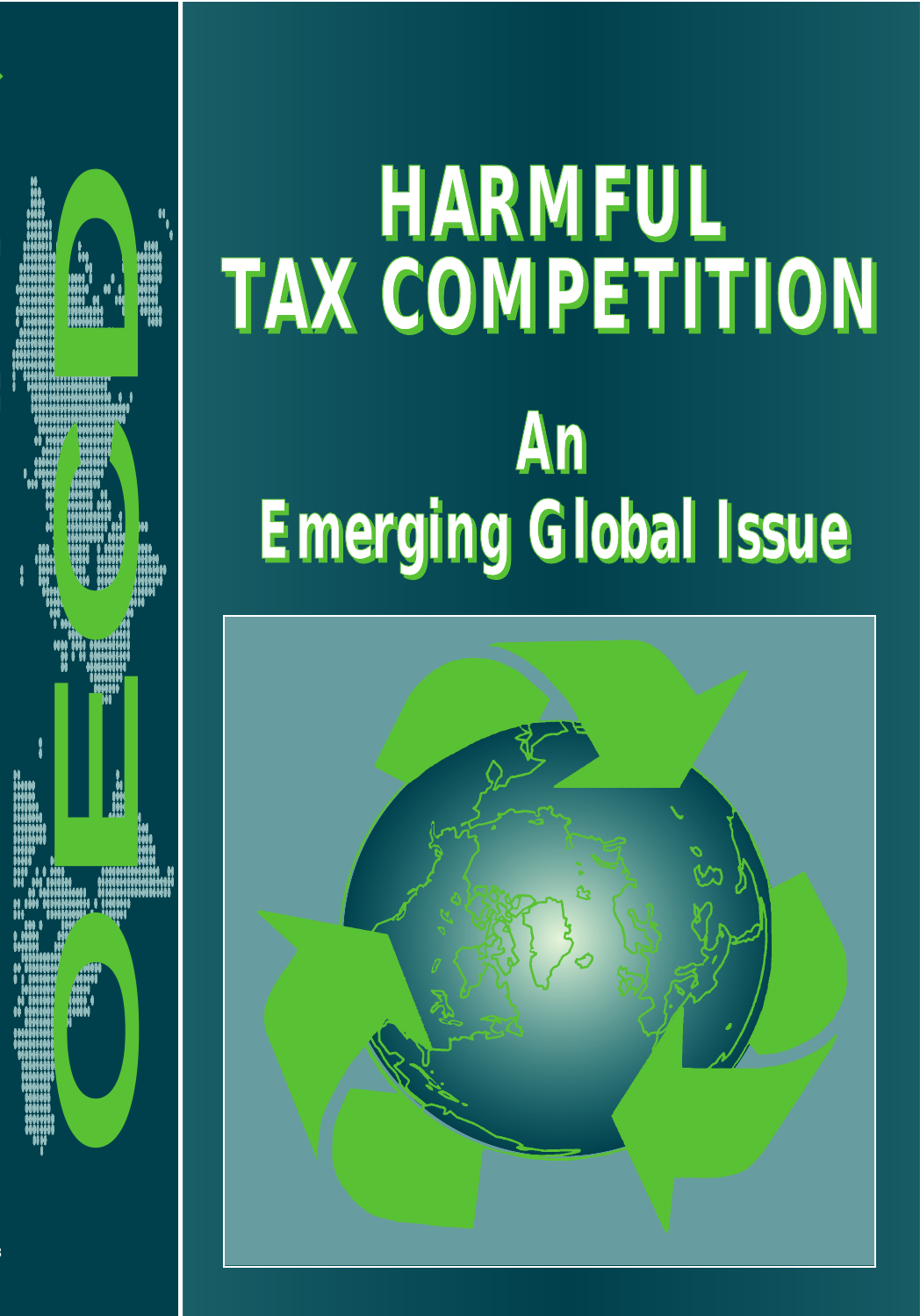# HARMFUL TAX COMPETITION

## An Emerging Global Issue

OECD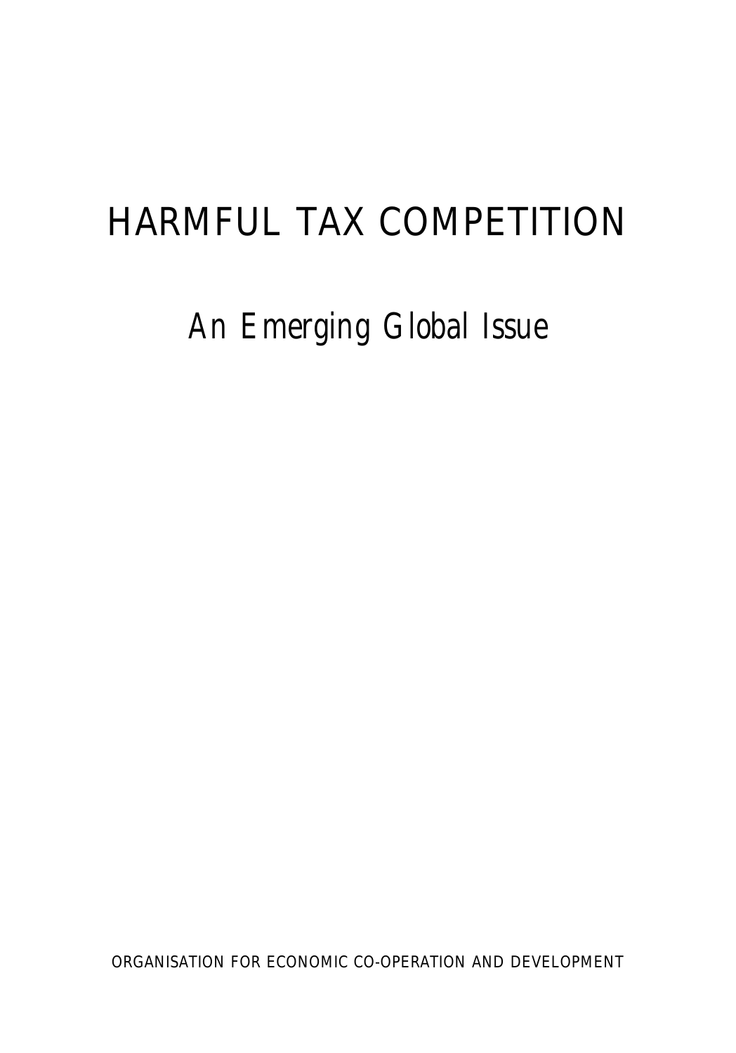# HARMFUL TAX COMPETITION

## *An Emerging Global Issue*

ORGANISATION FOR ECONOMIC CO-OPERATION AND DEVELOPMENT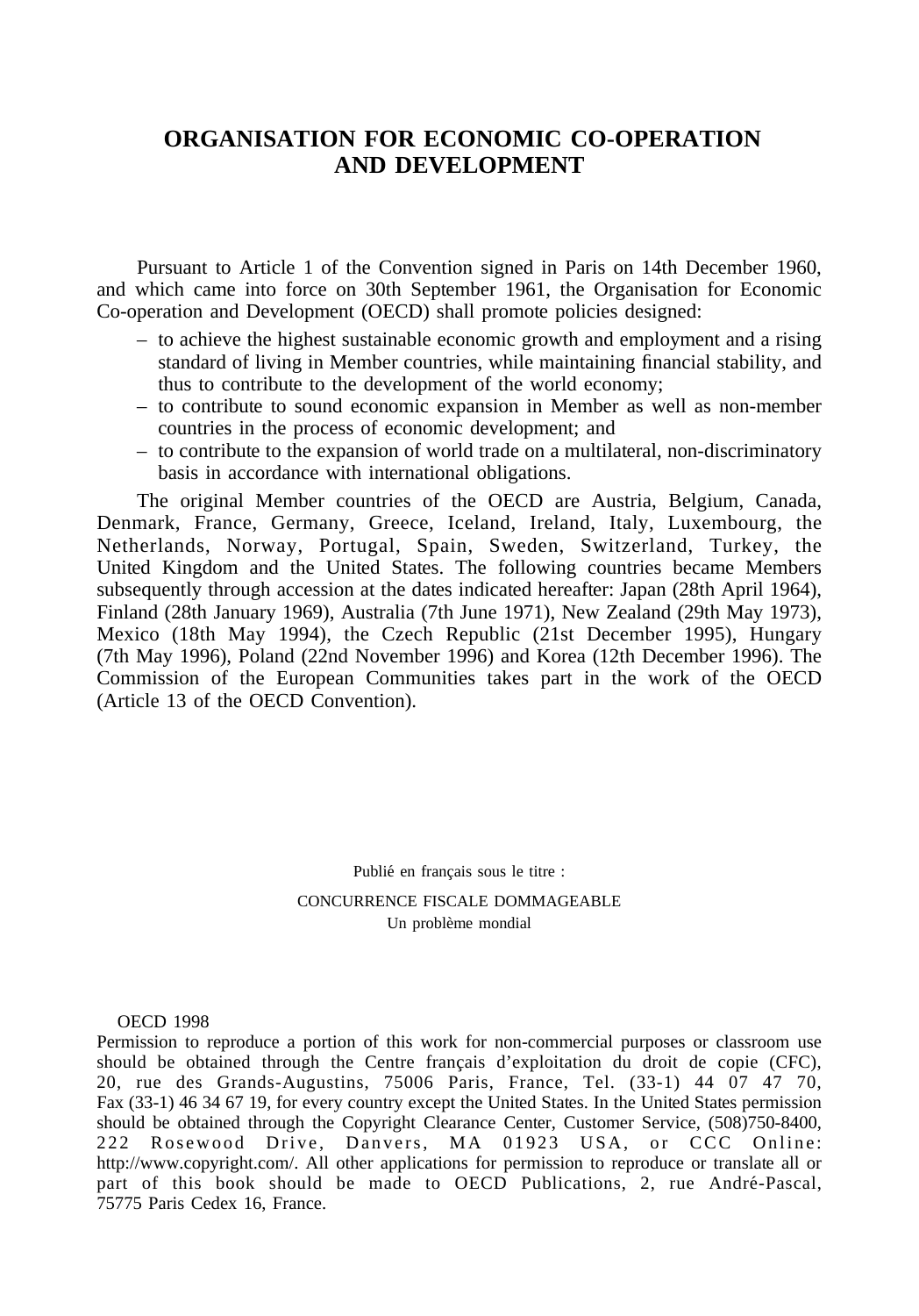# ORGANISATION FOR ECONOMIC CO-OPERATION AND DEVELOPMENT

Pursuant to Article 1 of the Convention signed in Paris on 14th December 1960, and which came into force on 30th September 1961, the Organisation for Economic Co-operation and Development (OECD) shall promote policies designed:

– to achieve the highest sustainable economic growth and employment and a rising standard of living in Member countries, while maintaining financial stability, and thus to contribute to the development of the world economy;
– to contribute to sound economic expansion in Member as well as non-member countries in the process of economic development; and
– to contribute to the expansion of world trade on a multilateral, non-discriminatory basis in accordance with international obligations.

The original Member countries of the OECD are Austria, Belgium, Canada, Denmark, France, Germany, Greece, Iceland, Ireland, Italy, Luxembourg, the Netherlands, Norway, Portugal, Spain, Sweden, Switzerland, Turkey, the United Kingdom and the United States. The following countries became Members subsequently through accession at the dates indicated hereafter: Japan (28th April 1964), Finland (28th January 1969), Australia (7th June 1971), New Zealand (29th May 1973), Mexico (18th May 1994), the Czech Republic (21st December 1995), Hungary (7th May 1996), Poland (22nd November 1996) and Korea (12th December 1996). The Commission of the European Communities takes part in the work of the OECD (Article 13 of the OECD Convention).

Publié en français sous le titre :

CONCURRENCE FISCALE DOMMAGEABLE
Un problème mondial

OECD 1998

Permission to reproduce a portion of this work for non-commercial purposes or classroom use should be obtained through the Centre français d'exploitation du droit de copie (CFC), 20, rue des Grands-Augustins, 75006 Paris, France, Tel. (33-1) 44 07 47 70, Fax (33-1) 46 34 67 19, for every country except the United States. In the United States permission should be obtained through the Copyright Clearance Center, Customer Service, (508)750-8400, 222 Rosewood Drive, Danvers, MA 01923 USA, or CCC Online: http://www.copyright.com/. All other applications for permission to reproduce or translate all or part of this book should be made to OECD Publications, 2, rue André-Pascal, 75775 Paris Cedex 16, France.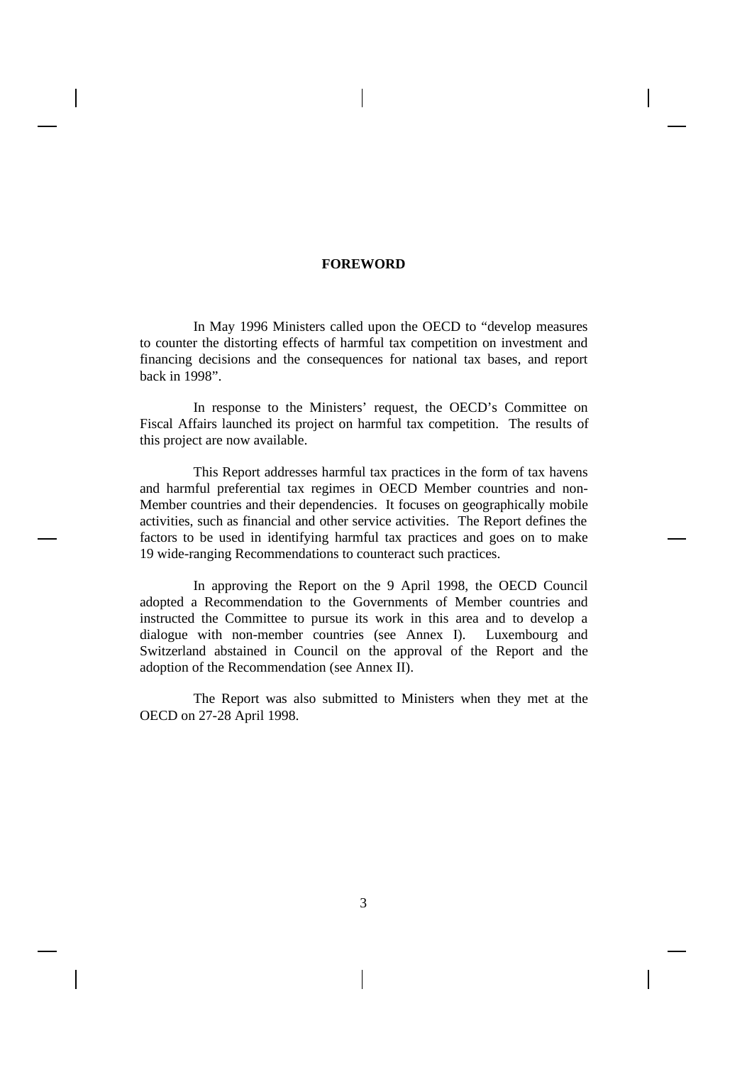# FOREWORD

In May 1996 Ministers called upon the OECD to "develop measures to counter the distorting effects of harmful tax competition on investment and financing decisions and the consequences for national tax bases, and report back in 1998".

In response to the Ministers' request, the OECD's Committee on Fiscal Affairs launched its project on harmful tax competition. The results of this project are now available.

This Report addresses harmful tax practices in the form of tax havens and harmful preferential tax regimes in OECD Member countries and non-Member countries and their dependencies. It focuses on geographically mobile activities, such as financial and other service activities. The Report defines the factors to be used in identifying harmful tax practices and goes on to make 19 wide-ranging Recommendations to counteract such practices.

In approving the Report on the 9 April 1998, the OECD Council adopted a Recommendation to the Governments of Member countries and instructed the Committee to pursue its work in this area and to develop a dialogue with non-member countries (see Annex I). Luxembourg and Switzerland abstained in Council on the approval of the Report and the adoption of the Recommendation (see Annex II).

The Report was also submitted to Ministers when they met at the OECD on 27-28 April 1998.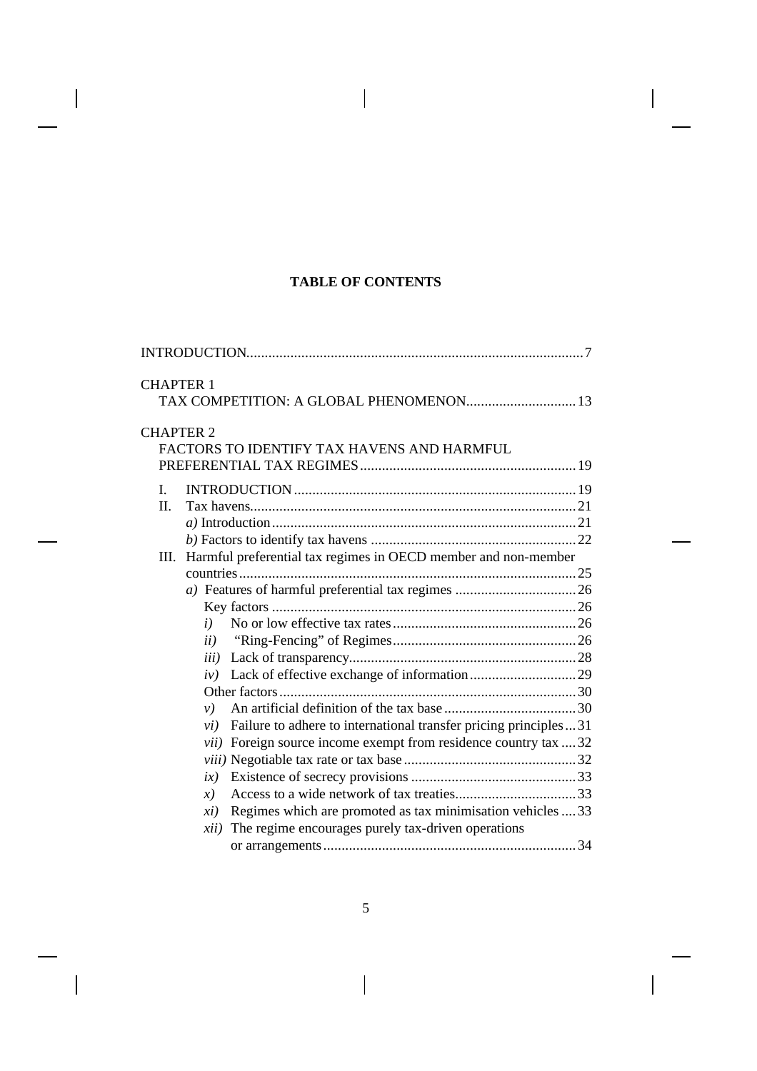# TABLE OF CONTENTS

INTRODUCTION .......... 7

CHAPTER 1
TAX COMPETITION: A GLOBAL PHENOMENON .......... 13

CHAPTER 2
FACTORS TO IDENTIFY TAX HAVENS AND HARMFUL PREFERENTIAL TAX REGIMES .......... 19

- I. INTRODUCTION .......... 19
- II. Tax havens .......... 21
  - *a)* Introduction .......... 21
  - *b)* Factors to identify tax havens .......... 22
- III. Harmful preferential tax regimes in OECD member and non-member countries .......... 25
  - *a)* Features of harmful preferential tax regimes .......... 26
    - Key factors .......... 26
      - *i)* No or low effective tax rates .......... 26
      - *ii)* "Ring-Fencing" of Regimes .......... 26
      - *iii)* Lack of transparency .......... 28
      - *iv)* Lack of effective exchange of information .......... 29
    - Other factors .......... 30
      - *v)* An artificial definition of the tax base .......... 30
      - *vi)* Failure to adhere to international transfer pricing principles .......... 31
      - *vii)* Foreign source income exempt from residence country tax .......... 32
      - *viii)* Negotiable tax rate or tax base .......... 32
      - *ix)* Existence of secrecy provisions .......... 33
      - *x)* Access to a wide network of tax treaties .......... 33
      - *xi)* Regimes which are promoted as tax minimisation vehicles .......... 33
      - *xii)* The regime encourages purely tax-driven operations or arrangements .......... 34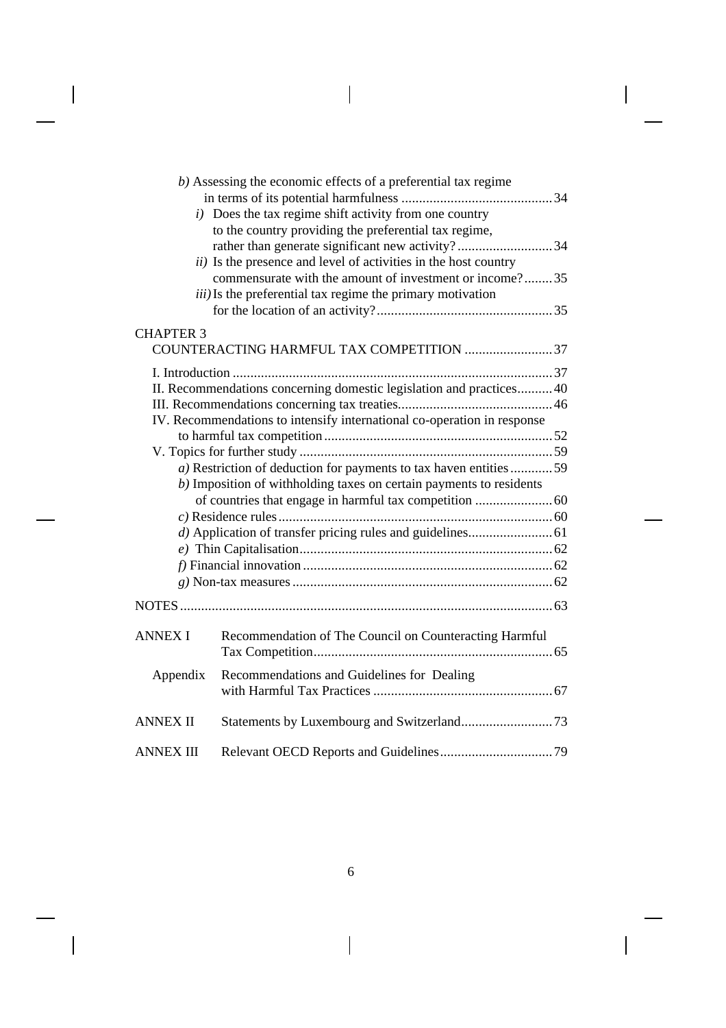*b)* Assessing the economic effects of a preferential tax regime in terms of its potential harmfulness ........................................... 34

*i)* Does the tax regime shift activity from one country to the country providing the preferential tax regime, rather than generate significant new activity? ........................... 34

*ii)* Is the presence and level of activities in the host country commensurate with the amount of investment or income? ........ 35

*iii)* Is the preferential tax regime the primary motivation for the location of an activity? ................................................. 35

CHAPTER 3
COUNTERACTING HARMFUL TAX COMPETITION ......................... 37

I. Introduction .......................................................................................... 37

II. Recommendations concerning domestic legislation and practices.......... 40

III. Recommendations concerning tax treaties............................................ 46

IV. Recommendations to intensify international co-operation in response to harmful tax competition ................................................................. 52

V. Topics for further study ........................................................................ 59

*a)* Restriction of deduction for payments to tax haven entities ............ 59

*b)* Imposition of withholding taxes on certain payments to residents of countries that engage in harmful tax competition ...................... 60

*c)* Residence rules ............................................................................. 60

*d)* Application of transfer pricing rules and guidelines........................ 61

*e)* Thin Capitalisation....................................................................... 62

*f)* Financial innovation ...................................................................... 62

*g)* Non-tax measures .......................................................................... 62

NOTES......................................................................................................... 63

ANNEX I Recommendation of The Council on Counteracting Harmful Tax Competition.................................................................... 65

Appendix Recommendations and Guidelines for Dealing with Harmful Tax Practices .................................................. 67

ANNEX II Statements by Luxembourg and Switzerland.......................... 73

ANNEX III Relevant OECD Reports and Guidelines................................ 79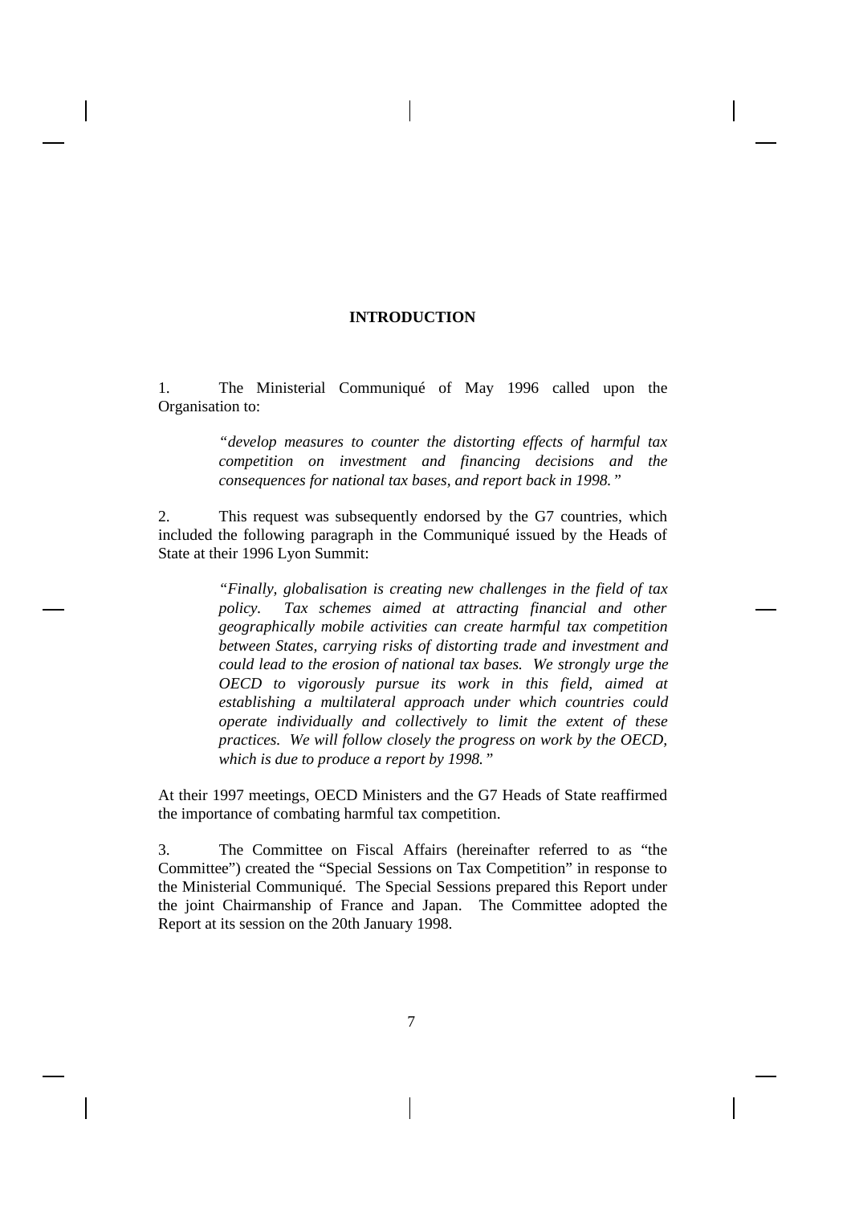## INTRODUCTION

1. The Ministerial Communiqué of May 1996 called upon the Organisation to:

> *"develop measures to counter the distorting effects of harmful tax competition on investment and financing decisions and the consequences for national tax bases, and report back in 1998."*

2. This request was subsequently endorsed by the G7 countries, which included the following paragraph in the Communiqué issued by the Heads of State at their 1996 Lyon Summit:

> *"Finally, globalisation is creating new challenges in the field of tax policy. Tax schemes aimed at attracting financial and other geographically mobile activities can create harmful tax competition between States, carrying risks of distorting trade and investment and could lead to the erosion of national tax bases. We strongly urge the OECD to vigorously pursue its work in this field, aimed at establishing a multilateral approach under which countries could operate individually and collectively to limit the extent of these practices. We will follow closely the progress on work by the OECD, which is due to produce a report by 1998."*

At their 1997 meetings, OECD Ministers and the G7 Heads of State reaffirmed the importance of combating harmful tax competition.

3. The Committee on Fiscal Affairs (hereinafter referred to as "the Committee") created the "Special Sessions on Tax Competition" in response to the Ministerial Communiqué. The Special Sessions prepared this Report under the joint Chairmanship of France and Japan. The Committee adopted the Report at its session on the 20th January 1998.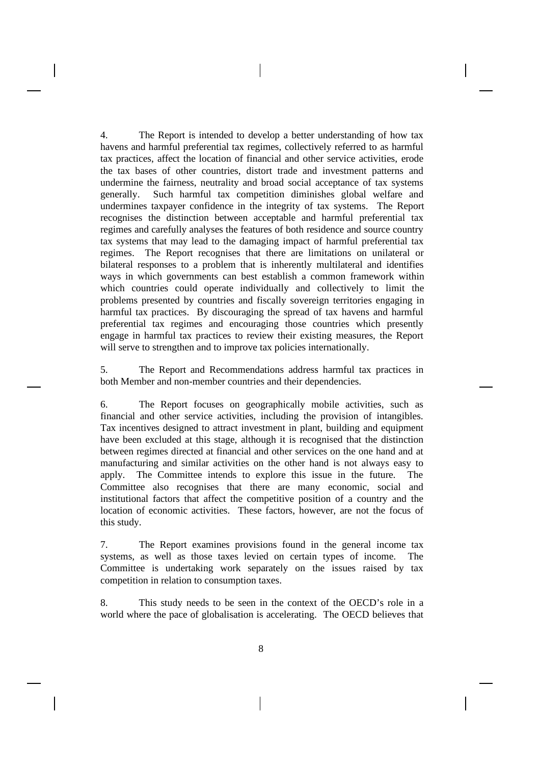4. The Report is intended to develop a better understanding of how tax havens and harmful preferential tax regimes, collectively referred to as harmful tax practices, affect the location of financial and other service activities, erode the tax bases of other countries, distort trade and investment patterns and undermine the fairness, neutrality and broad social acceptance of tax systems generally. Such harmful tax competition diminishes global welfare and undermines taxpayer confidence in the integrity of tax systems. The Report recognises the distinction between acceptable and harmful preferential tax regimes and carefully analyses the features of both residence and source country tax systems that may lead to the damaging impact of harmful preferential tax regimes. The Report recognises that there are limitations on unilateral or bilateral responses to a problem that is inherently multilateral and identifies ways in which governments can best establish a common framework within which countries could operate individually and collectively to limit the problems presented by countries and fiscally sovereign territories engaging in harmful tax practices. By discouraging the spread of tax havens and harmful preferential tax regimes and encouraging those countries which presently engage in harmful tax practices to review their existing measures, the Report will serve to strengthen and to improve tax policies internationally.

5. The Report and Recommendations address harmful tax practices in both Member and non-member countries and their dependencies.

6. The Report focuses on geographically mobile activities, such as financial and other service activities, including the provision of intangibles. Tax incentives designed to attract investment in plant, building and equipment have been excluded at this stage, although it is recognised that the distinction between regimes directed at financial and other services on the one hand and at manufacturing and similar activities on the other hand is not always easy to apply. The Committee intends to explore this issue in the future. The Committee also recognises that there are many economic, social and institutional factors that affect the competitive position of a country and the location of economic activities. These factors, however, are not the focus of this study.

7. The Report examines provisions found in the general income tax systems, as well as those taxes levied on certain types of income. The Committee is undertaking work separately on the issues raised by tax competition in relation to consumption taxes.

8. This study needs to be seen in the context of the OECD's role in a world where the pace of globalisation is accelerating. The OECD believes that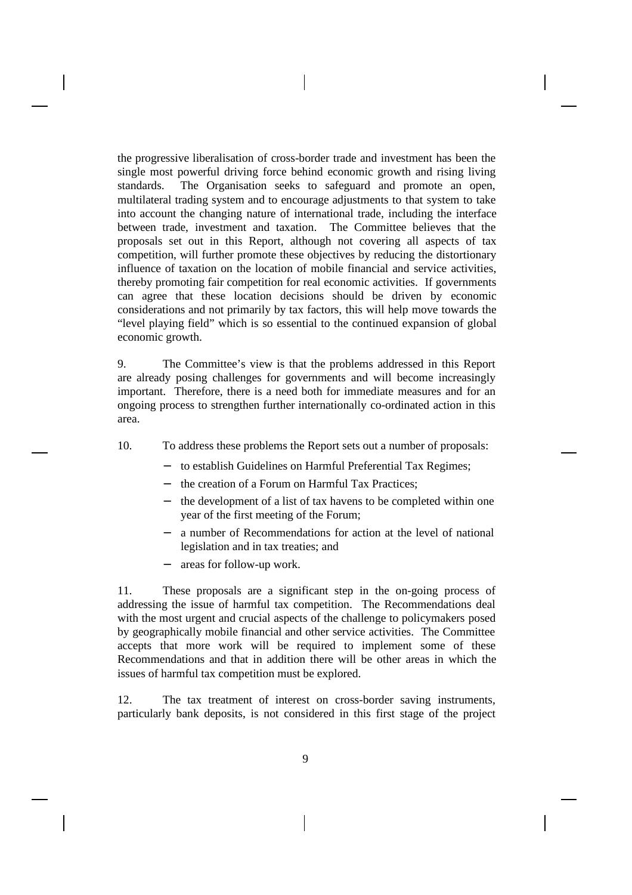the progressive liberalisation of cross-border trade and investment has been the single most powerful driving force behind economic growth and rising living standards. The Organisation seeks to safeguard and promote an open, multilateral trading system and to encourage adjustments to that system to take into account the changing nature of international trade, including the interface between trade, investment and taxation. The Committee believes that the proposals set out in this Report, although not covering all aspects of tax competition, will further promote these objectives by reducing the distortionary influence of taxation on the location of mobile financial and service activities, thereby promoting fair competition for real economic activities. If governments can agree that these location decisions should be driven by economic considerations and not primarily by tax factors, this will help move towards the "level playing field" which is so essential to the continued expansion of global economic growth.

9. The Committee's view is that the problems addressed in this Report are already posing challenges for governments and will become increasingly important. Therefore, there is a need both for immediate measures and for an ongoing process to strengthen further internationally co-ordinated action in this area.

10. To address these problems the Report sets out a number of proposals:

- to establish Guidelines on Harmful Preferential Tax Regimes;
- the creation of a Forum on Harmful Tax Practices;
- the development of a list of tax havens to be completed within one year of the first meeting of the Forum;
- a number of Recommendations for action at the level of national legislation and in tax treaties; and
- areas for follow-up work.

11. These proposals are a significant step in the on-going process of addressing the issue of harmful tax competition. The Recommendations deal with the most urgent and crucial aspects of the challenge to policymakers posed by geographically mobile financial and other service activities. The Committee accepts that more work will be required to implement some of these Recommendations and that in addition there will be other areas in which the issues of harmful tax competition must be explored.

12. The tax treatment of interest on cross-border saving instruments, particularly bank deposits, is not considered in this first stage of the project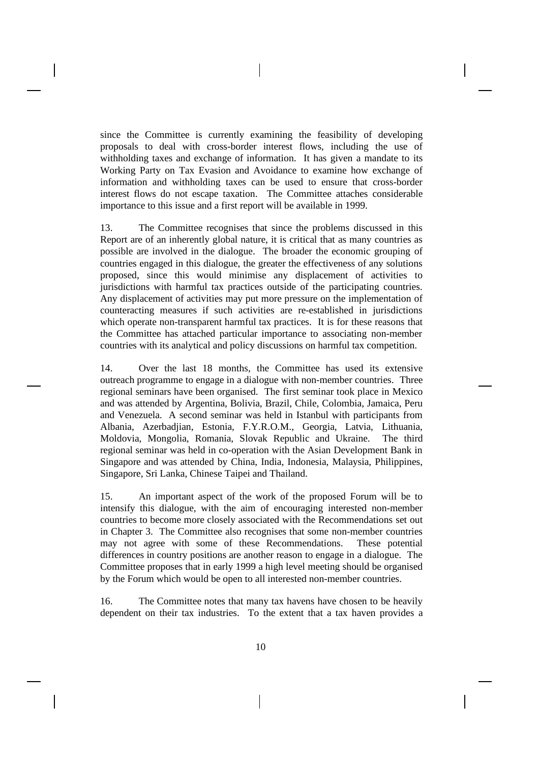since the Committee is currently examining the feasibility of developing proposals to deal with cross-border interest flows, including the use of withholding taxes and exchange of information. It has given a mandate to its Working Party on Tax Evasion and Avoidance to examine how exchange of information and withholding taxes can be used to ensure that cross-border interest flows do not escape taxation. The Committee attaches considerable importance to this issue and a first report will be available in 1999.

13. The Committee recognises that since the problems discussed in this Report are of an inherently global nature, it is critical that as many countries as possible are involved in the dialogue. The broader the economic grouping of countries engaged in this dialogue, the greater the effectiveness of any solutions proposed, since this would minimise any displacement of activities to jurisdictions with harmful tax practices outside of the participating countries. Any displacement of activities may put more pressure on the implementation of counteracting measures if such activities are re-established in jurisdictions which operate non-transparent harmful tax practices. It is for these reasons that the Committee has attached particular importance to associating non-member countries with its analytical and policy discussions on harmful tax competition.

14. Over the last 18 months, the Committee has used its extensive outreach programme to engage in a dialogue with non-member countries. Three regional seminars have been organised. The first seminar took place in Mexico and was attended by Argentina, Bolivia, Brazil, Chile, Colombia, Jamaica, Peru and Venezuela. A second seminar was held in Istanbul with participants from Albania, Azerbadjian, Estonia, F.Y.R.O.M., Georgia, Latvia, Lithuania, Moldovia, Mongolia, Romania, Slovak Republic and Ukraine. The third regional seminar was held in co-operation with the Asian Development Bank in Singapore and was attended by China, India, Indonesia, Malaysia, Philippines, Singapore, Sri Lanka, Chinese Taipei and Thailand.

15. An important aspect of the work of the proposed Forum will be to intensify this dialogue, with the aim of encouraging interested non-member countries to become more closely associated with the Recommendations set out in Chapter 3. The Committee also recognises that some non-member countries may not agree with some of these Recommendations. These potential differences in country positions are another reason to engage in a dialogue. The Committee proposes that in early 1999 a high level meeting should be organised by the Forum which would be open to all interested non-member countries.

16. The Committee notes that many tax havens have chosen to be heavily dependent on their tax industries. To the extent that a tax haven provides a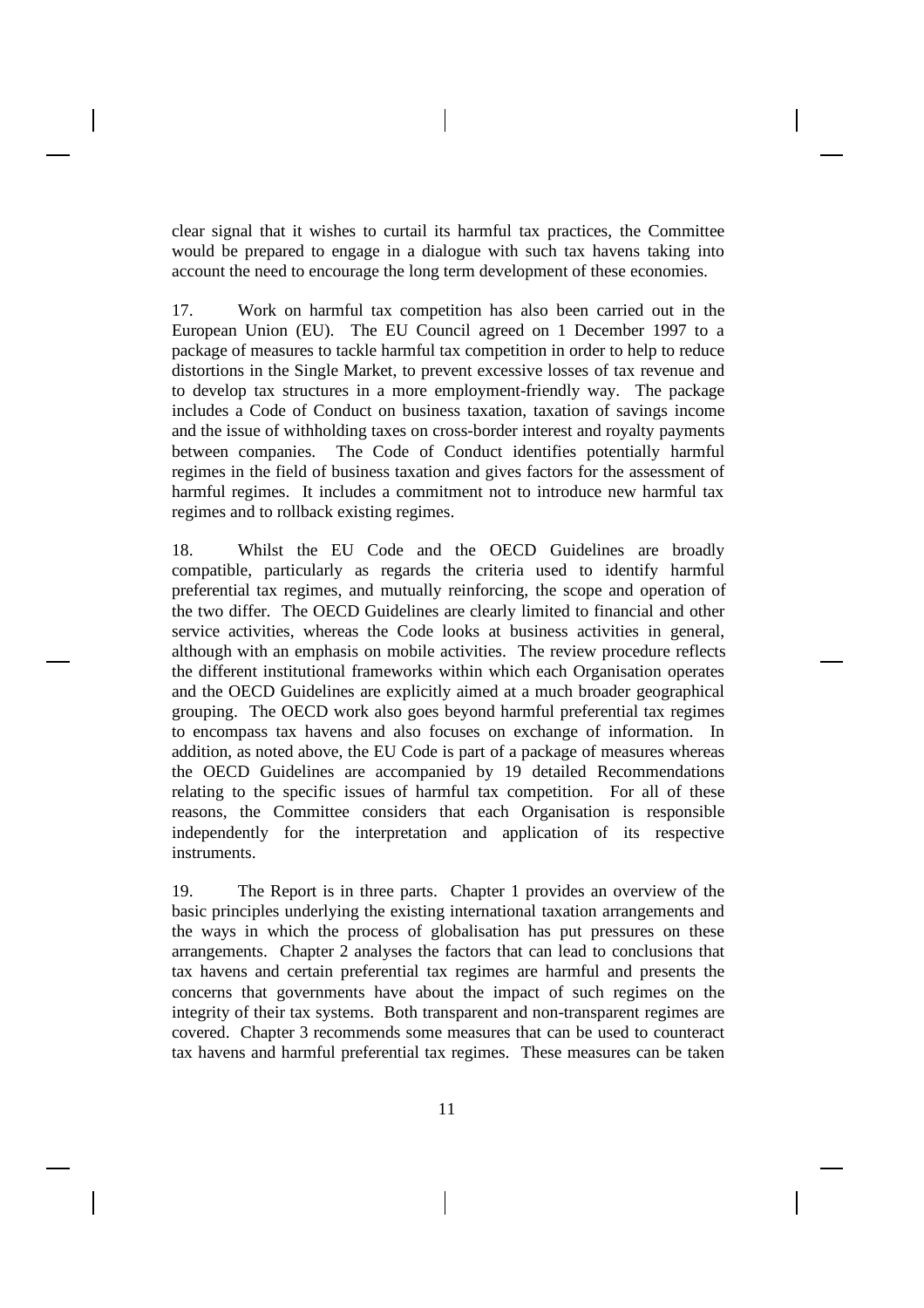clear signal that it wishes to curtail its harmful tax practices, the Committee would be prepared to engage in a dialogue with such tax havens taking into account the need to encourage the long term development of these economies.

17. Work on harmful tax competition has also been carried out in the European Union (EU). The EU Council agreed on 1 December 1997 to a package of measures to tackle harmful tax competition in order to help to reduce distortions in the Single Market, to prevent excessive losses of tax revenue and to develop tax structures in a more employment-friendly way. The package includes a Code of Conduct on business taxation, taxation of savings income and the issue of withholding taxes on cross-border interest and royalty payments between companies. The Code of Conduct identifies potentially harmful regimes in the field of business taxation and gives factors for the assessment of harmful regimes. It includes a commitment not to introduce new harmful tax regimes and to rollback existing regimes.

18. Whilst the EU Code and the OECD Guidelines are broadly compatible, particularly as regards the criteria used to identify harmful preferential tax regimes, and mutually reinforcing, the scope and operation of the two differ. The OECD Guidelines are clearly limited to financial and other service activities, whereas the Code looks at business activities in general, although with an emphasis on mobile activities. The review procedure reflects the different institutional frameworks within which each Organisation operates and the OECD Guidelines are explicitly aimed at a much broader geographical grouping. The OECD work also goes beyond harmful preferential tax regimes to encompass tax havens and also focuses on exchange of information. In addition, as noted above, the EU Code is part of a package of measures whereas the OECD Guidelines are accompanied by 19 detailed Recommendations relating to the specific issues of harmful tax competition. For all of these reasons, the Committee considers that each Organisation is responsible independently for the interpretation and application of its respective instruments.

19. The Report is in three parts. Chapter 1 provides an overview of the basic principles underlying the existing international taxation arrangements and the ways in which the process of globalisation has put pressures on these arrangements. Chapter 2 analyses the factors that can lead to conclusions that tax havens and certain preferential tax regimes are harmful and presents the concerns that governments have about the impact of such regimes on the integrity of their tax systems. Both transparent and non-transparent regimes are covered. Chapter 3 recommends some measures that can be used to counteract tax havens and harmful preferential tax regimes. These measures can be taken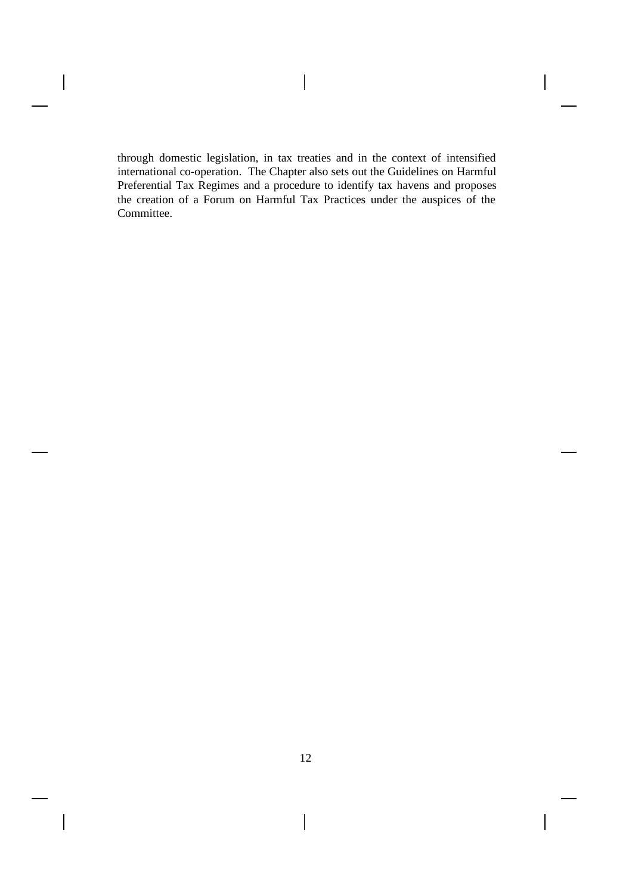through domestic legislation, in tax treaties and in the context of intensified international co-operation. The Chapter also sets out the Guidelines on Harmful Preferential Tax Regimes and a procedure to identify tax havens and proposes the creation of a Forum on Harmful Tax Practices under the auspices of the Committee.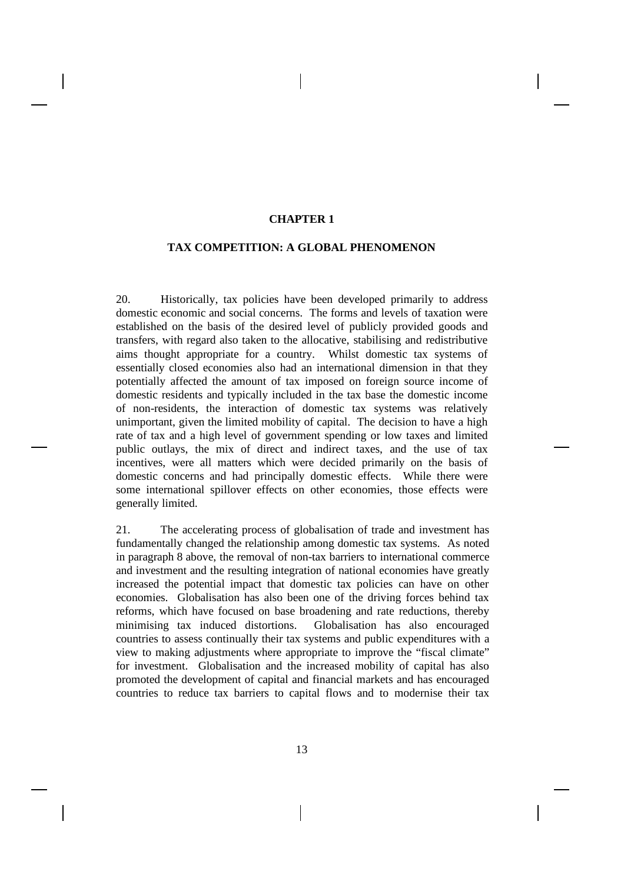# CHAPTER 1

## TAX COMPETITION: A GLOBAL PHENOMENON

20. Historically, tax policies have been developed primarily to address domestic economic and social concerns. The forms and levels of taxation were established on the basis of the desired level of publicly provided goods and transfers, with regard also taken to the allocative, stabilising and redistributive aims thought appropriate for a country. Whilst domestic tax systems of essentially closed economies also had an international dimension in that they potentially affected the amount of tax imposed on foreign source income of domestic residents and typically included in the tax base the domestic income of non-residents, the interaction of domestic tax systems was relatively unimportant, given the limited mobility of capital. The decision to have a high rate of tax and a high level of government spending or low taxes and limited public outlays, the mix of direct and indirect taxes, and the use of tax incentives, were all matters which were decided primarily on the basis of domestic concerns and had principally domestic effects. While there were some international spillover effects on other economies, those effects were generally limited.

21. The accelerating process of globalisation of trade and investment has fundamentally changed the relationship among domestic tax systems. As noted in paragraph 8 above, the removal of non-tax barriers to international commerce and investment and the resulting integration of national economies have greatly increased the potential impact that domestic tax policies can have on other economies. Globalisation has also been one of the driving forces behind tax reforms, which have focused on base broadening and rate reductions, thereby minimising tax induced distortions. Globalisation has also encouraged countries to assess continually their tax systems and public expenditures with a view to making adjustments where appropriate to improve the "fiscal climate" for investment. Globalisation and the increased mobility of capital has also promoted the development of capital and financial markets and has encouraged countries to reduce tax barriers to capital flows and to modernise their tax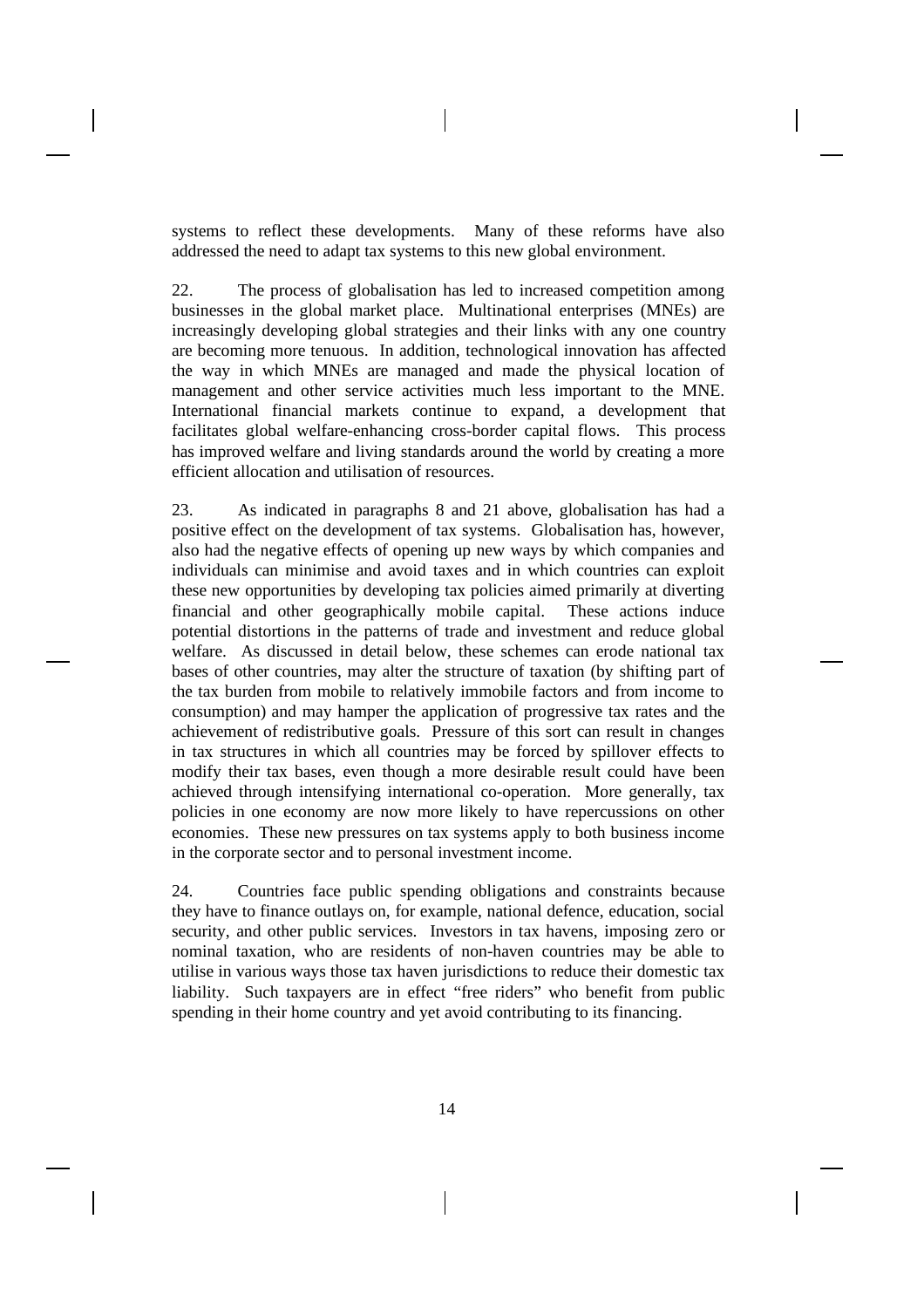systems to reflect these developments. Many of these reforms have also addressed the need to adapt tax systems to this new global environment.

22. The process of globalisation has led to increased competition among businesses in the global market place. Multinational enterprises (MNEs) are increasingly developing global strategies and their links with any one country are becoming more tenuous. In addition, technological innovation has affected the way in which MNEs are managed and made the physical location of management and other service activities much less important to the MNE. International financial markets continue to expand, a development that facilitates global welfare-enhancing cross-border capital flows. This process has improved welfare and living standards around the world by creating a more efficient allocation and utilisation of resources.

23. As indicated in paragraphs 8 and 21 above, globalisation has had a positive effect on the development of tax systems. Globalisation has, however, also had the negative effects of opening up new ways by which companies and individuals can minimise and avoid taxes and in which countries can exploit these new opportunities by developing tax policies aimed primarily at diverting financial and other geographically mobile capital. These actions induce potential distortions in the patterns of trade and investment and reduce global welfare. As discussed in detail below, these schemes can erode national tax bases of other countries, may alter the structure of taxation (by shifting part of the tax burden from mobile to relatively immobile factors and from income to consumption) and may hamper the application of progressive tax rates and the achievement of redistributive goals. Pressure of this sort can result in changes in tax structures in which all countries may be forced by spillover effects to modify their tax bases, even though a more desirable result could have been achieved through intensifying international co-operation. More generally, tax policies in one economy are now more likely to have repercussions on other economies. These new pressures on tax systems apply to both business income in the corporate sector and to personal investment income.

24. Countries face public spending obligations and constraints because they have to finance outlays on, for example, national defence, education, social security, and other public services. Investors in tax havens, imposing zero or nominal taxation, who are residents of non-haven countries may be able to utilise in various ways those tax haven jurisdictions to reduce their domestic tax liability. Such taxpayers are in effect "free riders" who benefit from public spending in their home country and yet avoid contributing to its financing.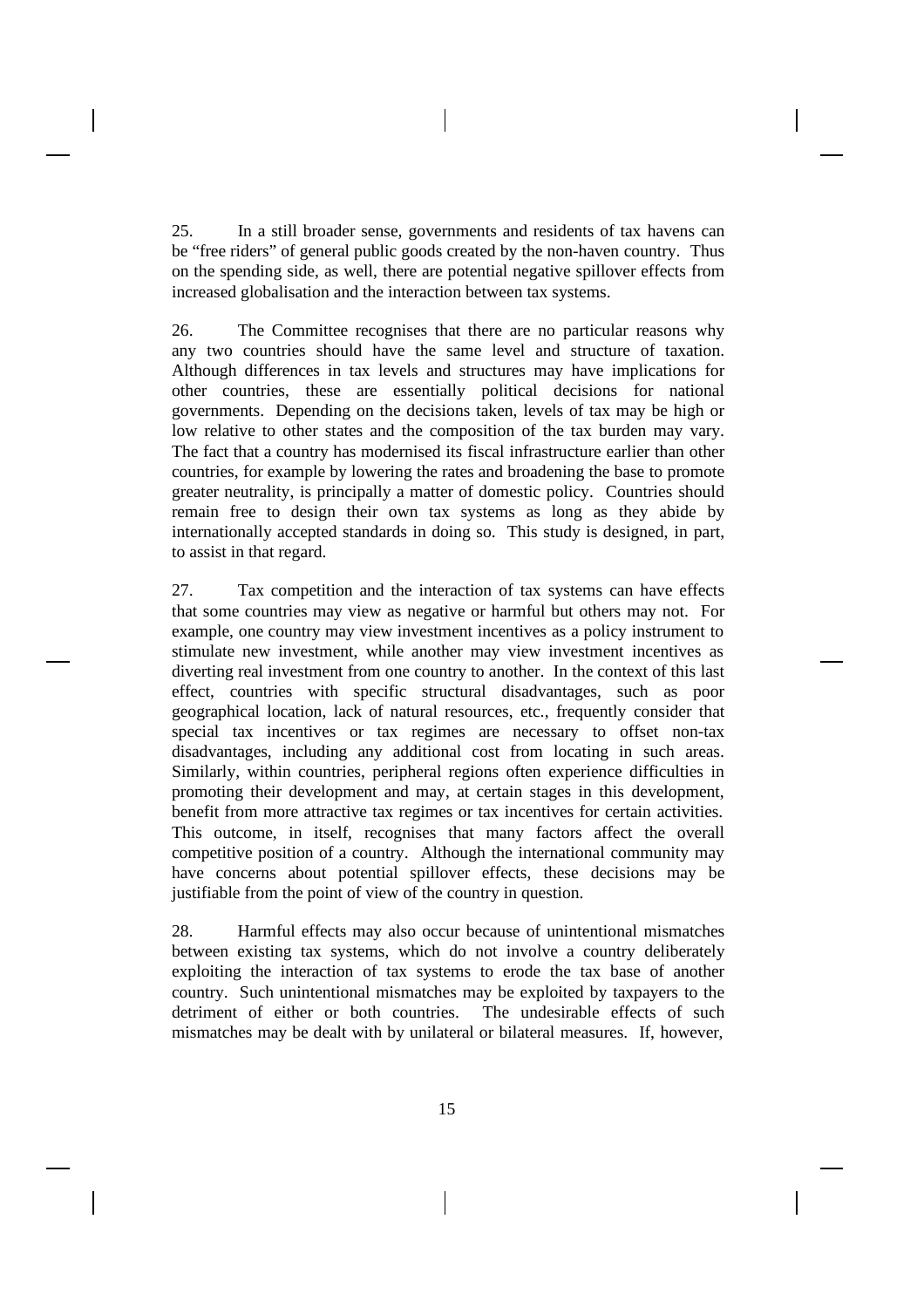25. In a still broader sense, governments and residents of tax havens can be "free riders" of general public goods created by the non-haven country. Thus on the spending side, as well, there are potential negative spillover effects from increased globalisation and the interaction between tax systems.

26. The Committee recognises that there are no particular reasons why any two countries should have the same level and structure of taxation. Although differences in tax levels and structures may have implications for other countries, these are essentially political decisions for national governments. Depending on the decisions taken, levels of tax may be high or low relative to other states and the composition of the tax burden may vary. The fact that a country has modernised its fiscal infrastructure earlier than other countries, for example by lowering the rates and broadening the base to promote greater neutrality, is principally a matter of domestic policy. Countries should remain free to design their own tax systems as long as they abide by internationally accepted standards in doing so. This study is designed, in part, to assist in that regard.

27. Tax competition and the interaction of tax systems can have effects that some countries may view as negative or harmful but others may not. For example, one country may view investment incentives as a policy instrument to stimulate new investment, while another may view investment incentives as diverting real investment from one country to another. In the context of this last effect, countries with specific structural disadvantages, such as poor geographical location, lack of natural resources, etc., frequently consider that special tax incentives or tax regimes are necessary to offset non-tax disadvantages, including any additional cost from locating in such areas. Similarly, within countries, peripheral regions often experience difficulties in promoting their development and may, at certain stages in this development, benefit from more attractive tax regimes or tax incentives for certain activities. This outcome, in itself, recognises that many factors affect the overall competitive position of a country. Although the international community may have concerns about potential spillover effects, these decisions may be justifiable from the point of view of the country in question.

28. Harmful effects may also occur because of unintentional mismatches between existing tax systems, which do not involve a country deliberately exploiting the interaction of tax systems to erode the tax base of another country. Such unintentional mismatches may be exploited by taxpayers to the detriment of either or both countries. The undesirable effects of such mismatches may be dealt with by unilateral or bilateral measures. If, however,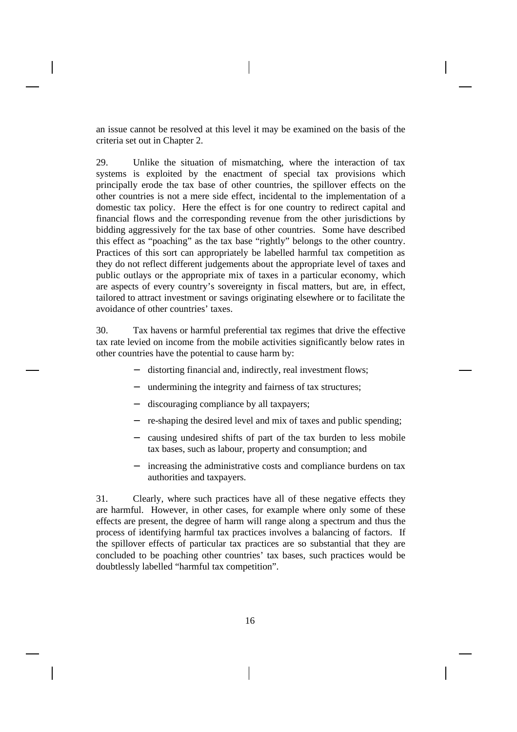an issue cannot be resolved at this level it may be examined on the basis of the criteria set out in Chapter 2.

29. Unlike the situation of mismatching, where the interaction of tax systems is exploited by the enactment of special tax provisions which principally erode the tax base of other countries, the spillover effects on the other countries is not a mere side effect, incidental to the implementation of a domestic tax policy. Here the effect is for one country to redirect capital and financial flows and the corresponding revenue from the other jurisdictions by bidding aggressively for the tax base of other countries. Some have described this effect as "poaching" as the tax base "rightly" belongs to the other country. Practices of this sort can appropriately be labelled harmful tax competition as they do not reflect different judgements about the appropriate level of taxes and public outlays or the appropriate mix of taxes in a particular economy, which are aspects of every country's sovereignty in fiscal matters, but are, in effect, tailored to attract investment or savings originating elsewhere or to facilitate the avoidance of other countries' taxes.

30. Tax havens or harmful preferential tax regimes that drive the effective tax rate levied on income from the mobile activities significantly below rates in other countries have the potential to cause harm by:

- distorting financial and, indirectly, real investment flows;
- undermining the integrity and fairness of tax structures;
- discouraging compliance by all taxpayers;
- re-shaping the desired level and mix of taxes and public spending;
- causing undesired shifts of part of the tax burden to less mobile tax bases, such as labour, property and consumption; and
- increasing the administrative costs and compliance burdens on tax authorities and taxpayers.

31. Clearly, where such practices have all of these negative effects they are harmful. However, in other cases, for example where only some of these effects are present, the degree of harm will range along a spectrum and thus the process of identifying harmful tax practices involves a balancing of factors. If the spillover effects of particular tax practices are so substantial that they are concluded to be poaching other countries' tax bases, such practices would be doubtlessly labelled "harmful tax competition".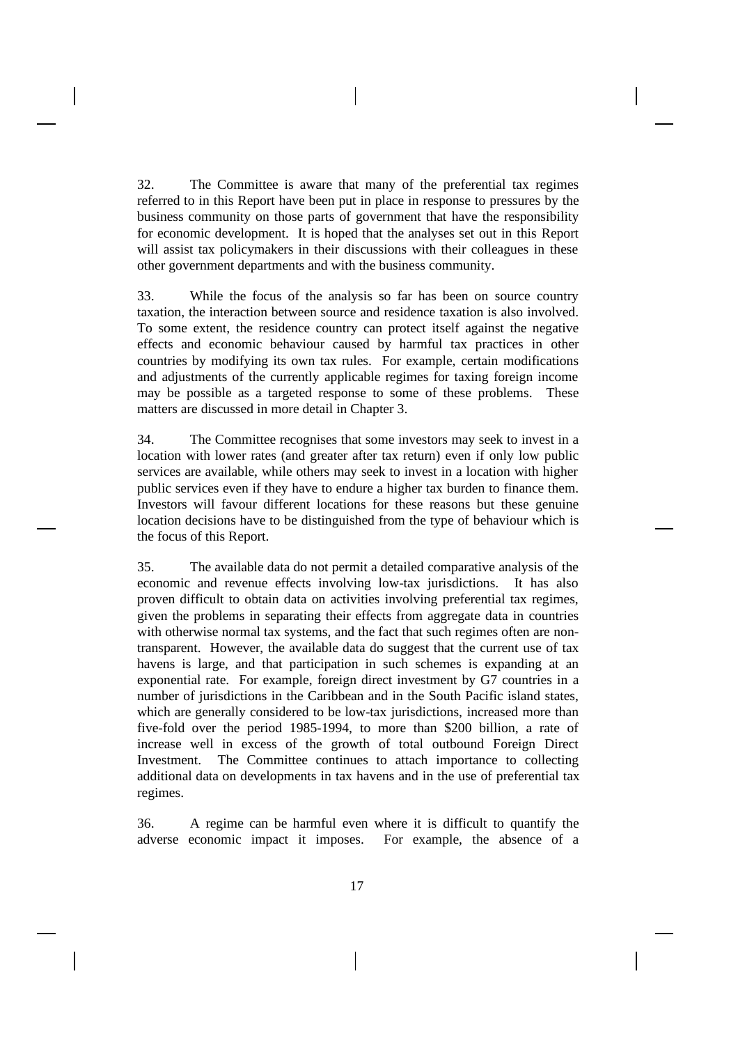32. The Committee is aware that many of the preferential tax regimes referred to in this Report have been put in place in response to pressures by the business community on those parts of government that have the responsibility for economic development. It is hoped that the analyses set out in this Report will assist tax policymakers in their discussions with their colleagues in these other government departments and with the business community.

33. While the focus of the analysis so far has been on source country taxation, the interaction between source and residence taxation is also involved. To some extent, the residence country can protect itself against the negative effects and economic behaviour caused by harmful tax practices in other countries by modifying its own tax rules. For example, certain modifications and adjustments of the currently applicable regimes for taxing foreign income may be possible as a targeted response to some of these problems. These matters are discussed in more detail in Chapter 3.

34. The Committee recognises that some investors may seek to invest in a location with lower rates (and greater after tax return) even if only low public services are available, while others may seek to invest in a location with higher public services even if they have to endure a higher tax burden to finance them. Investors will favour different locations for these reasons but these genuine location decisions have to be distinguished from the type of behaviour which is the focus of this Report.

35. The available data do not permit a detailed comparative analysis of the economic and revenue effects involving low-tax jurisdictions. It has also proven difficult to obtain data on activities involving preferential tax regimes, given the problems in separating their effects from aggregate data in countries with otherwise normal tax systems, and the fact that such regimes often are non-transparent. However, the available data do suggest that the current use of tax havens is large, and that participation in such schemes is expanding at an exponential rate. For example, foreign direct investment by G7 countries in a number of jurisdictions in the Caribbean and in the South Pacific island states, which are generally considered to be low-tax jurisdictions, increased more than five-fold over the period 1985-1994, to more than $200 billion, a rate of increase well in excess of the growth of total outbound Foreign Direct Investment. The Committee continues to attach importance to collecting additional data on developments in tax havens and in the use of preferential tax regimes.

36. A regime can be harmful even where it is difficult to quantify the adverse economic impact it imposes. For example, the absence of a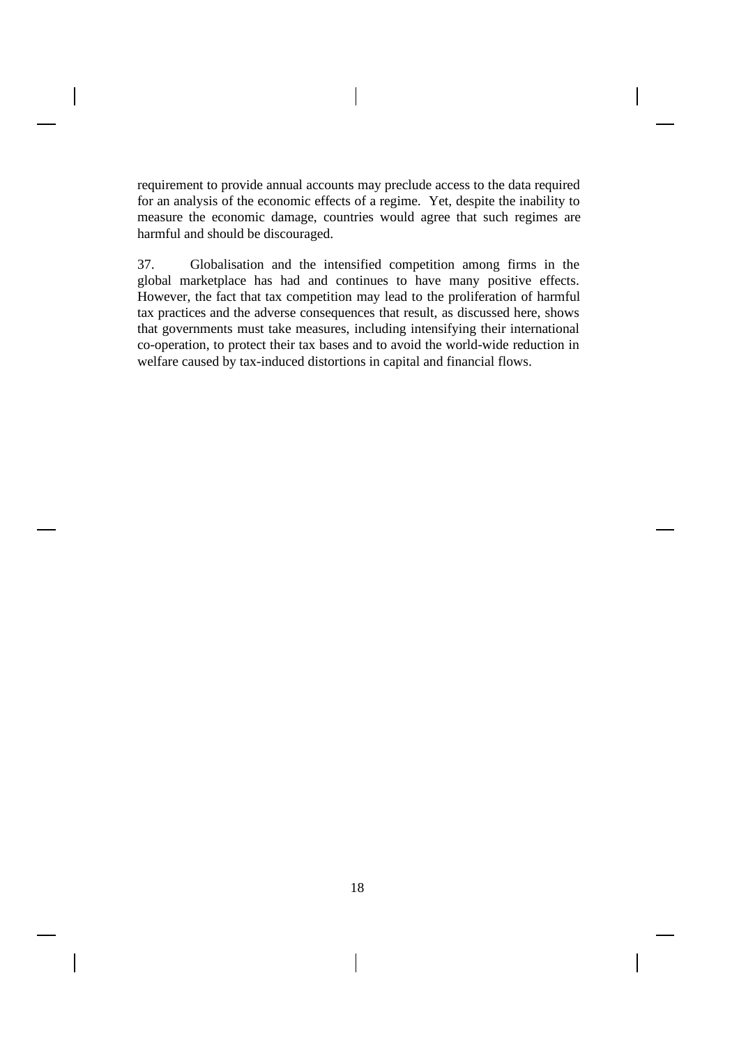requirement to provide annual accounts may preclude access to the data required for an analysis of the economic effects of a regime. Yet, despite the inability to measure the economic damage, countries would agree that such regimes are harmful and should be discouraged.

37. Globalisation and the intensified competition among firms in the global marketplace has had and continues to have many positive effects. However, the fact that tax competition may lead to the proliferation of harmful tax practices and the adverse consequences that result, as discussed here, shows that governments must take measures, including intensifying their international co-operation, to protect their tax bases and to avoid the world-wide reduction in welfare caused by tax-induced distortions in capital and financial flows.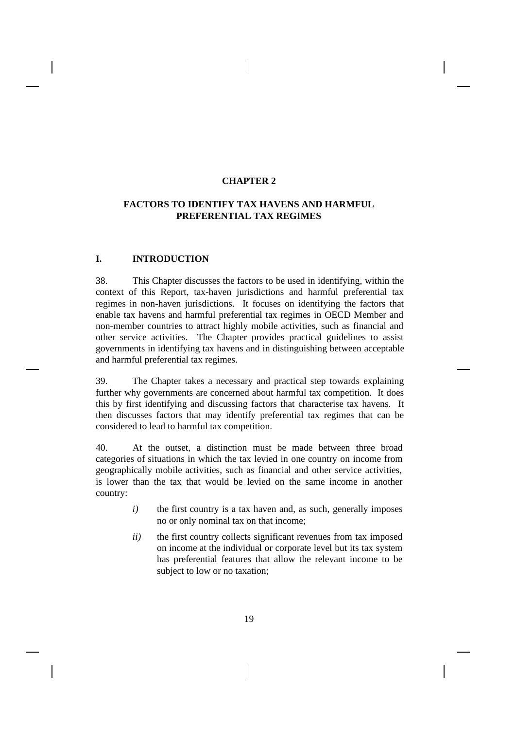# CHAPTER 2

# FACTORS TO IDENTIFY TAX HAVENS AND HARMFUL PREFERENTIAL TAX REGIMES

## I. INTRODUCTION

38. This Chapter discusses the factors to be used in identifying, within the context of this Report, tax-haven jurisdictions and harmful preferential tax regimes in non-haven jurisdictions. It focuses on identifying the factors that enable tax havens and harmful preferential tax regimes in OECD Member and non-member countries to attract highly mobile activities, such as financial and other service activities. The Chapter provides practical guidelines to assist governments in identifying tax havens and in distinguishing between acceptable and harmful preferential tax regimes.

39. The Chapter takes a necessary and practical step towards explaining further why governments are concerned about harmful tax competition. It does this by first identifying and discussing factors that characterise tax havens. It then discusses factors that may identify preferential tax regimes that can be considered to lead to harmful tax competition.

40. At the outset, a distinction must be made between three broad categories of situations in which the tax levied in one country on income from geographically mobile activities, such as financial and other service activities, is lower than the tax that would be levied on the same income in another country:

*i)* the first country is a tax haven and, as such, generally imposes no or only nominal tax on that income;

*ii)* the first country collects significant revenues from tax imposed on income at the individual or corporate level but its tax system has preferential features that allow the relevant income to be subject to low or no taxation;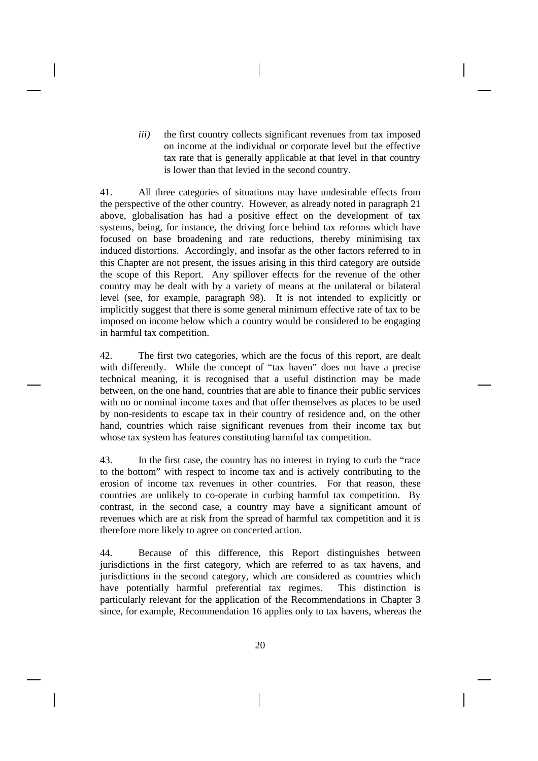*iii)* the first country collects significant revenues from tax imposed on income at the individual or corporate level but the effective tax rate that is generally applicable at that level in that country is lower than that levied in the second country.

41. All three categories of situations may have undesirable effects from the perspective of the other country. However, as already noted in paragraph 21 above, globalisation has had a positive effect on the development of tax systems, being, for instance, the driving force behind tax reforms which have focused on base broadening and rate reductions, thereby minimising tax induced distortions. Accordingly, and insofar as the other factors referred to in this Chapter are not present, the issues arising in this third category are outside the scope of this Report. Any spillover effects for the revenue of the other country may be dealt with by a variety of means at the unilateral or bilateral level (see, for example, paragraph 98). It is not intended to explicitly or implicitly suggest that there is some general minimum effective rate of tax to be imposed on income below which a country would be considered to be engaging in harmful tax competition.

42. The first two categories, which are the focus of this report, are dealt with differently. While the concept of "tax haven" does not have a precise technical meaning, it is recognised that a useful distinction may be made between, on the one hand, countries that are able to finance their public services with no or nominal income taxes and that offer themselves as places to be used by non-residents to escape tax in their country of residence and, on the other hand, countries which raise significant revenues from their income tax but whose tax system has features constituting harmful tax competition.

43. In the first case, the country has no interest in trying to curb the "race to the bottom" with respect to income tax and is actively contributing to the erosion of income tax revenues in other countries. For that reason, these countries are unlikely to co-operate in curbing harmful tax competition. By contrast, in the second case, a country may have a significant amount of revenues which are at risk from the spread of harmful tax competition and it is therefore more likely to agree on concerted action.

44. Because of this difference, this Report distinguishes between jurisdictions in the first category, which are referred to as tax havens, and jurisdictions in the second category, which are considered as countries which have potentially harmful preferential tax regimes. This distinction is particularly relevant for the application of the Recommendations in Chapter 3 since, for example, Recommendation 16 applies only to tax havens, whereas the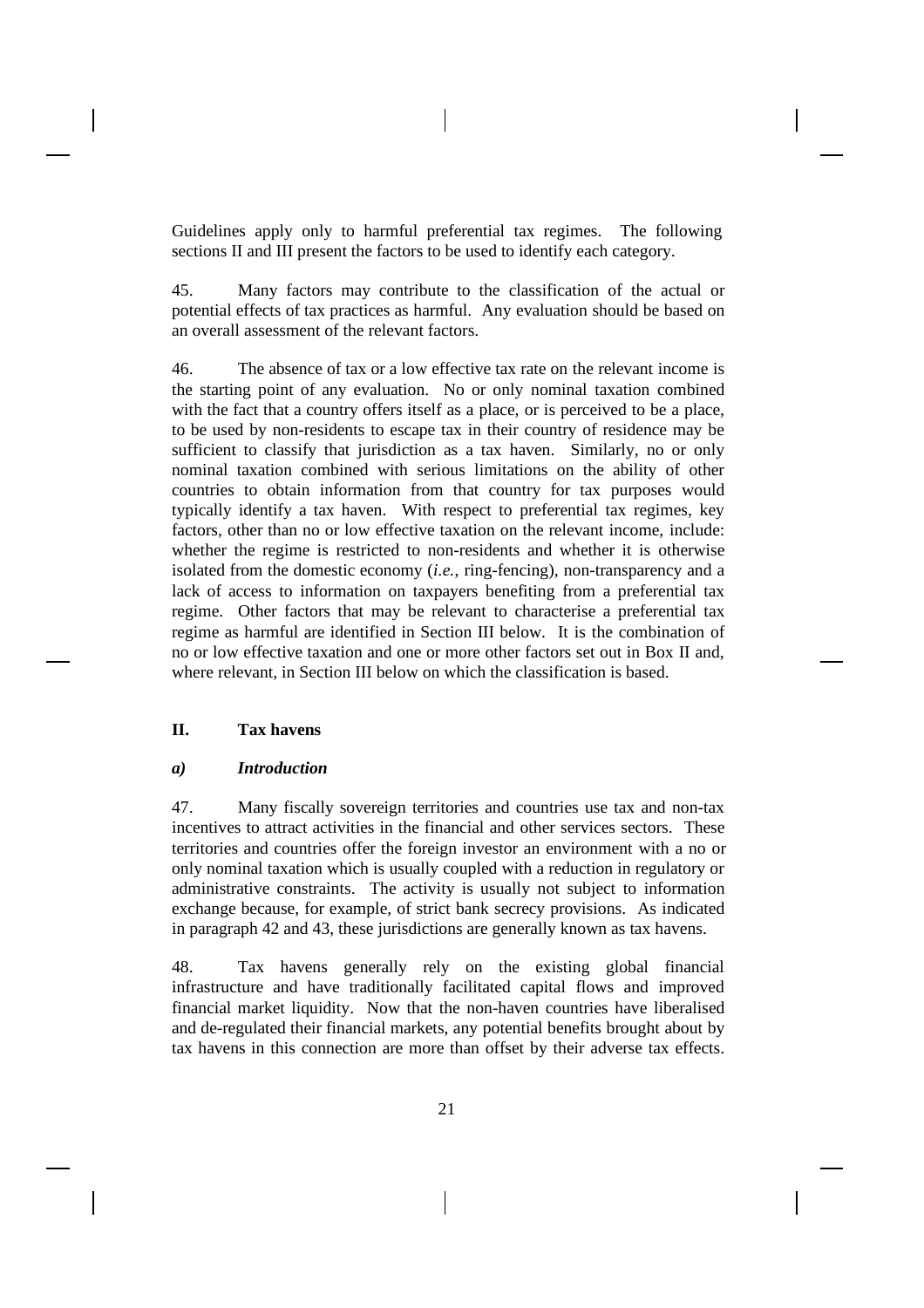Guidelines apply only to harmful preferential tax regimes. The following sections II and III present the factors to be used to identify each category.

45. Many factors may contribute to the classification of the actual or potential effects of tax practices as harmful. Any evaluation should be based on an overall assessment of the relevant factors.

46. The absence of tax or a low effective tax rate on the relevant income is the starting point of any evaluation. No or only nominal taxation combined with the fact that a country offers itself as a place, or is perceived to be a place, to be used by non-residents to escape tax in their country of residence may be sufficient to classify that jurisdiction as a tax haven. Similarly, no or only nominal taxation combined with serious limitations on the ability of other countries to obtain information from that country for tax purposes would typically identify a tax haven. With respect to preferential tax regimes, key factors, other than no or low effective taxation on the relevant income, include: whether the regime is restricted to non-residents and whether it is otherwise isolated from the domestic economy (*i.e.*, ring-fencing), non-transparency and a lack of access to information on taxpayers benefiting from a preferential tax regime. Other factors that may be relevant to characterise a preferential tax regime as harmful are identified in Section III below. It is the combination of no or low effective taxation and one or more other factors set out in Box II and, where relevant, in Section III below on which the classification is based.

## II. Tax havens

### *a) Introduction*

47. Many fiscally sovereign territories and countries use tax and non-tax incentives to attract activities in the financial and other services sectors. These territories and countries offer the foreign investor an environment with a no or only nominal taxation which is usually coupled with a reduction in regulatory or administrative constraints. The activity is usually not subject to information exchange because, for example, of strict bank secrecy provisions. As indicated in paragraph 42 and 43, these jurisdictions are generally known as tax havens.

48. Tax havens generally rely on the existing global financial infrastructure and have traditionally facilitated capital flows and improved financial market liquidity. Now that the non-haven countries have liberalised and de-regulated their financial markets, any potential benefits brought about by tax havens in this connection are more than offset by their adverse tax effects.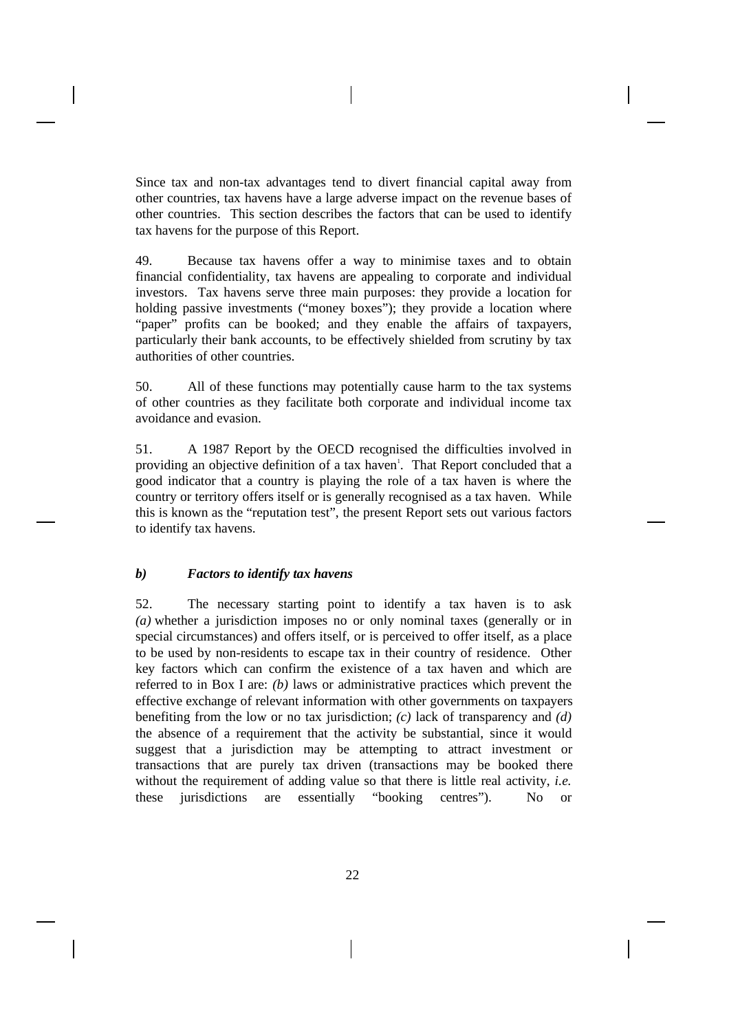Since tax and non-tax advantages tend to divert financial capital away from other countries, tax havens have a large adverse impact on the revenue bases of other countries. This section describes the factors that can be used to identify tax havens for the purpose of this Report.

49. Because tax havens offer a way to minimise taxes and to obtain financial confidentiality, tax havens are appealing to corporate and individual investors. Tax havens serve three main purposes: they provide a location for holding passive investments ("money boxes"); they provide a location where "paper" profits can be booked; and they enable the affairs of taxpayers, particularly their bank accounts, to be effectively shielded from scrutiny by tax authorities of other countries.

50. All of these functions may potentially cause harm to the tax systems of other countries as they facilitate both corporate and individual income tax avoidance and evasion.

51. A 1987 Report by the OECD recognised the difficulties involved in providing an objective definition of a tax haven[1]. That Report concluded that a good indicator that a country is playing the role of a tax haven is where the country or territory offers itself or is generally recognised as a tax haven. While this is known as the "reputation test", the present Report sets out various factors to identify tax havens.

### *b) Factors to identify tax havens*

52. The necessary starting point to identify a tax haven is to ask *(a)* whether a jurisdiction imposes no or only nominal taxes (generally or in special circumstances) and offers itself, or is perceived to offer itself, as a place to be used by non-residents to escape tax in their country of residence. Other key factors which can confirm the existence of a tax haven and which are referred to in Box I are: *(b)* laws or administrative practices which prevent the effective exchange of relevant information with other governments on taxpayers benefiting from the low or no tax jurisdiction; *(c)* lack of transparency and *(d)* the absence of a requirement that the activity be substantial, since it would suggest that a jurisdiction may be attempting to attract investment or transactions that are purely tax driven (transactions may be booked there without the requirement of adding value so that there is little real activity, *i.e.* these jurisdictions are essentially "booking centres"). No or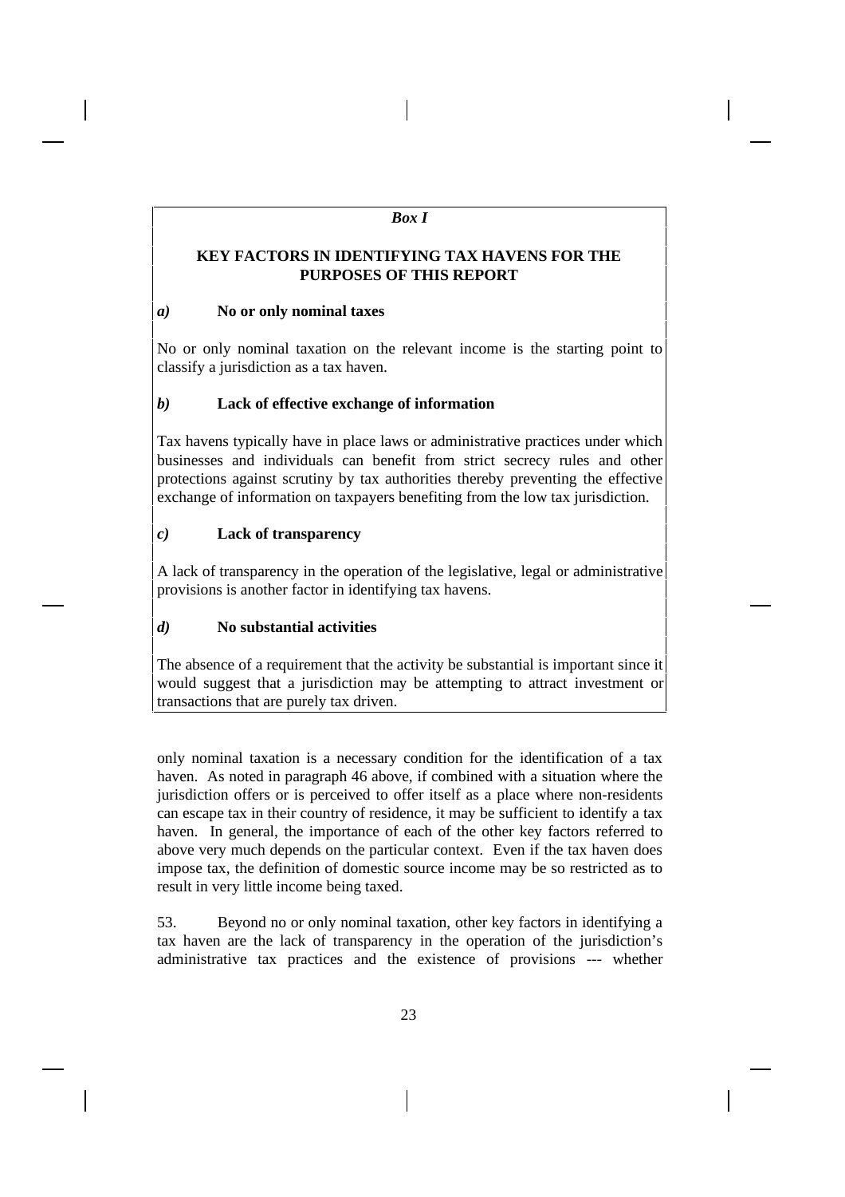*Box I*

**KEY FACTORS IN IDENTIFYING TAX HAVENS FOR THE PURPOSES OF THIS REPORT**

***a)*** **No or only nominal taxes**

No or only nominal taxation on the relevant income is the starting point to classify a jurisdiction as a tax haven.

***b)*** **Lack of effective exchange of information**

Tax havens typically have in place laws or administrative practices under which businesses and individuals can benefit from strict secrecy rules and other protections against scrutiny by tax authorities thereby preventing the effective exchange of information on taxpayers benefiting from the low tax jurisdiction.

***c)*** **Lack of transparency**

A lack of transparency in the operation of the legislative, legal or administrative provisions is another factor in identifying tax havens.

***d)*** **No substantial activities**

The absence of a requirement that the activity be substantial is important since it would suggest that a jurisdiction may be attempting to attract investment or transactions that are purely tax driven.

only nominal taxation is a necessary condition for the identification of a tax haven. As noted in paragraph 46 above, if combined with a situation where the jurisdiction offers or is perceived to offer itself as a place where non-residents can escape tax in their country of residence, it may be sufficient to identify a tax haven. In general, the importance of each of the other key factors referred to above very much depends on the particular context. Even if the tax haven does impose tax, the definition of domestic source income may be so restricted as to result in very little income being taxed.

53. Beyond no or only nominal taxation, other key factors in identifying a tax haven are the lack of transparency in the operation of the jurisdiction's administrative tax practices and the existence of provisions --- whether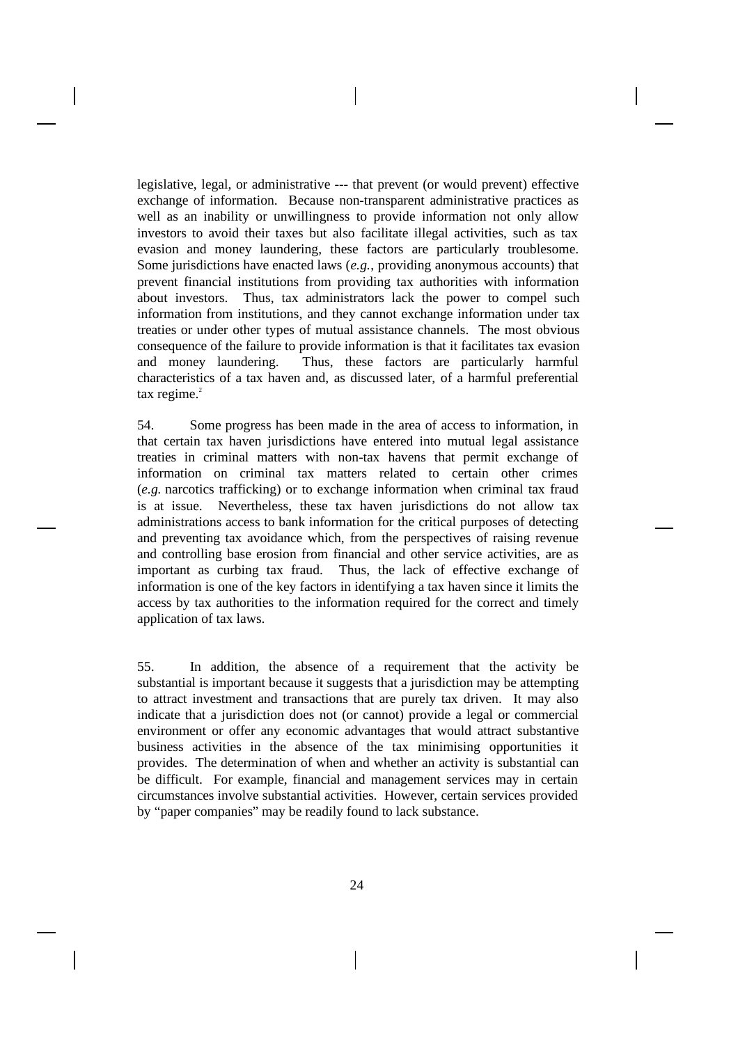legislative, legal, or administrative --- that prevent (or would prevent) effective exchange of information. Because non-transparent administrative practices as well as an inability or unwillingness to provide information not only allow investors to avoid their taxes but also facilitate illegal activities, such as tax evasion and money laundering, these factors are particularly troublesome. Some jurisdictions have enacted laws (*e.g.*, providing anonymous accounts) that prevent financial institutions from providing tax authorities with information about investors. Thus, tax administrators lack the power to compel such information from institutions, and they cannot exchange information under tax treaties or under other types of mutual assistance channels. The most obvious consequence of the failure to provide information is that it facilitates tax evasion and money laundering. Thus, these factors are particularly harmful characteristics of a tax haven and, as discussed later, of a harmful preferential tax regime.[2]

54. Some progress has been made in the area of access to information, in that certain tax haven jurisdictions have entered into mutual legal assistance treaties in criminal matters with non-tax havens that permit exchange of information on criminal tax matters related to certain other crimes (*e.g.* narcotics trafficking) or to exchange information when criminal tax fraud is at issue. Nevertheless, these tax haven jurisdictions do not allow tax administrations access to bank information for the critical purposes of detecting and preventing tax avoidance which, from the perspectives of raising revenue and controlling base erosion from financial and other service activities, are as important as curbing tax fraud. Thus, the lack of effective exchange of information is one of the key factors in identifying a tax haven since it limits the access by tax authorities to the information required for the correct and timely application of tax laws.

55. In addition, the absence of a requirement that the activity be substantial is important because it suggests that a jurisdiction may be attempting to attract investment and transactions that are purely tax driven. It may also indicate that a jurisdiction does not (or cannot) provide a legal or commercial environment or offer any economic advantages that would attract substantive business activities in the absence of the tax minimising opportunities it provides. The determination of when and whether an activity is substantial can be difficult. For example, financial and management services may in certain circumstances involve substantial activities. However, certain services provided by "paper companies" may be readily found to lack substance.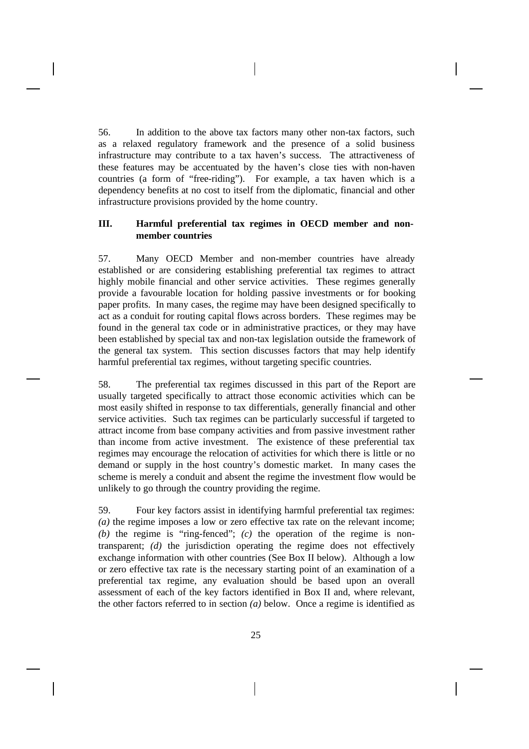56. In addition to the above tax factors many other non-tax factors, such as a relaxed regulatory framework and the presence of a solid business infrastructure may contribute to a tax haven's success. The attractiveness of these features may be accentuated by the haven's close ties with non-haven countries (a form of "free-riding"). For example, a tax haven which is a dependency benefits at no cost to itself from the diplomatic, financial and other infrastructure provisions provided by the home country.

## III. Harmful preferential tax regimes in OECD member and non-member countries

57. Many OECD Member and non-member countries have already established or are considering establishing preferential tax regimes to attract highly mobile financial and other service activities. These regimes generally provide a favourable location for holding passive investments or for booking paper profits. In many cases, the regime may have been designed specifically to act as a conduit for routing capital flows across borders. These regimes may be found in the general tax code or in administrative practices, or they may have been established by special tax and non-tax legislation outside the framework of the general tax system. This section discusses factors that may help identify harmful preferential tax regimes, without targeting specific countries.

58. The preferential tax regimes discussed in this part of the Report are usually targeted specifically to attract those economic activities which can be most easily shifted in response to tax differentials, generally financial and other service activities. Such tax regimes can be particularly successful if targeted to attract income from base company activities and from passive investment rather than income from active investment. The existence of these preferential tax regimes may encourage the relocation of activities for which there is little or no demand or supply in the host country's domestic market. In many cases the scheme is merely a conduit and absent the regime the investment flow would be unlikely to go through the country providing the regime.

59. Four key factors assist in identifying harmful preferential tax regimes: *(a)* the regime imposes a low or zero effective tax rate on the relevant income; *(b)* the regime is "ring-fenced"; *(c)* the operation of the regime is non-transparent; *(d)* the jurisdiction operating the regime does not effectively exchange information with other countries (See Box II below). Although a low or zero effective tax rate is the necessary starting point of an examination of a preferential tax regime, any evaluation should be based upon an overall assessment of each of the key factors identified in Box II and, where relevant, the other factors referred to in section *(a)* below. Once a regime is identified as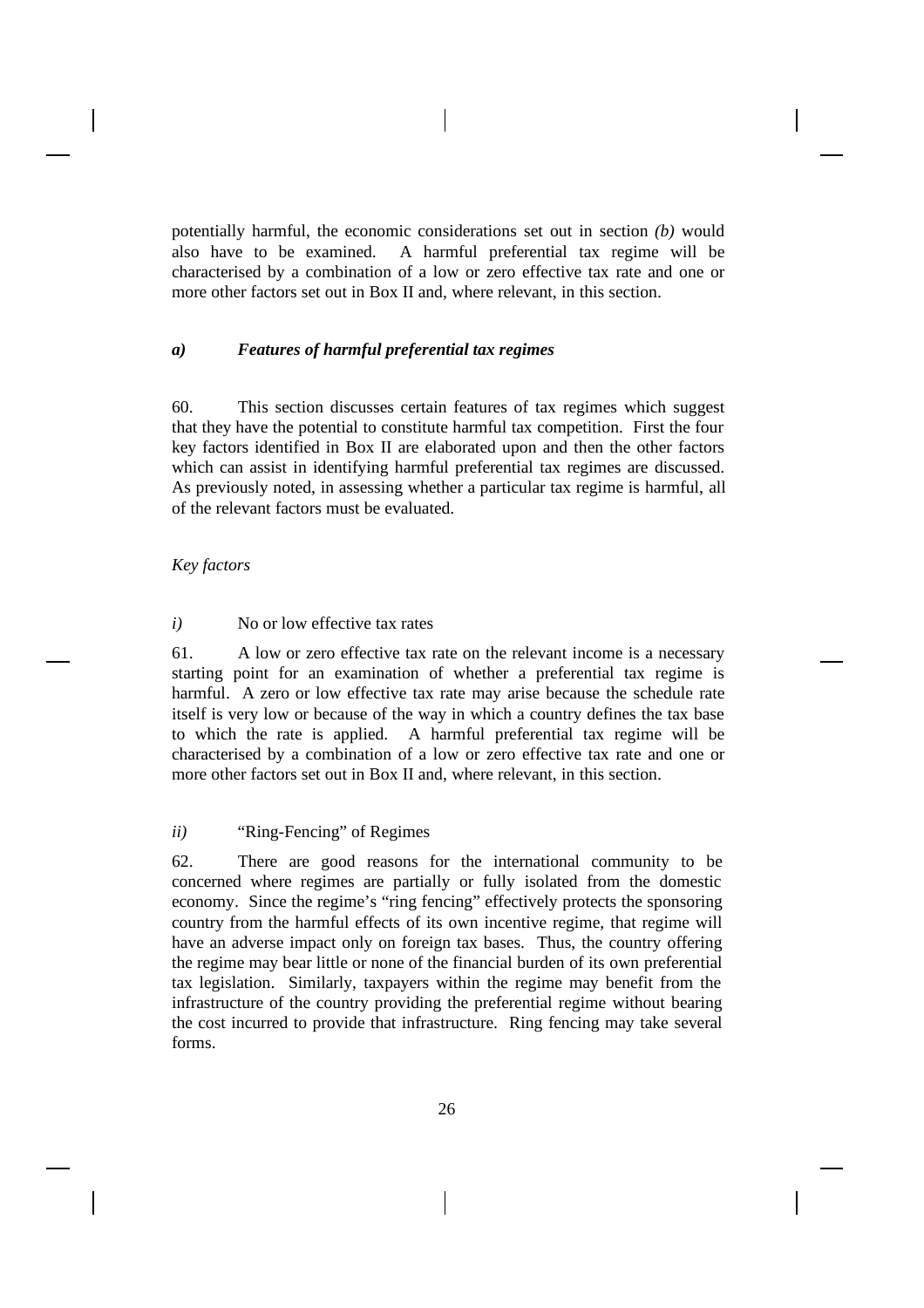potentially harmful, the economic considerations set out in section *(b)* would also have to be examined. A harmful preferential tax regime will be characterised by a combination of a low or zero effective tax rate and one or more other factors set out in Box II and, where relevant, in this section.

### *a) Features of harmful preferential tax regimes*

60. This section discusses certain features of tax regimes which suggest that they have the potential to constitute harmful tax competition. First the four key factors identified in Box II are elaborated upon and then the other factors which can assist in identifying harmful preferential tax regimes are discussed. As previously noted, in assessing whether a particular tax regime is harmful, all of the relevant factors must be evaluated.

*Key factors*

*i)* No or low effective tax rates

61. A low or zero effective tax rate on the relevant income is a necessary starting point for an examination of whether a preferential tax regime is harmful. A zero or low effective tax rate may arise because the schedule rate itself is very low or because of the way in which a country defines the tax base to which the rate is applied. A harmful preferential tax regime will be characterised by a combination of a low or zero effective tax rate and one or more other factors set out in Box II and, where relevant, in this section.

*ii)* "Ring-Fencing" of Regimes

62. There are good reasons for the international community to be concerned where regimes are partially or fully isolated from the domestic economy. Since the regime's "ring fencing" effectively protects the sponsoring country from the harmful effects of its own incentive regime, that regime will have an adverse impact only on foreign tax bases. Thus, the country offering the regime may bear little or none of the financial burden of its own preferential tax legislation. Similarly, taxpayers within the regime may benefit from the infrastructure of the country providing the preferential regime without bearing the cost incurred to provide that infrastructure. Ring fencing may take several forms.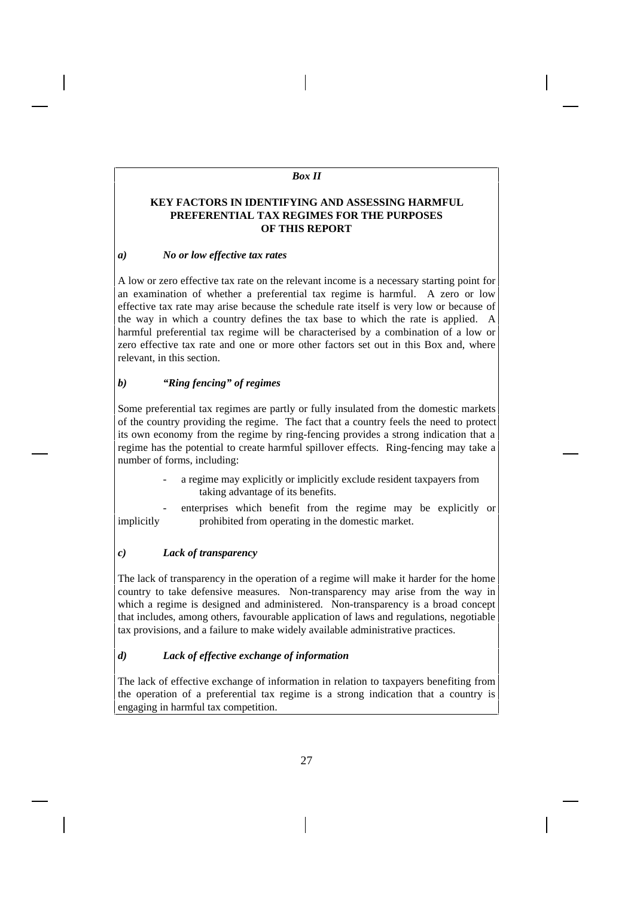*Box II*

**KEY FACTORS IN IDENTIFYING AND ASSESSING HARMFUL PREFERENTIAL TAX REGIMES FOR THE PURPOSES OF THIS REPORT**

***a) No or low effective tax rates***

A low or zero effective tax rate on the relevant income is a necessary starting point for an examination of whether a preferential tax regime is harmful. A zero or low effective tax rate may arise because the schedule rate itself is very low or because of the way in which a country defines the tax base to which the rate is applied. A harmful preferential tax regime will be characterised by a combination of a low or zero effective tax rate and one or more other factors set out in this Box and, where relevant, in this section.

***b) "Ring fencing" of regimes***

Some preferential tax regimes are partly or fully insulated from the domestic markets of the country providing the regime. The fact that a country feels the need to protect its own economy from the regime by ring-fencing provides a strong indication that a regime has the potential to create harmful spillover effects. Ring-fencing may take a number of forms, including:

- a regime may explicitly or implicitly exclude resident taxpayers from taking advantage of its benefits.
- enterprises which benefit from the regime may be explicitly or implicitly prohibited from operating in the domestic market.

***c) Lack of transparency***

The lack of transparency in the operation of a regime will make it harder for the home country to take defensive measures. Non-transparency may arise from the way in which a regime is designed and administered. Non-transparency is a broad concept that includes, among others, favourable application of laws and regulations, negotiable tax provisions, and a failure to make widely available administrative practices.

***d) Lack of effective exchange of information***

The lack of effective exchange of information in relation to taxpayers benefiting from the operation of a preferential tax regime is a strong indication that a country is engaging in harmful tax competition.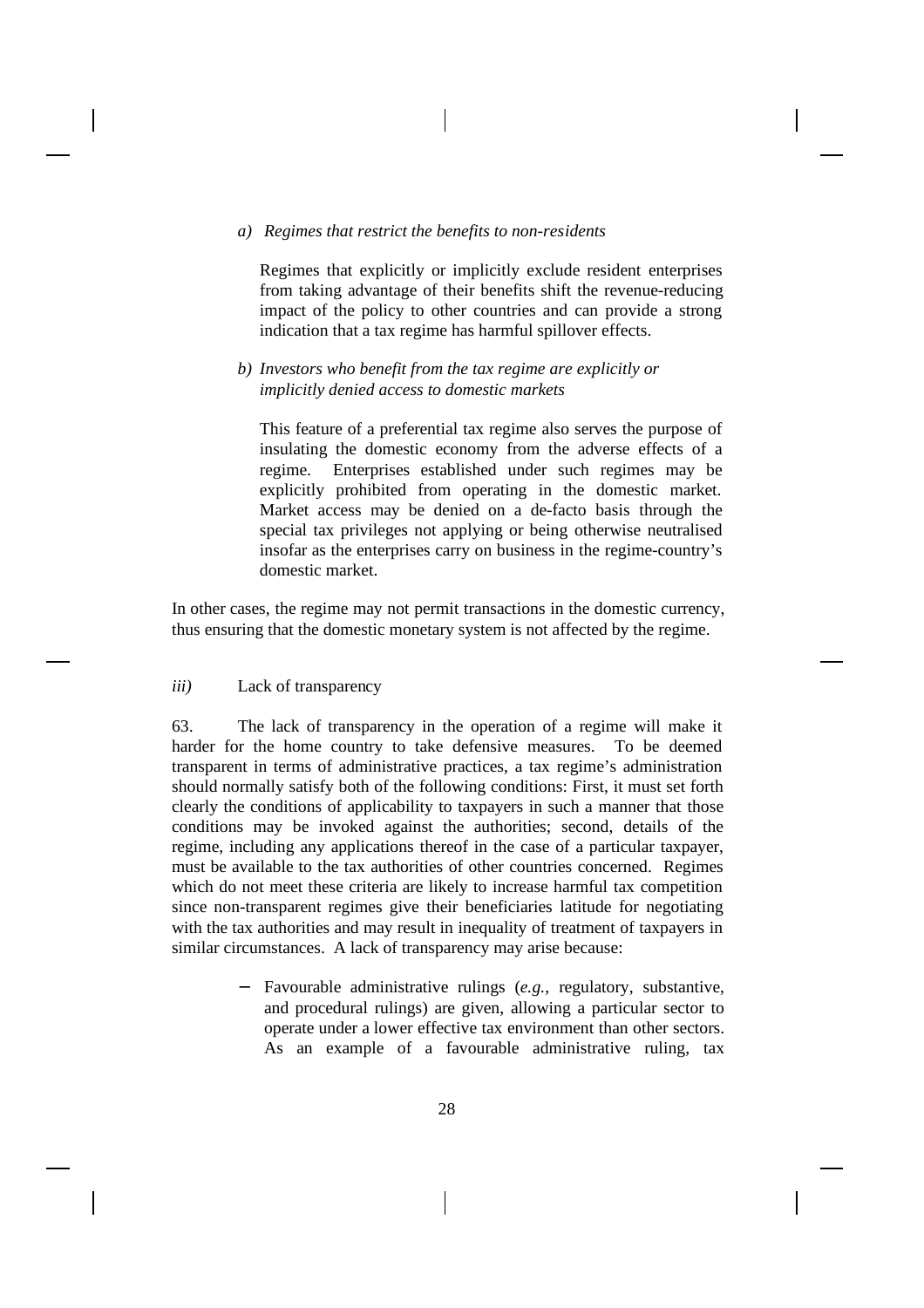*a) Regimes that restrict the benefits to non-residents*

Regimes that explicitly or implicitly exclude resident enterprises from taking advantage of their benefits shift the revenue-reducing impact of the policy to other countries and can provide a strong indication that a tax regime has harmful spillover effects.

*b) Investors who benefit from the tax regime are explicitly or implicitly denied access to domestic markets*

This feature of a preferential tax regime also serves the purpose of insulating the domestic economy from the adverse effects of a regime. Enterprises established under such regimes may be explicitly prohibited from operating in the domestic market. Market access may be denied on a de-facto basis through the special tax privileges not applying or being otherwise neutralised insofar as the enterprises carry on business in the regime-country's domestic market.

In other cases, the regime may not permit transactions in the domestic currency, thus ensuring that the domestic monetary system is not affected by the regime.

*iii)* Lack of transparency

63. The lack of transparency in the operation of a regime will make it harder for the home country to take defensive measures. To be deemed transparent in terms of administrative practices, a tax regime's administration should normally satisfy both of the following conditions: First, it must set forth clearly the conditions of applicability to taxpayers in such a manner that those conditions may be invoked against the authorities; second, details of the regime, including any applications thereof in the case of a particular taxpayer, must be available to the tax authorities of other countries concerned. Regimes which do not meet these criteria are likely to increase harmful tax competition since non-transparent regimes give their beneficiaries latitude for negotiating with the tax authorities and may result in inequality of treatment of taxpayers in similar circumstances. A lack of transparency may arise because:

- Favourable administrative rulings (*e.g.*, regulatory, substantive, and procedural rulings) are given, allowing a particular sector to operate under a lower effective tax environment than other sectors. As an example of a favourable administrative ruling, tax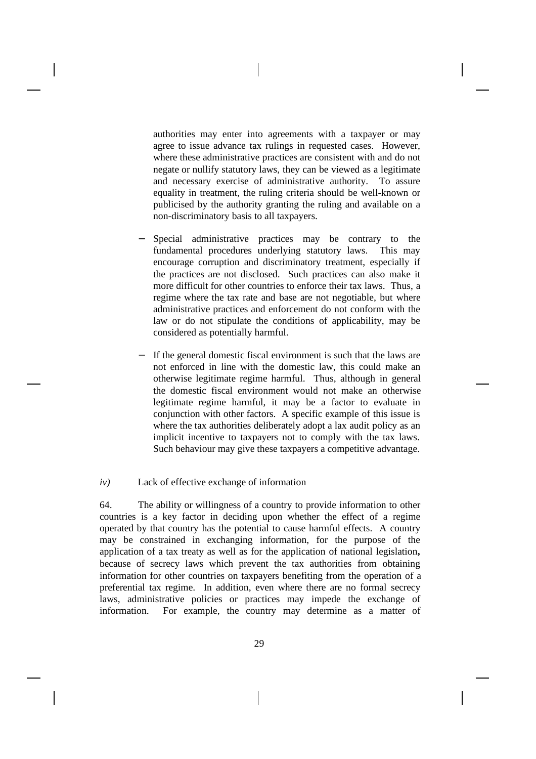authorities may enter into agreements with a taxpayer or may agree to issue advance tax rulings in requested cases. However, where these administrative practices are consistent with and do not negate or nullify statutory laws, they can be viewed as a legitimate and necessary exercise of administrative authority. To assure equality in treatment, the ruling criteria should be well-known or publicised by the authority granting the ruling and available on a non-discriminatory basis to all taxpayers.

- Special administrative practices may be contrary to the fundamental procedures underlying statutory laws. This may encourage corruption and discriminatory treatment, especially if the practices are not disclosed. Such practices can also make it more difficult for other countries to enforce their tax laws. Thus, a regime where the tax rate and base are not negotiable, but where administrative practices and enforcement do not conform with the law or do not stipulate the conditions of applicability, may be considered as potentially harmful.

- If the general domestic fiscal environment is such that the laws are not enforced in line with the domestic law, this could make an otherwise legitimate regime harmful. Thus, although in general the domestic fiscal environment would not make an otherwise legitimate regime harmful, it may be a factor to evaluate in conjunction with other factors. A specific example of this issue is where the tax authorities deliberately adopt a lax audit policy as an implicit incentive to taxpayers not to comply with the tax laws. Such behaviour may give these taxpayers a competitive advantage.

*iv)* Lack of effective exchange of information

64. The ability or willingness of a country to provide information to other countries is a key factor in deciding upon whether the effect of a regime operated by that country has the potential to cause harmful effects. A country may be constrained in exchanging information, for the purpose of the application of a tax treaty as well as for the application of national legislation**,** because of secrecy laws which prevent the tax authorities from obtaining information for other countries on taxpayers benefiting from the operation of a preferential tax regime. In addition, even where there are no formal secrecy laws, administrative policies or practices may impede the exchange of information. For example, the country may determine as a matter of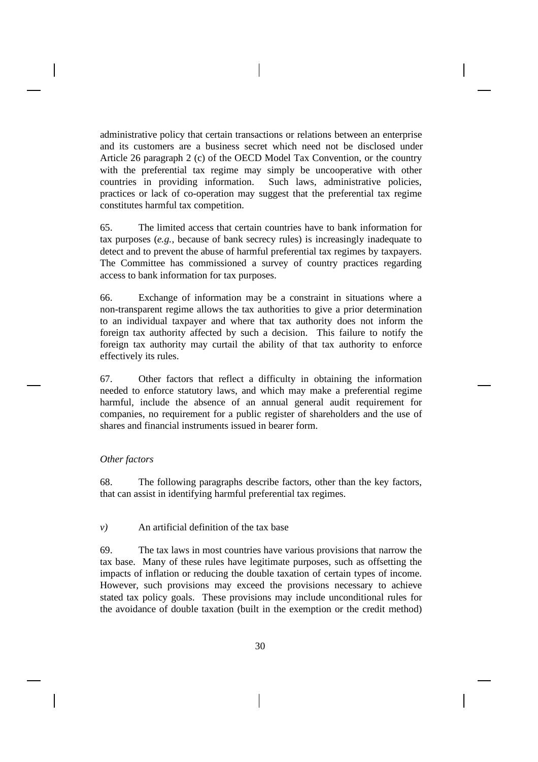administrative policy that certain transactions or relations between an enterprise and its customers are a business secret which need not be disclosed under Article 26 paragraph 2 (c) of the OECD Model Tax Convention, or the country with the preferential tax regime may simply be uncooperative with other countries in providing information. Such laws, administrative policies, practices or lack of co-operation may suggest that the preferential tax regime constitutes harmful tax competition.

65. The limited access that certain countries have to bank information for tax purposes (*e.g.*, because of bank secrecy rules) is increasingly inadequate to detect and to prevent the abuse of harmful preferential tax regimes by taxpayers. The Committee has commissioned a survey of country practices regarding access to bank information for tax purposes.

66. Exchange of information may be a constraint in situations where a non-transparent regime allows the tax authorities to give a prior determination to an individual taxpayer and where that tax authority does not inform the foreign tax authority affected by such a decision. This failure to notify the foreign tax authority may curtail the ability of that tax authority to enforce effectively its rules.

67. Other factors that reflect a difficulty in obtaining the information needed to enforce statutory laws, and which may make a preferential regime harmful, include the absence of an annual general audit requirement for companies, no requirement for a public register of shareholders and the use of shares and financial instruments issued in bearer form.

*Other factors*

68. The following paragraphs describe factors, other than the key factors, that can assist in identifying harmful preferential tax regimes.

*v)* An artificial definition of the tax base

69. The tax laws in most countries have various provisions that narrow the tax base. Many of these rules have legitimate purposes, such as offsetting the impacts of inflation or reducing the double taxation of certain types of income. However, such provisions may exceed the provisions necessary to achieve stated tax policy goals. These provisions may include unconditional rules for the avoidance of double taxation (built in the exemption or the credit method)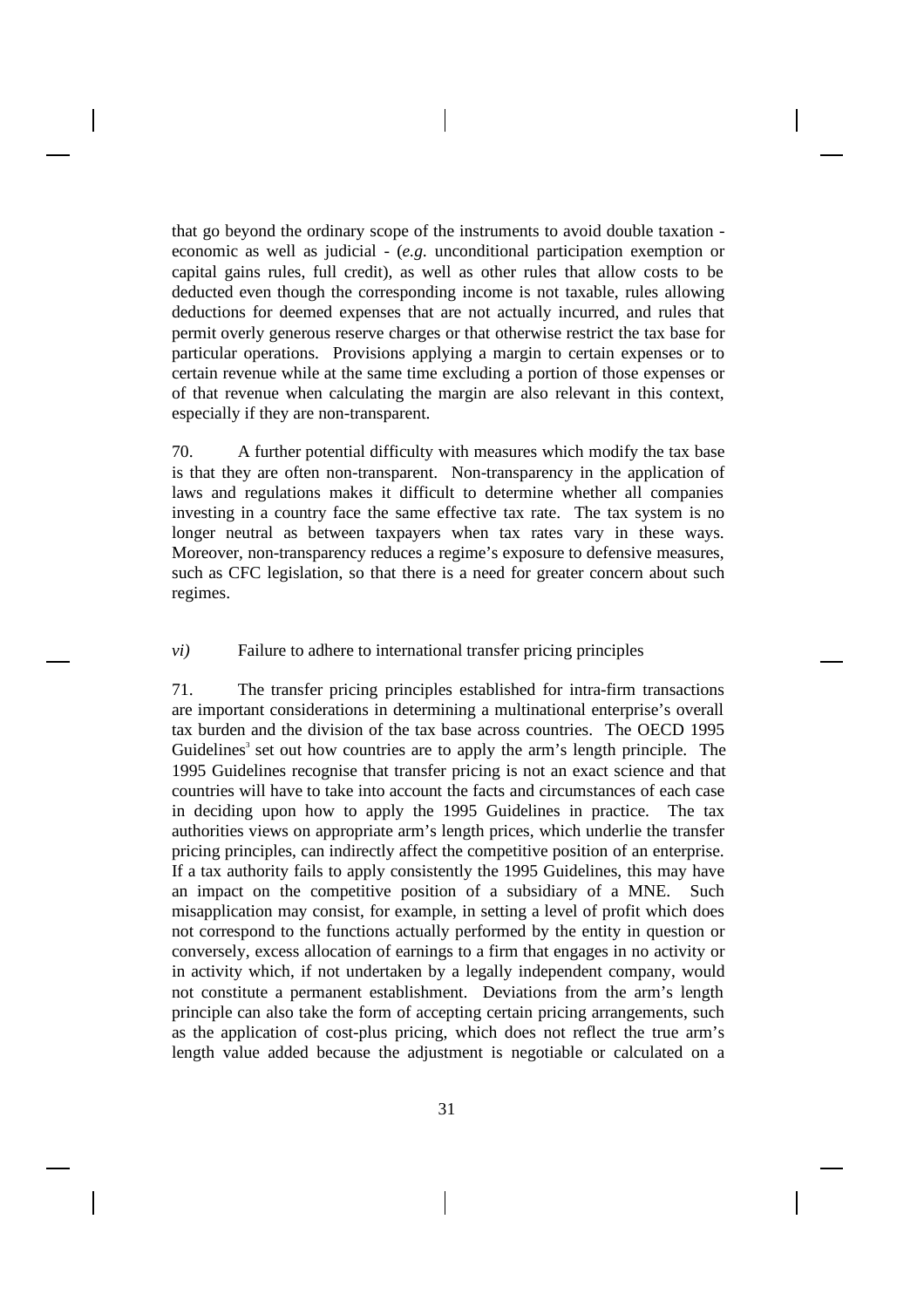that go beyond the ordinary scope of the instruments to avoid double taxation - economic as well as judicial - (*e.g.* unconditional participation exemption or capital gains rules, full credit), as well as other rules that allow costs to be deducted even though the corresponding income is not taxable, rules allowing deductions for deemed expenses that are not actually incurred, and rules that permit overly generous reserve charges or that otherwise restrict the tax base for particular operations. Provisions applying a margin to certain expenses or to certain revenue while at the same time excluding a portion of those expenses or of that revenue when calculating the margin are also relevant in this context, especially if they are non-transparent.

70. A further potential difficulty with measures which modify the tax base is that they are often non-transparent. Non-transparency in the application of laws and regulations makes it difficult to determine whether all companies investing in a country face the same effective tax rate. The tax system is no longer neutral as between taxpayers when tax rates vary in these ways. Moreover, non-transparency reduces a regime's exposure to defensive measures, such as CFC legislation, so that there is a need for greater concern about such regimes.

*vi)* Failure to adhere to international transfer pricing principles

71. The transfer pricing principles established for intra-firm transactions are important considerations in determining a multinational enterprise's overall tax burden and the division of the tax base across countries. The OECD 1995 Guidelines[3] set out how countries are to apply the arm's length principle. The 1995 Guidelines recognise that transfer pricing is not an exact science and that countries will have to take into account the facts and circumstances of each case in deciding upon how to apply the 1995 Guidelines in practice. The tax authorities views on appropriate arm's length prices, which underlie the transfer pricing principles, can indirectly affect the competitive position of an enterprise. If a tax authority fails to apply consistently the 1995 Guidelines, this may have an impact on the competitive position of a subsidiary of a MNE. Such misapplication may consist, for example, in setting a level of profit which does not correspond to the functions actually performed by the entity in question or conversely, excess allocation of earnings to a firm that engages in no activity or in activity which, if not undertaken by a legally independent company, would not constitute a permanent establishment. Deviations from the arm's length principle can also take the form of accepting certain pricing arrangements, such as the application of cost-plus pricing, which does not reflect the true arm's length value added because the adjustment is negotiable or calculated on a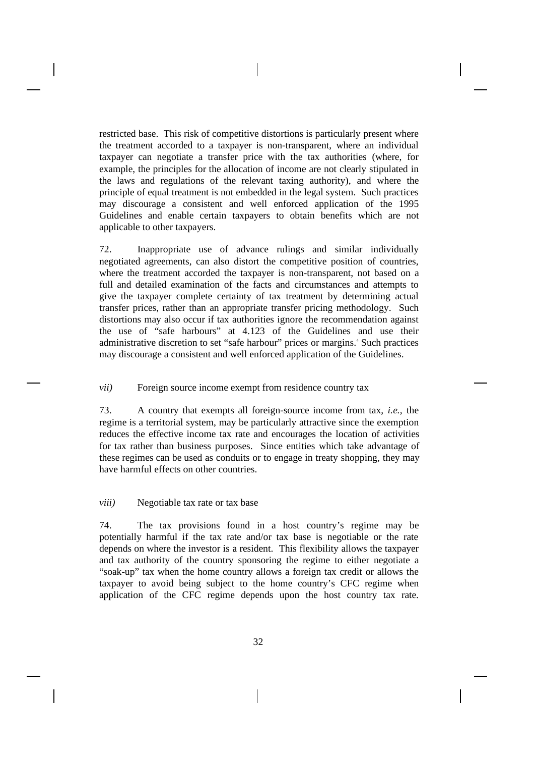restricted base. This risk of competitive distortions is particularly present where the treatment accorded to a taxpayer is non-transparent, where an individual taxpayer can negotiate a transfer price with the tax authorities (where, for example, the principles for the allocation of income are not clearly stipulated in the laws and regulations of the relevant taxing authority), and where the principle of equal treatment is not embedded in the legal system. Such practices may discourage a consistent and well enforced application of the 1995 Guidelines and enable certain taxpayers to obtain benefits which are not applicable to other taxpayers.

72. Inappropriate use of advance rulings and similar individually negotiated agreements, can also distort the competitive position of countries, where the treatment accorded the taxpayer is non-transparent, not based on a full and detailed examination of the facts and circumstances and attempts to give the taxpayer complete certainty of tax treatment by determining actual transfer prices, rather than an appropriate transfer pricing methodology. Such distortions may also occur if tax authorities ignore the recommendation against the use of "safe harbours" at 4.123 of the Guidelines and use their administrative discretion to set "safe harbour" prices or margins.[4] Such practices may discourage a consistent and well enforced application of the Guidelines.

### *vii)* Foreign source income exempt from residence country tax

73. A country that exempts all foreign-source income from tax, *i.e.*, the regime is a territorial system, may be particularly attractive since the exemption reduces the effective income tax rate and encourages the location of activities for tax rather than business purposes. Since entities which take advantage of these regimes can be used as conduits or to engage in treaty shopping, they may have harmful effects on other countries.

### *viii)* Negotiable tax rate or tax base

74. The tax provisions found in a host country's regime may be potentially harmful if the tax rate and/or tax base is negotiable or the rate depends on where the investor is a resident. This flexibility allows the taxpayer and tax authority of the country sponsoring the regime to either negotiate a "soak-up" tax when the home country allows a foreign tax credit or allows the taxpayer to avoid being subject to the home country's CFC regime when application of the CFC regime depends upon the host country tax rate.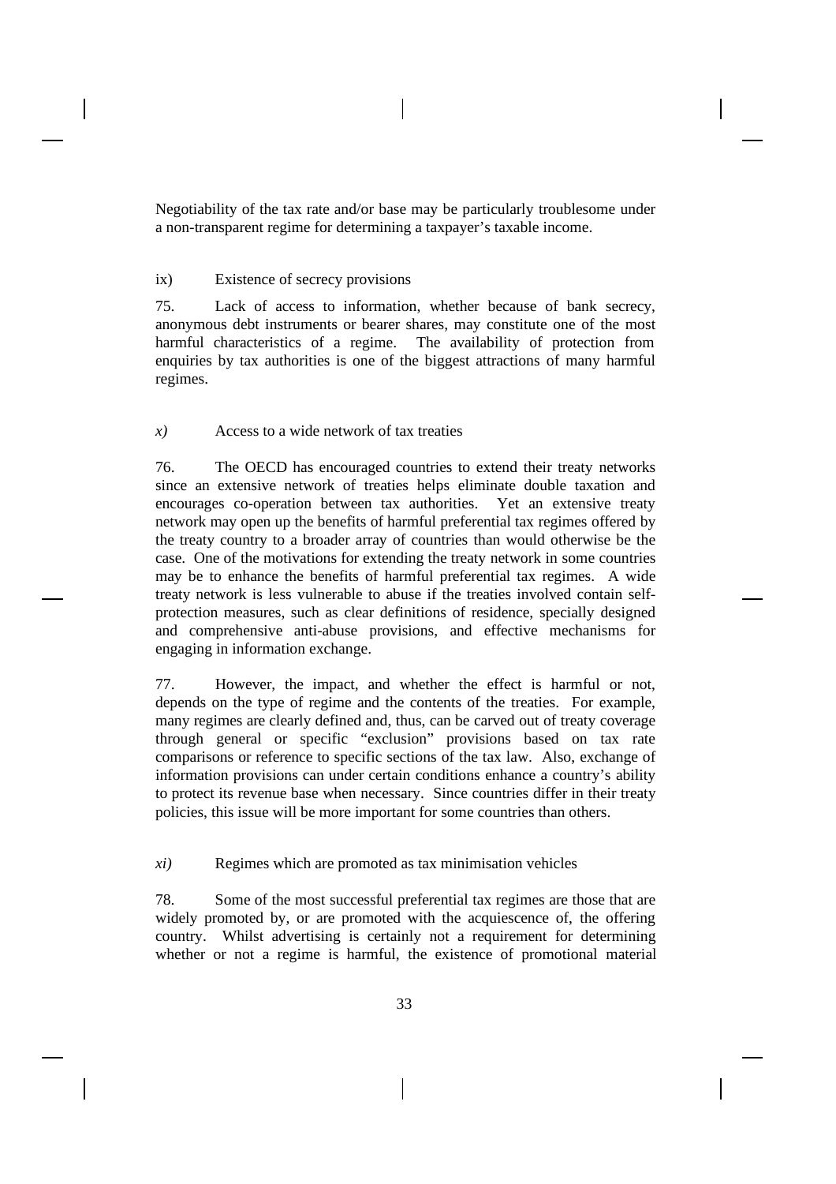Negotiability of the tax rate and/or base may be particularly troublesome under a non-transparent regime for determining a taxpayer's taxable income.

ix) Existence of secrecy provisions

75. Lack of access to information, whether because of bank secrecy, anonymous debt instruments or bearer shares, may constitute one of the most harmful characteristics of a regime. The availability of protection from enquiries by tax authorities is one of the biggest attractions of many harmful regimes.

*x)* Access to a wide network of tax treaties

76. The OECD has encouraged countries to extend their treaty networks since an extensive network of treaties helps eliminate double taxation and encourages co-operation between tax authorities. Yet an extensive treaty network may open up the benefits of harmful preferential tax regimes offered by the treaty country to a broader array of countries than would otherwise be the case. One of the motivations for extending the treaty network in some countries may be to enhance the benefits of harmful preferential tax regimes. A wide treaty network is less vulnerable to abuse if the treaties involved contain self-protection measures, such as clear definitions of residence, specially designed and comprehensive anti-abuse provisions, and effective mechanisms for engaging in information exchange.

77. However, the impact, and whether the effect is harmful or not, depends on the type of regime and the contents of the treaties. For example, many regimes are clearly defined and, thus, can be carved out of treaty coverage through general or specific "exclusion" provisions based on tax rate comparisons or reference to specific sections of the tax law. Also, exchange of information provisions can under certain conditions enhance a country's ability to protect its revenue base when necessary. Since countries differ in their treaty policies, this issue will be more important for some countries than others.

*xi)* Regimes which are promoted as tax minimisation vehicles

78. Some of the most successful preferential tax regimes are those that are widely promoted by, or are promoted with the acquiescence of, the offering country. Whilst advertising is certainly not a requirement for determining whether or not a regime is harmful, the existence of promotional material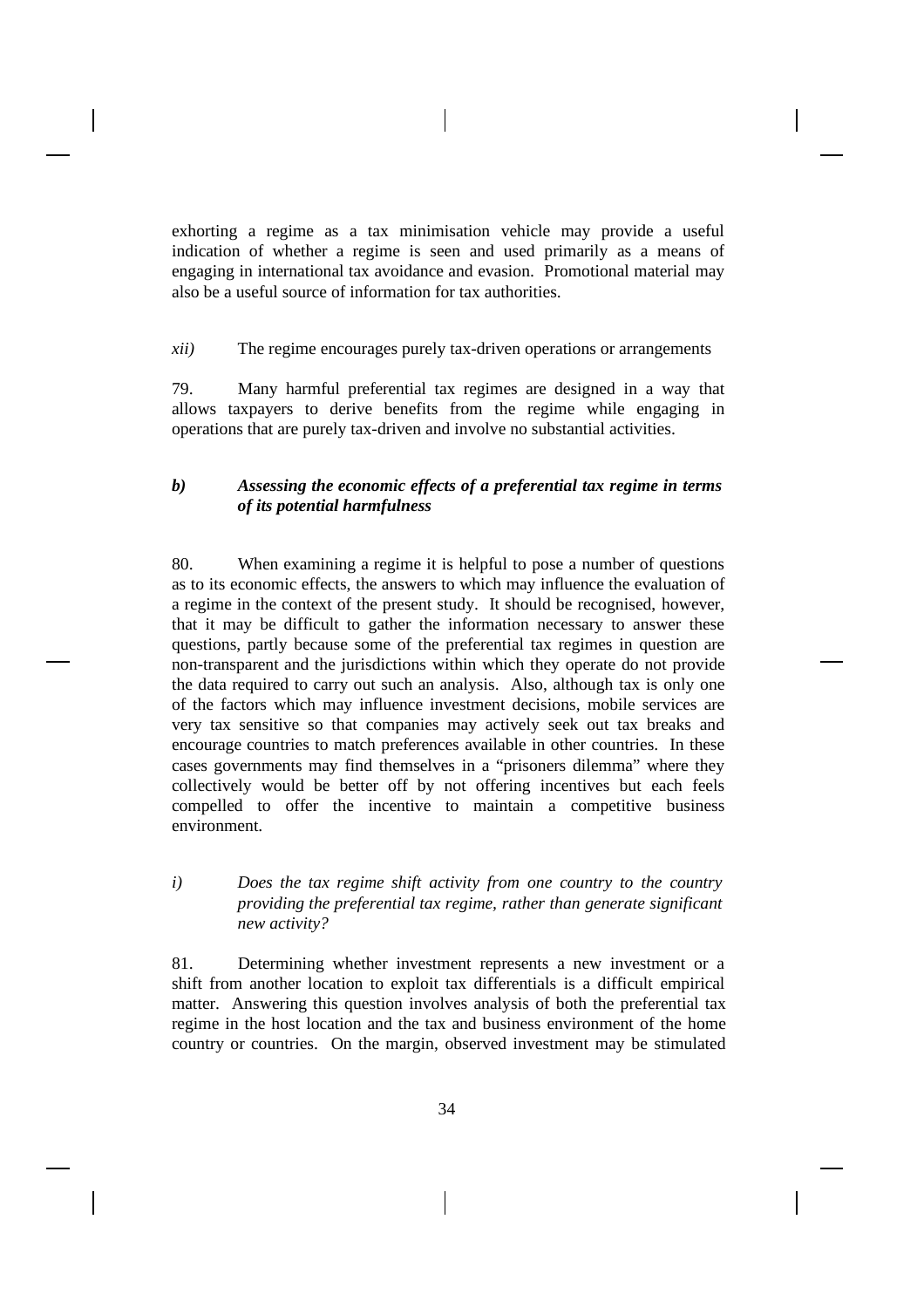exhorting a regime as a tax minimisation vehicle may provide a useful indication of whether a regime is seen and used primarily as a means of engaging in international tax avoidance and evasion. Promotional material may also be a useful source of information for tax authorities.

*xii)* The regime encourages purely tax-driven operations or arrangements

79. Many harmful preferential tax regimes are designed in a way that allows taxpayers to derive benefits from the regime while engaging in operations that are purely tax-driven and involve no substantial activities.

### ***b) Assessing the economic effects of a preferential tax regime in terms of its potential harmfulness***

80. When examining a regime it is helpful to pose a number of questions as to its economic effects, the answers to which may influence the evaluation of a regime in the context of the present study. It should be recognised, however, that it may be difficult to gather the information necessary to answer these questions, partly because some of the preferential tax regimes in question are non-transparent and the jurisdictions within which they operate do not provide the data required to carry out such an analysis. Also, although tax is only one of the factors which may influence investment decisions, mobile services are very tax sensitive so that companies may actively seek out tax breaks and encourage countries to match preferences available in other countries. In these cases governments may find themselves in a "prisoners dilemma" where they collectively would be better off by not offering incentives but each feels compelled to offer the incentive to maintain a competitive business environment.

*i) Does the tax regime shift activity from one country to the country providing the preferential tax regime, rather than generate significant new activity?*

81. Determining whether investment represents a new investment or a shift from another location to exploit tax differentials is a difficult empirical matter. Answering this question involves analysis of both the preferential tax regime in the host location and the tax and business environment of the home country or countries. On the margin, observed investment may be stimulated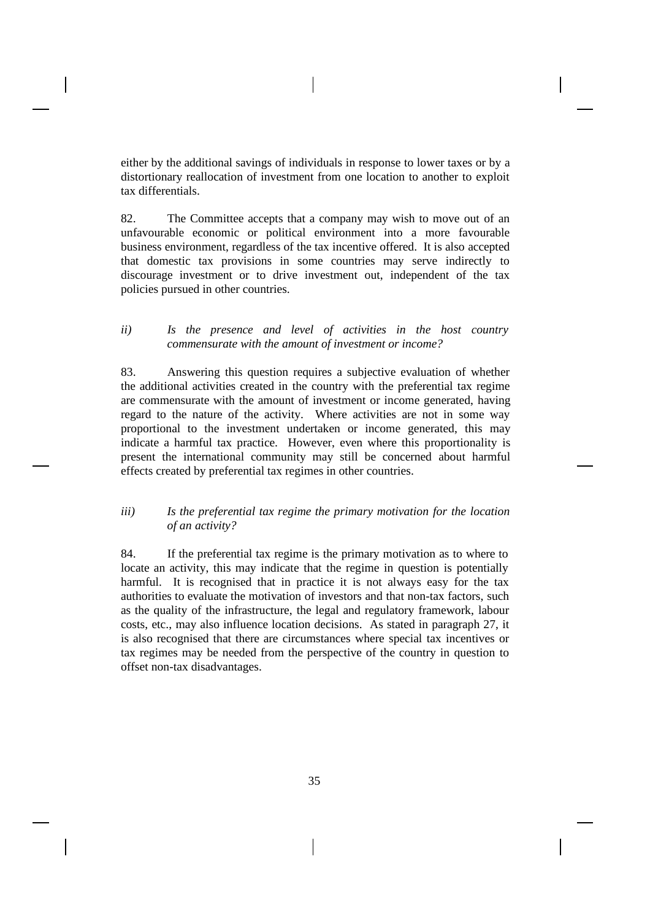either by the additional savings of individuals in response to lower taxes or by a distortionary reallocation of investment from one location to another to exploit tax differentials.

82. The Committee accepts that a company may wish to move out of an unfavourable economic or political environment into a more favourable business environment, regardless of the tax incentive offered. It is also accepted that domestic tax provisions in some countries may serve indirectly to discourage investment or to drive investment out, independent of the tax policies pursued in other countries.

*ii) Is the presence and level of activities in the host country commensurate with the amount of investment or income?*

83. Answering this question requires a subjective evaluation of whether the additional activities created in the country with the preferential tax regime are commensurate with the amount of investment or income generated, having regard to the nature of the activity. Where activities are not in some way proportional to the investment undertaken or income generated, this may indicate a harmful tax practice. However, even where this proportionality is present the international community may still be concerned about harmful effects created by preferential tax regimes in other countries.

*iii) Is the preferential tax regime the primary motivation for the location of an activity?*

84. If the preferential tax regime is the primary motivation as to where to locate an activity, this may indicate that the regime in question is potentially harmful. It is recognised that in practice it is not always easy for the tax authorities to evaluate the motivation of investors and that non-tax factors, such as the quality of the infrastructure, the legal and regulatory framework, labour costs, etc., may also influence location decisions. As stated in paragraph 27, it is also recognised that there are circumstances where special tax incentives or tax regimes may be needed from the perspective of the country in question to offset non-tax disadvantages.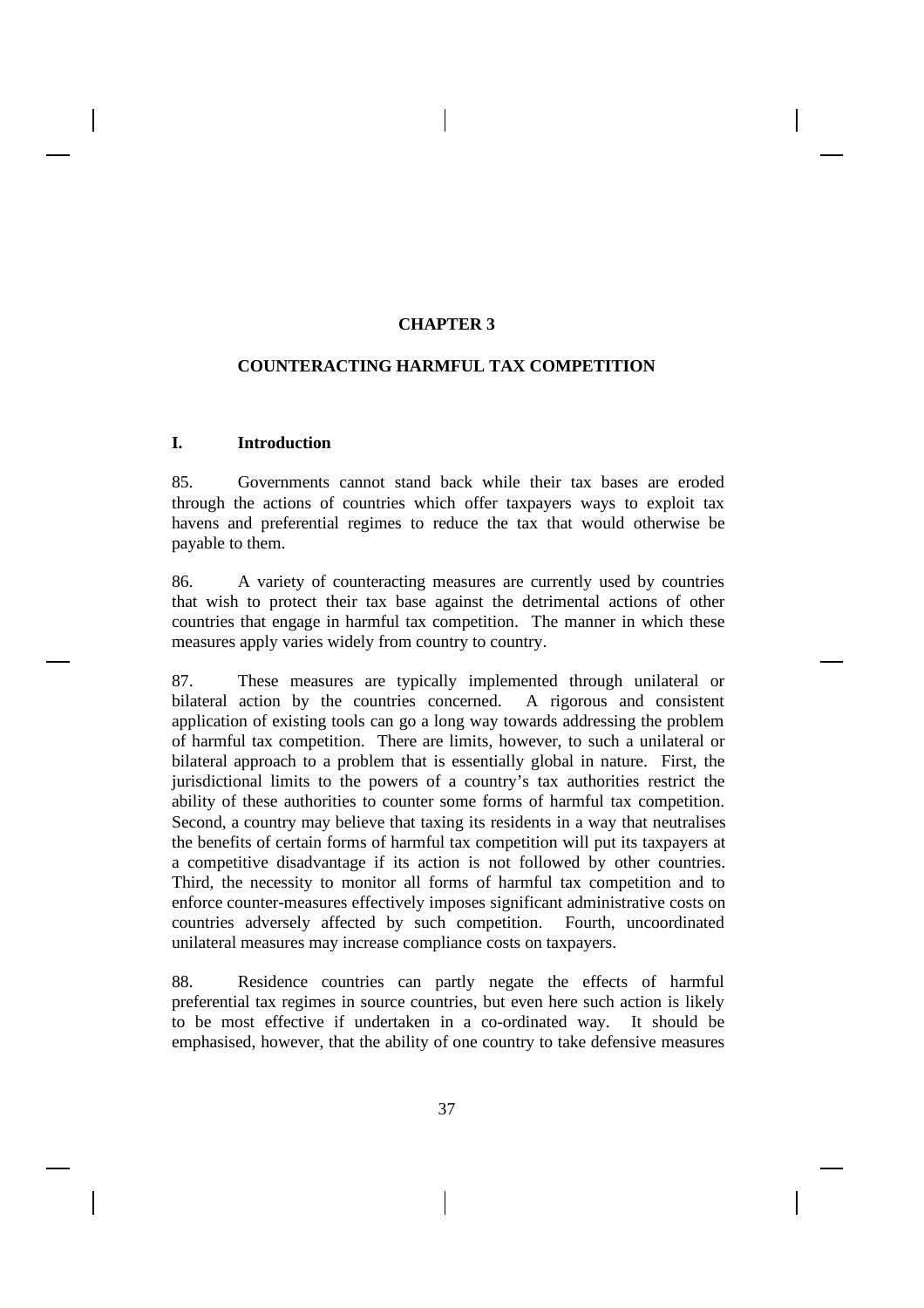# CHAPTER 3

# COUNTERACTING HARMFUL TAX COMPETITION

## I. Introduction

85. Governments cannot stand back while their tax bases are eroded through the actions of countries which offer taxpayers ways to exploit tax havens and preferential regimes to reduce the tax that would otherwise be payable to them.

86. A variety of counteracting measures are currently used by countries that wish to protect their tax base against the detrimental actions of other countries that engage in harmful tax competition. The manner in which these measures apply varies widely from country to country.

87. These measures are typically implemented through unilateral or bilateral action by the countries concerned. A rigorous and consistent application of existing tools can go a long way towards addressing the problem of harmful tax competition. There are limits, however, to such a unilateral or bilateral approach to a problem that is essentially global in nature. First, the jurisdictional limits to the powers of a country's tax authorities restrict the ability of these authorities to counter some forms of harmful tax competition. Second, a country may believe that taxing its residents in a way that neutralises the benefits of certain forms of harmful tax competition will put its taxpayers at a competitive disadvantage if its action is not followed by other countries. Third, the necessity to monitor all forms of harmful tax competition and to enforce counter-measures effectively imposes significant administrative costs on countries adversely affected by such competition. Fourth, uncoordinated unilateral measures may increase compliance costs on taxpayers.

88. Residence countries can partly negate the effects of harmful preferential tax regimes in source countries, but even here such action is likely to be most effective if undertaken in a co-ordinated way. It should be emphasised, however, that the ability of one country to take defensive measures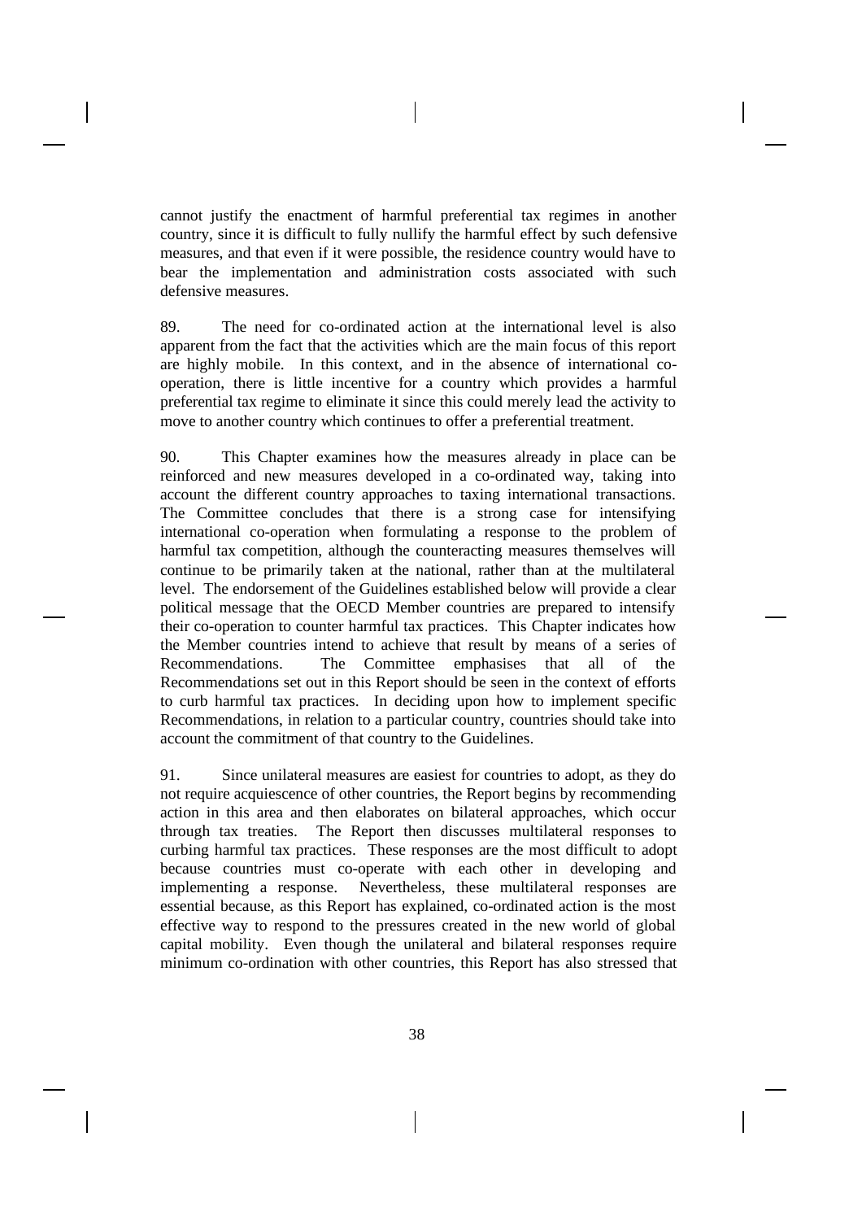cannot justify the enactment of harmful preferential tax regimes in another country, since it is difficult to fully nullify the harmful effect by such defensive measures, and that even if it were possible, the residence country would have to bear the implementation and administration costs associated with such defensive measures.

89. The need for co-ordinated action at the international level is also apparent from the fact that the activities which are the main focus of this report are highly mobile. In this context, and in the absence of international co-operation, there is little incentive for a country which provides a harmful preferential tax regime to eliminate it since this could merely lead the activity to move to another country which continues to offer a preferential treatment.

90. This Chapter examines how the measures already in place can be reinforced and new measures developed in a co-ordinated way, taking into account the different country approaches to taxing international transactions. The Committee concludes that there is a strong case for intensifying international co-operation when formulating a response to the problem of harmful tax competition, although the counteracting measures themselves will continue to be primarily taken at the national, rather than at the multilateral level. The endorsement of the Guidelines established below will provide a clear political message that the OECD Member countries are prepared to intensify their co-operation to counter harmful tax practices. This Chapter indicates how the Member countries intend to achieve that result by means of a series of Recommendations. The Committee emphasises that all of the Recommendations set out in this Report should be seen in the context of efforts to curb harmful tax practices. In deciding upon how to implement specific Recommendations, in relation to a particular country, countries should take into account the commitment of that country to the Guidelines.

91. Since unilateral measures are easiest for countries to adopt, as they do not require acquiescence of other countries, the Report begins by recommending action in this area and then elaborates on bilateral approaches, which occur through tax treaties. The Report then discusses multilateral responses to curbing harmful tax practices. These responses are the most difficult to adopt because countries must co-operate with each other in developing and implementing a response. Nevertheless, these multilateral responses are essential because, as this Report has explained, co-ordinated action is the most effective way to respond to the pressures created in the new world of global capital mobility. Even though the unilateral and bilateral responses require minimum co-ordination with other countries, this Report has also stressed that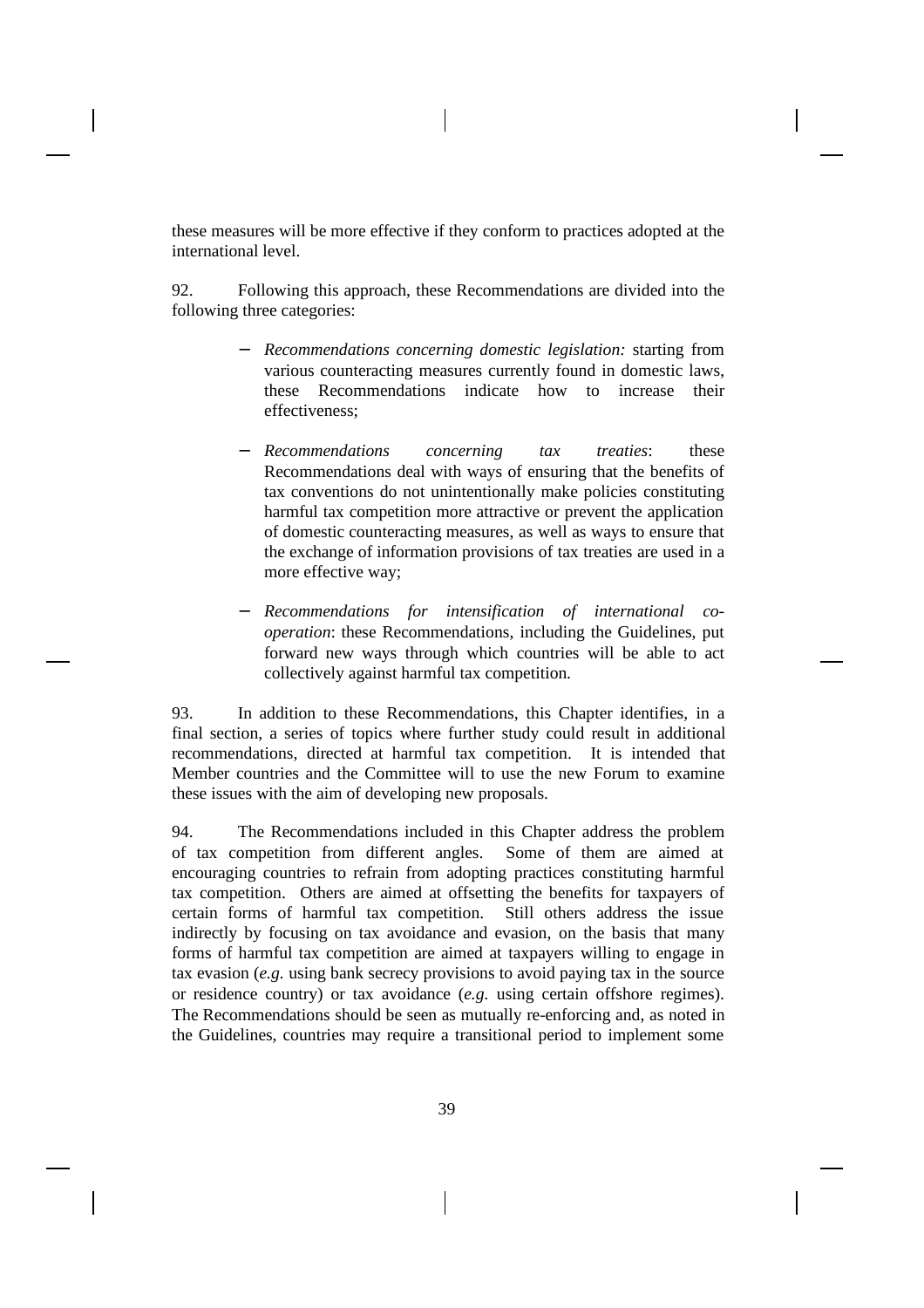these measures will be more effective if they conform to practices adopted at the international level.

92. Following this approach, these Recommendations are divided into the following three categories:

- *Recommendations concerning domestic legislation:* starting from various counteracting measures currently found in domestic laws, these Recommendations indicate how to increase their effectiveness;

- *Recommendations concerning tax treaties*: these Recommendations deal with ways of ensuring that the benefits of tax conventions do not unintentionally make policies constituting harmful tax competition more attractive or prevent the application of domestic counteracting measures, as well as ways to ensure that the exchange of information provisions of tax treaties are used in a more effective way;

- *Recommendations for intensification of international co-operation*: these Recommendations, including the Guidelines, put forward new ways through which countries will be able to act collectively against harmful tax competition.

93. In addition to these Recommendations, this Chapter identifies, in a final section, a series of topics where further study could result in additional recommendations, directed at harmful tax competition. It is intended that Member countries and the Committee will to use the new Forum to examine these issues with the aim of developing new proposals.

94. The Recommendations included in this Chapter address the problem of tax competition from different angles. Some of them are aimed at encouraging countries to refrain from adopting practices constituting harmful tax competition. Others are aimed at offsetting the benefits for taxpayers of certain forms of harmful tax competition. Still others address the issue indirectly by focusing on tax avoidance and evasion, on the basis that many forms of harmful tax competition are aimed at taxpayers willing to engage in tax evasion (*e.g.* using bank secrecy provisions to avoid paying tax in the source or residence country) or tax avoidance (*e.g.* using certain offshore regimes). The Recommendations should be seen as mutually re-enforcing and, as noted in the Guidelines, countries may require a transitional period to implement some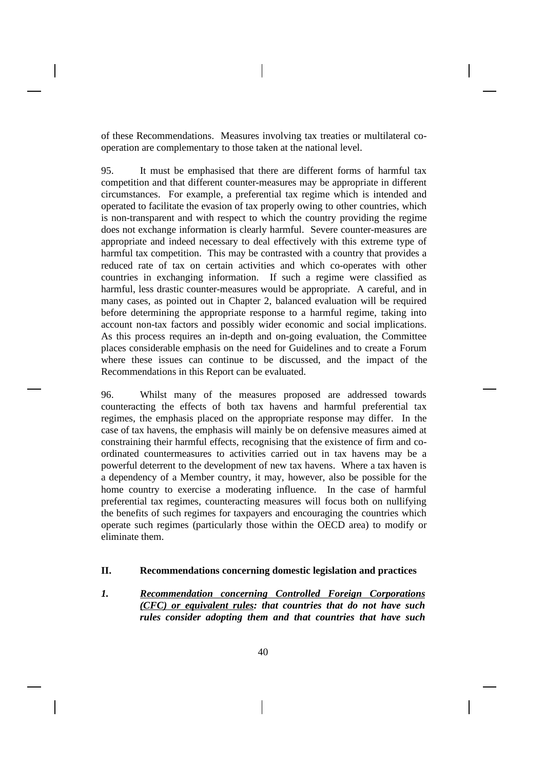of these Recommendations. Measures involving tax treaties or multilateral co-operation are complementary to those taken at the national level.

95. It must be emphasised that there are different forms of harmful tax competition and that different counter-measures may be appropriate in different circumstances. For example, a preferential tax regime which is intended and operated to facilitate the evasion of tax properly owing to other countries, which is non-transparent and with respect to which the country providing the regime does not exchange information is clearly harmful. Severe counter-measures are appropriate and indeed necessary to deal effectively with this extreme type of harmful tax competition. This may be contrasted with a country that provides a reduced rate of tax on certain activities and which co-operates with other countries in exchanging information. If such a regime were classified as harmful, less drastic counter-measures would be appropriate. A careful, and in many cases, as pointed out in Chapter 2, balanced evaluation will be required before determining the appropriate response to a harmful regime, taking into account non-tax factors and possibly wider economic and social implications. As this process requires an in-depth and on-going evaluation, the Committee places considerable emphasis on the need for Guidelines and to create a Forum where these issues can continue to be discussed, and the impact of the Recommendations in this Report can be evaluated.

96. Whilst many of the measures proposed are addressed towards counteracting the effects of both tax havens and harmful preferential tax regimes, the emphasis placed on the appropriate response may differ. In the case of tax havens, the emphasis will mainly be on defensive measures aimed at constraining their harmful effects, recognising that the existence of firm and co-ordinated countermeasures to activities carried out in tax havens may be a powerful deterrent to the development of new tax havens. Where a tax haven is a dependency of a Member country, it may, however, also be possible for the home country to exercise a moderating influence. In the case of harmful preferential tax regimes, counteracting measures will focus both on nullifying the benefits of such regimes for taxpayers and encouraging the countries which operate such regimes (particularly those within the OECD area) to modify or eliminate them.

## II. Recommendations concerning domestic legislation and practices

***1. Recommendation concerning Controlled Foreign Corporations (CFC) or equivalent rules: that countries that do not have such rules consider adopting them and that countries that have such***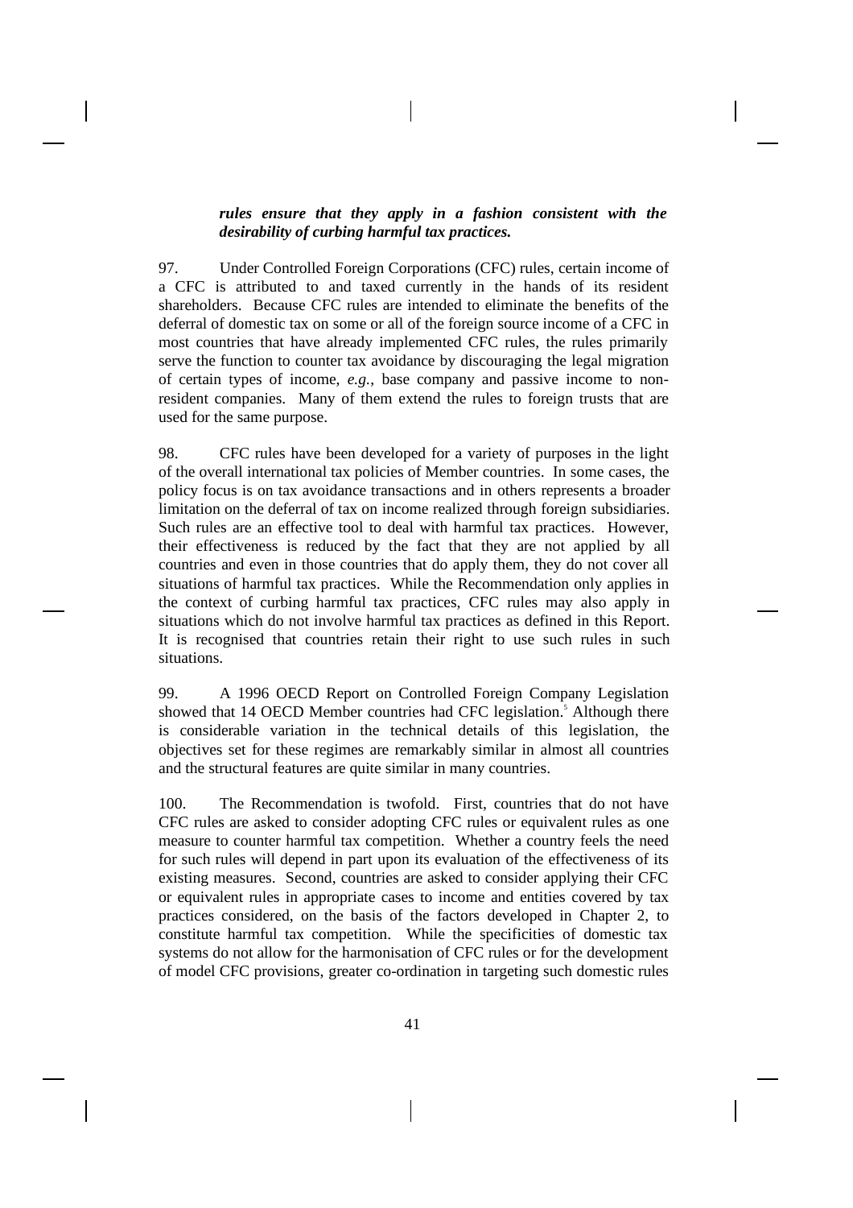***rules ensure that they apply in a fashion consistent with the desirability of curbing harmful tax practices.***

97. Under Controlled Foreign Corporations (CFC) rules, certain income of a CFC is attributed to and taxed currently in the hands of its resident shareholders. Because CFC rules are intended to eliminate the benefits of the deferral of domestic tax on some or all of the foreign source income of a CFC in most countries that have already implemented CFC rules, the rules primarily serve the function to counter tax avoidance by discouraging the legal migration of certain types of income, *e.g.*, base company and passive income to non-resident companies. Many of them extend the rules to foreign trusts that are used for the same purpose.

98. CFC rules have been developed for a variety of purposes in the light of the overall international tax policies of Member countries. In some cases, the policy focus is on tax avoidance transactions and in others represents a broader limitation on the deferral of tax on income realized through foreign subsidiaries. Such rules are an effective tool to deal with harmful tax practices. However, their effectiveness is reduced by the fact that they are not applied by all countries and even in those countries that do apply them, they do not cover all situations of harmful tax practices. While the Recommendation only applies in the context of curbing harmful tax practices, CFC rules may also apply in situations which do not involve harmful tax practices as defined in this Report. It is recognised that countries retain their right to use such rules in such situations.

99. A 1996 OECD Report on Controlled Foreign Company Legislation showed that 14 OECD Member countries had CFC legislation.[5] Although there is considerable variation in the technical details of this legislation, the objectives set for these regimes are remarkably similar in almost all countries and the structural features are quite similar in many countries.

100. The Recommendation is twofold. First, countries that do not have CFC rules are asked to consider adopting CFC rules or equivalent rules as one measure to counter harmful tax competition. Whether a country feels the need for such rules will depend in part upon its evaluation of the effectiveness of its existing measures. Second, countries are asked to consider applying their CFC or equivalent rules in appropriate cases to income and entities covered by tax practices considered, on the basis of the factors developed in Chapter 2, to constitute harmful tax competition. While the specificities of domestic tax systems do not allow for the harmonisation of CFC rules or for the development of model CFC provisions, greater co-ordination in targeting such domestic rules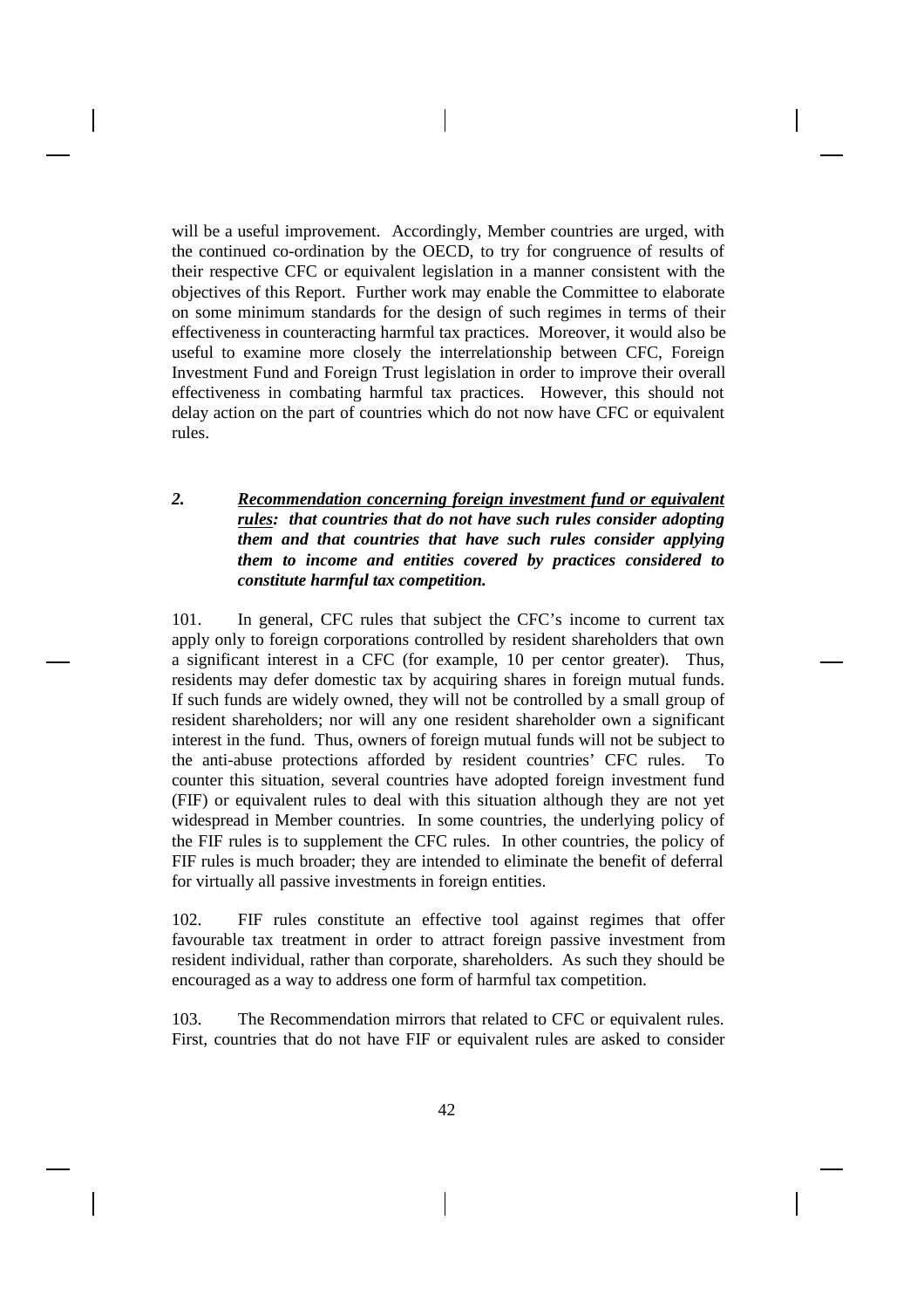will be a useful improvement. Accordingly, Member countries are urged, with the continued co-ordination by the OECD, to try for congruence of results of their respective CFC or equivalent legislation in a manner consistent with the objectives of this Report. Further work may enable the Committee to elaborate on some minimum standards for the design of such regimes in terms of their effectiveness in counteracting harmful tax practices. Moreover, it would also be useful to examine more closely the interrelationship between CFC, Foreign Investment Fund and Foreign Trust legislation in order to improve their overall effectiveness in combating harmful tax practices. However, this should not delay action on the part of countries which do not now have CFC or equivalent rules.

***2. <u>Recommendation concerning foreign investment fund or equivalent rules</u>: that countries that do not have such rules consider adopting them and that countries that have such rules consider applying them to income and entities covered by practices considered to constitute harmful tax competition.***

101. In general, CFC rules that subject the CFC's income to current tax apply only to foreign corporations controlled by resident shareholders that own a significant interest in a CFC (for example, 10 per centor greater). Thus, residents may defer domestic tax by acquiring shares in foreign mutual funds. If such funds are widely owned, they will not be controlled by a small group of resident shareholders; nor will any one resident shareholder own a significant interest in the fund. Thus, owners of foreign mutual funds will not be subject to the anti-abuse protections afforded by resident countries' CFC rules. To counter this situation, several countries have adopted foreign investment fund (FIF) or equivalent rules to deal with this situation although they are not yet widespread in Member countries. In some countries, the underlying policy of the FIF rules is to supplement the CFC rules. In other countries, the policy of FIF rules is much broader; they are intended to eliminate the benefit of deferral for virtually all passive investments in foreign entities.

102. FIF rules constitute an effective tool against regimes that offer favourable tax treatment in order to attract foreign passive investment from resident individual, rather than corporate, shareholders. As such they should be encouraged as a way to address one form of harmful tax competition.

103. The Recommendation mirrors that related to CFC or equivalent rules. First, countries that do not have FIF or equivalent rules are asked to consider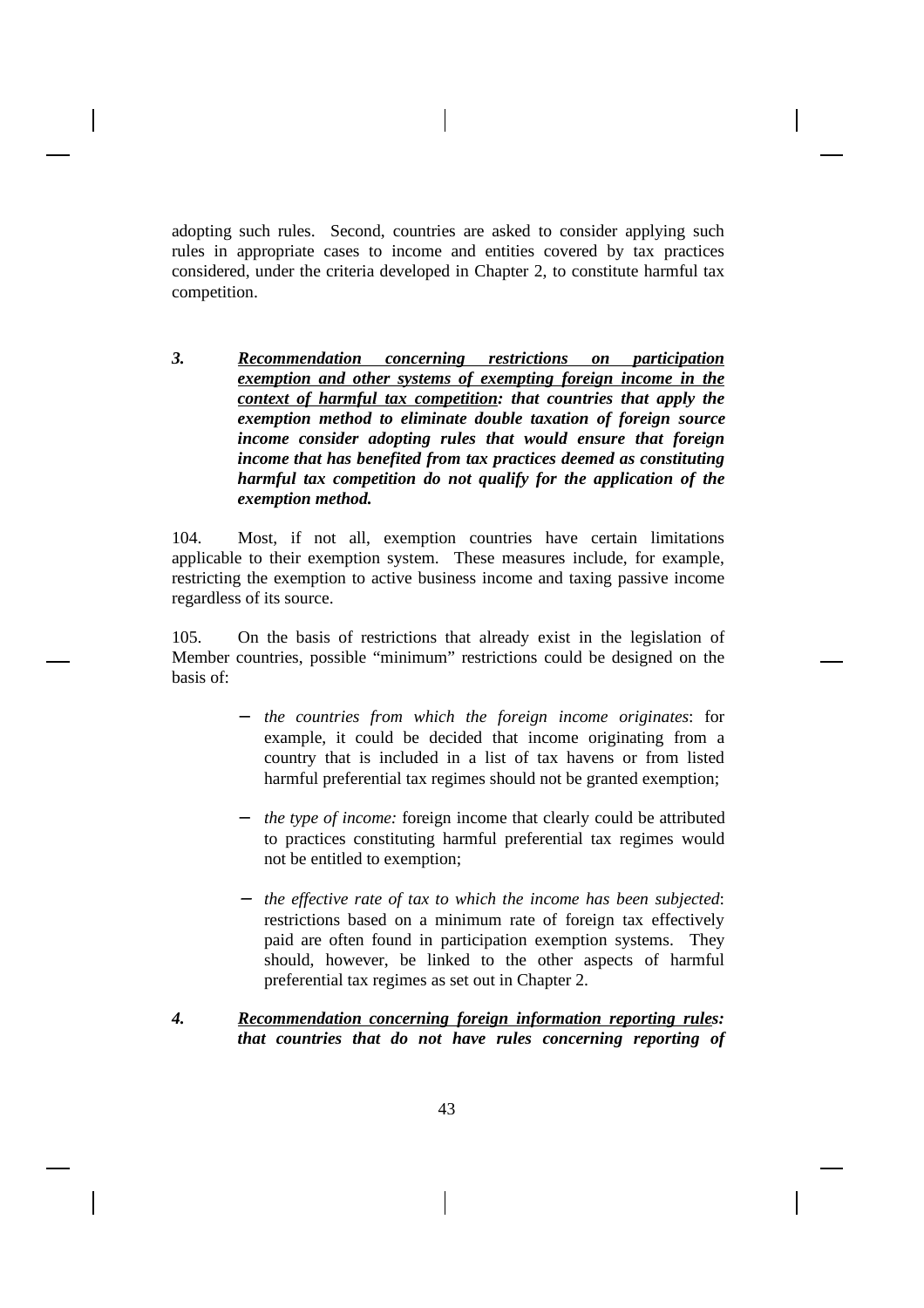adopting such rules. Second, countries are asked to consider applying such rules in appropriate cases to income and entities covered by tax practices considered, under the criteria developed in Chapter 2, to constitute harmful tax competition.

***3. <u>Recommendation concerning restrictions on participation exemption and other systems of exempting foreign income in the context of harmful tax competition</u>: that countries that apply the exemption method to eliminate double taxation of foreign source income consider adopting rules that would ensure that foreign income that has benefited from tax practices deemed as constituting harmful tax competition do not qualify for the application of the exemption method.***

104. Most, if not all, exemption countries have certain limitations applicable to their exemption system. These measures include, for example, restricting the exemption to active business income and taxing passive income regardless of its source.

105. On the basis of restrictions that already exist in the legislation of Member countries, possible "minimum" restrictions could be designed on the basis of:

- *the countries from which the foreign income originates*: for example, it could be decided that income originating from a country that is included in a list of tax havens or from listed harmful preferential tax regimes should not be granted exemption;
- *the type of income:* foreign income that clearly could be attributed to practices constituting harmful preferential tax regimes would not be entitled to exemption;
- *the effective rate of tax to which the income has been subjected*: restrictions based on a minimum rate of foreign tax effectively paid are often found in participation exemption systems. They should, however, be linked to the other aspects of harmful preferential tax regimes as set out in Chapter 2.

***4. <u>Recommendation concerning foreign information reporting rules</u>: that countries that do not have rules concerning reporting of***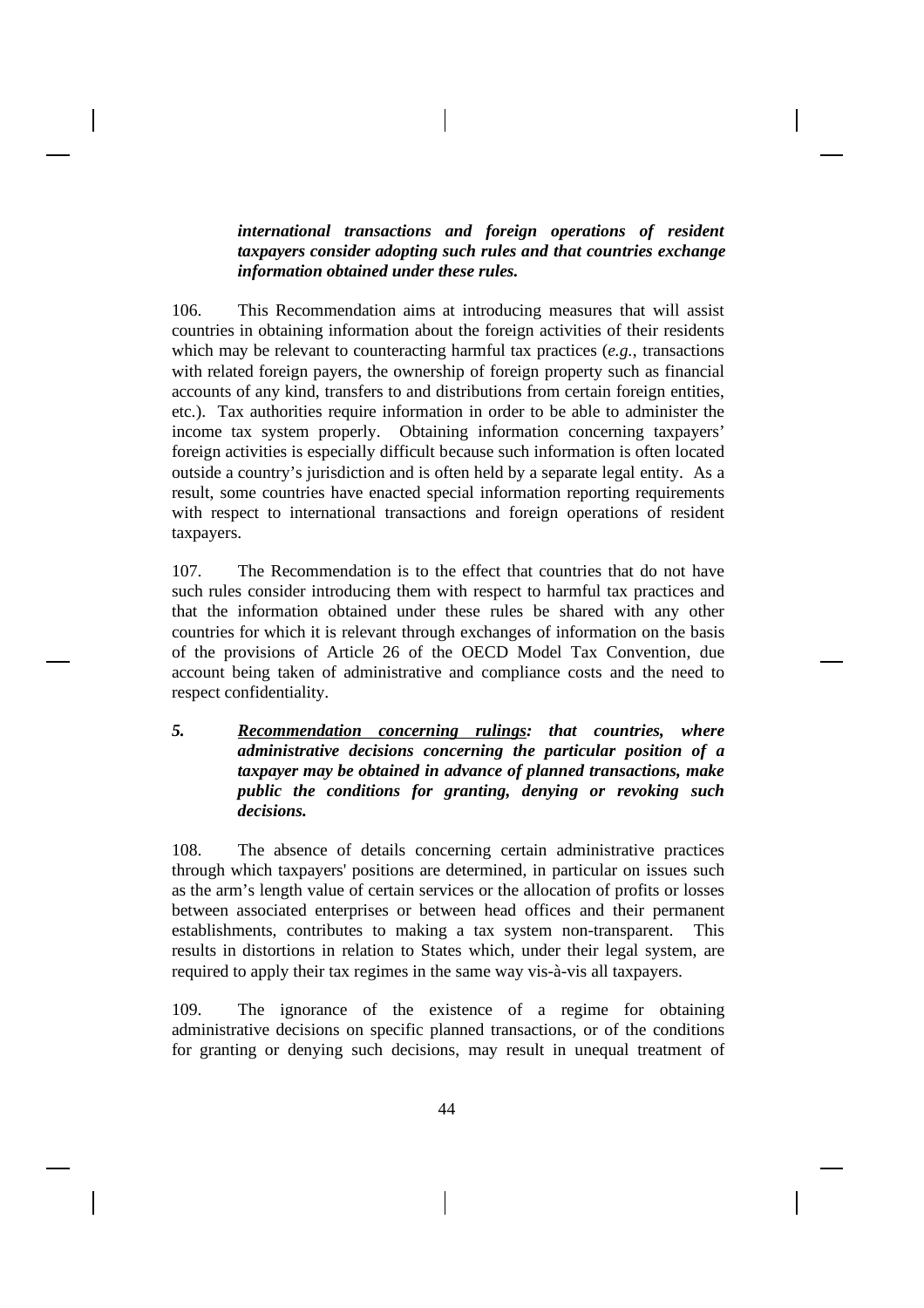***international transactions and foreign operations of resident taxpayers consider adopting such rules and that countries exchange information obtained under these rules.***

106. This Recommendation aims at introducing measures that will assist countries in obtaining information about the foreign activities of their residents which may be relevant to counteracting harmful tax practices (*e.g.*, transactions with related foreign payers, the ownership of foreign property such as financial accounts of any kind, transfers to and distributions from certain foreign entities, etc.). Tax authorities require information in order to be able to administer the income tax system properly. Obtaining information concerning taxpayers' foreign activities is especially difficult because such information is often located outside a country's jurisdiction and is often held by a separate legal entity. As a result, some countries have enacted special information reporting requirements with respect to international transactions and foreign operations of resident taxpayers.

107. The Recommendation is to the effect that countries that do not have such rules consider introducing them with respect to harmful tax practices and that the information obtained under these rules be shared with any other countries for which it is relevant through exchanges of information on the basis of the provisions of Article 26 of the OECD Model Tax Convention, due account being taken of administrative and compliance costs and the need to respect confidentiality.

***5. <u>Recommendation concerning rulings</u>: that countries, where administrative decisions concerning the particular position of a taxpayer may be obtained in advance of planned transactions, make public the conditions for granting, denying or revoking such decisions.***

108. The absence of details concerning certain administrative practices through which taxpayers' positions are determined, in particular on issues such as the arm's length value of certain services or the allocation of profits or losses between associated enterprises or between head offices and their permanent establishments, contributes to making a tax system non-transparent. This results in distortions in relation to States which, under their legal system, are required to apply their tax regimes in the same way vis-à-vis all taxpayers.

109. The ignorance of the existence of a regime for obtaining administrative decisions on specific planned transactions, or of the conditions for granting or denying such decisions, may result in unequal treatment of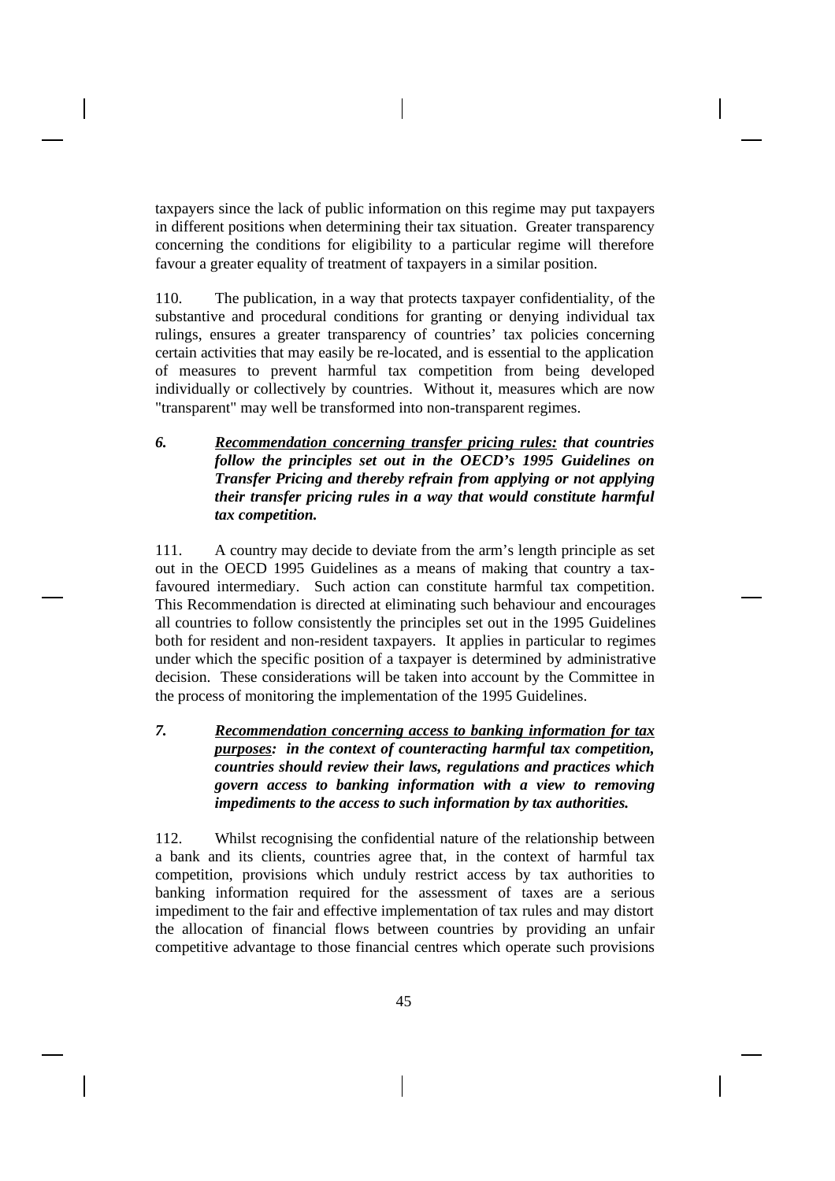taxpayers since the lack of public information on this regime may put taxpayers in different positions when determining their tax situation. Greater transparency concerning the conditions for eligibility to a particular regime will therefore favour a greater equality of treatment of taxpayers in a similar position.

110. The publication, in a way that protects taxpayer confidentiality, of the substantive and procedural conditions for granting or denying individual tax rulings, ensures a greater transparency of countries' tax policies concerning certain activities that may easily be re-located, and is essential to the application of measures to prevent harmful tax competition from being developed individually or collectively by countries. Without it, measures which are now "transparent" may well be transformed into non-transparent regimes.

***6. <u>Recommendation concerning transfer pricing rules:</u> that countries follow the principles set out in the OECD's 1995 Guidelines on Transfer Pricing and thereby refrain from applying or not applying their transfer pricing rules in a way that would constitute harmful tax competition.***

111. A country may decide to deviate from the arm's length principle as set out in the OECD 1995 Guidelines as a means of making that country a tax-favoured intermediary. Such action can constitute harmful tax competition. This Recommendation is directed at eliminating such behaviour and encourages all countries to follow consistently the principles set out in the 1995 Guidelines both for resident and non-resident taxpayers. It applies in particular to regimes under which the specific position of a taxpayer is determined by administrative decision. These considerations will be taken into account by the Committee in the process of monitoring the implementation of the 1995 Guidelines.

***7. <u>Recommendation concerning access to banking information for tax purposes</u>: in the context of counteracting harmful tax competition, countries should review their laws, regulations and practices which govern access to banking information with a view to removing impediments to the access to such information by tax authorities.***

112. Whilst recognising the confidential nature of the relationship between a bank and its clients, countries agree that, in the context of harmful tax competition, provisions which unduly restrict access by tax authorities to banking information required for the assessment of taxes are a serious impediment to the fair and effective implementation of tax rules and may distort the allocation of financial flows between countries by providing an unfair competitive advantage to those financial centres which operate such provisions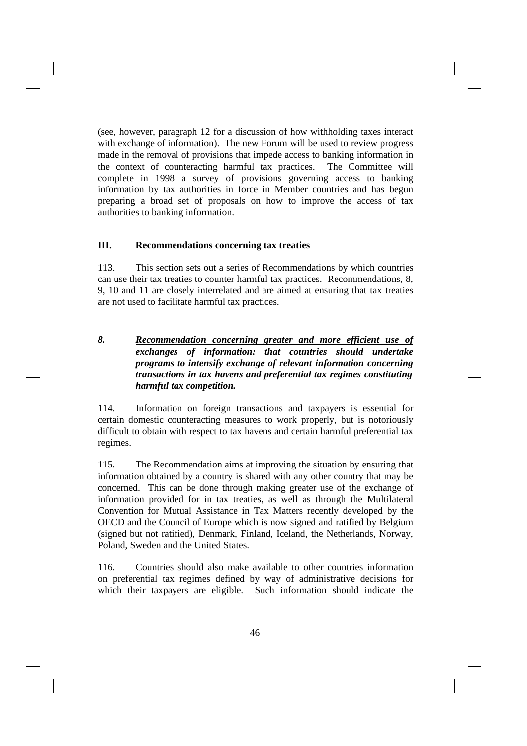(see, however, paragraph 12 for a discussion of how withholding taxes interact with exchange of information). The new Forum will be used to review progress made in the removal of provisions that impede access to banking information in the context of counteracting harmful tax practices. The Committee will complete in 1998 a survey of provisions governing access to banking information by tax authorities in force in Member countries and has begun preparing a broad set of proposals on how to improve the access of tax authorities to banking information.

## III. Recommendations concerning tax treaties

113. This section sets out a series of Recommendations by which countries can use their tax treaties to counter harmful tax practices. Recommendations, 8, 9, 10 and 11 are closely interrelated and are aimed at ensuring that tax treaties are not used to facilitate harmful tax practices.

***8. Recommendation concerning greater and more efficient use of exchanges of information: that countries should undertake programs to intensify exchange of relevant information concerning transactions in tax havens and preferential tax regimes constituting harmful tax competition.***

114. Information on foreign transactions and taxpayers is essential for certain domestic counteracting measures to work properly, but is notoriously difficult to obtain with respect to tax havens and certain harmful preferential tax regimes.

115. The Recommendation aims at improving the situation by ensuring that information obtained by a country is shared with any other country that may be concerned. This can be done through making greater use of the exchange of information provided for in tax treaties, as well as through the Multilateral Convention for Mutual Assistance in Tax Matters recently developed by the OECD and the Council of Europe which is now signed and ratified by Belgium (signed but not ratified), Denmark, Finland, Iceland, the Netherlands, Norway, Poland, Sweden and the United States.

116. Countries should also make available to other countries information on preferential tax regimes defined by way of administrative decisions for which their taxpayers are eligible. Such information should indicate the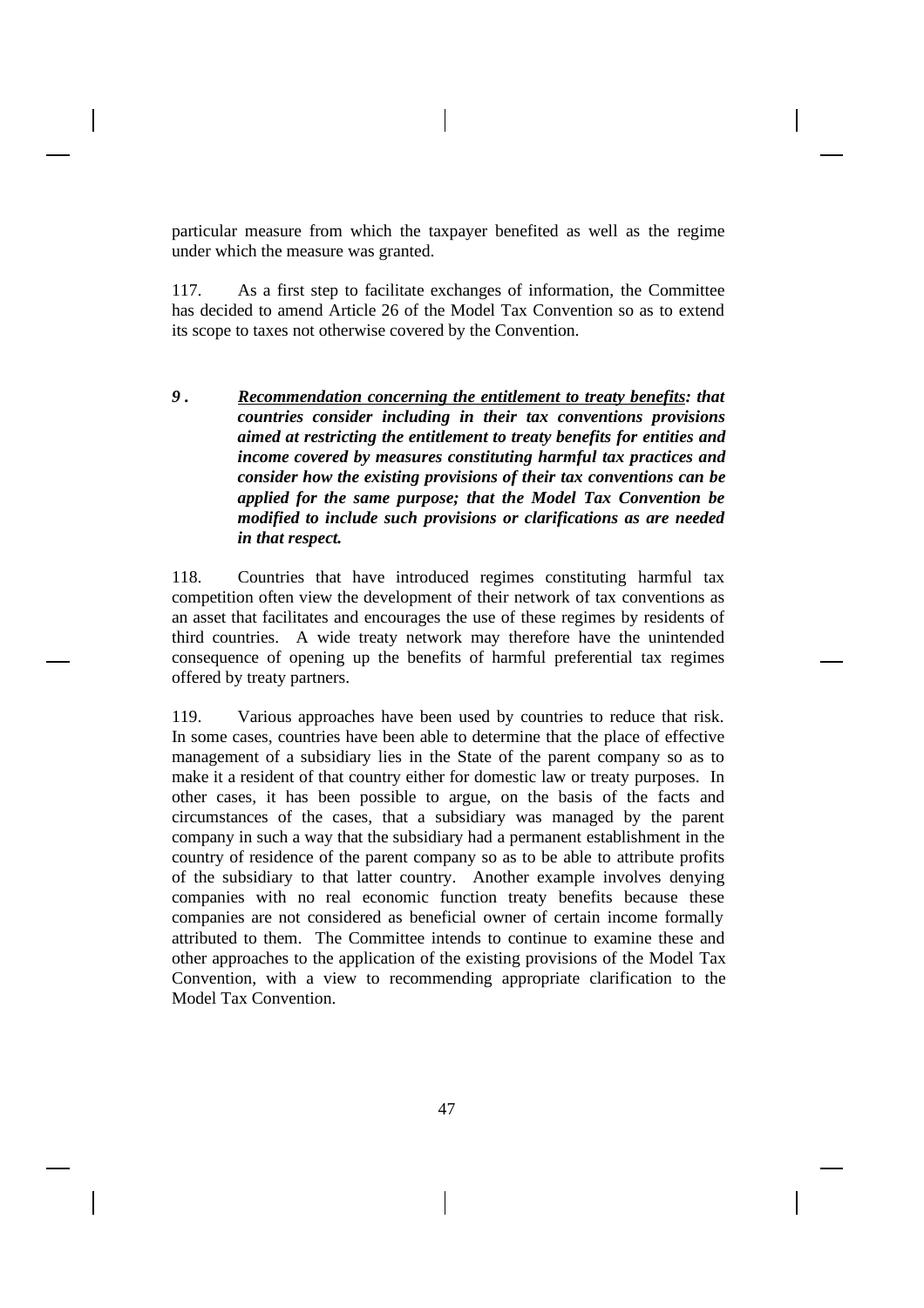particular measure from which the taxpayer benefited as well as the regime under which the measure was granted.

117. As a first step to facilitate exchanges of information, the Committee has decided to amend Article 26 of the Model Tax Convention so as to extend its scope to taxes not otherwise covered by the Convention.

***9. Recommendation concerning the entitlement to treaty benefits: that countries consider including in their tax conventions provisions aimed at restricting the entitlement to treaty benefits for entities and income covered by measures constituting harmful tax practices and consider how the existing provisions of their tax conventions can be applied for the same purpose; that the Model Tax Convention be modified to include such provisions or clarifications as are needed in that respect.***

118. Countries that have introduced regimes constituting harmful tax competition often view the development of their network of tax conventions as an asset that facilitates and encourages the use of these regimes by residents of third countries. A wide treaty network may therefore have the unintended consequence of opening up the benefits of harmful preferential tax regimes offered by treaty partners.

119. Various approaches have been used by countries to reduce that risk. In some cases, countries have been able to determine that the place of effective management of a subsidiary lies in the State of the parent company so as to make it a resident of that country either for domestic law or treaty purposes. In other cases, it has been possible to argue, on the basis of the facts and circumstances of the cases, that a subsidiary was managed by the parent company in such a way that the subsidiary had a permanent establishment in the country of residence of the parent company so as to be able to attribute profits of the subsidiary to that latter country. Another example involves denying companies with no real economic function treaty benefits because these companies are not considered as beneficial owner of certain income formally attributed to them. The Committee intends to continue to examine these and other approaches to the application of the existing provisions of the Model Tax Convention, with a view to recommending appropriate clarification to the Model Tax Convention.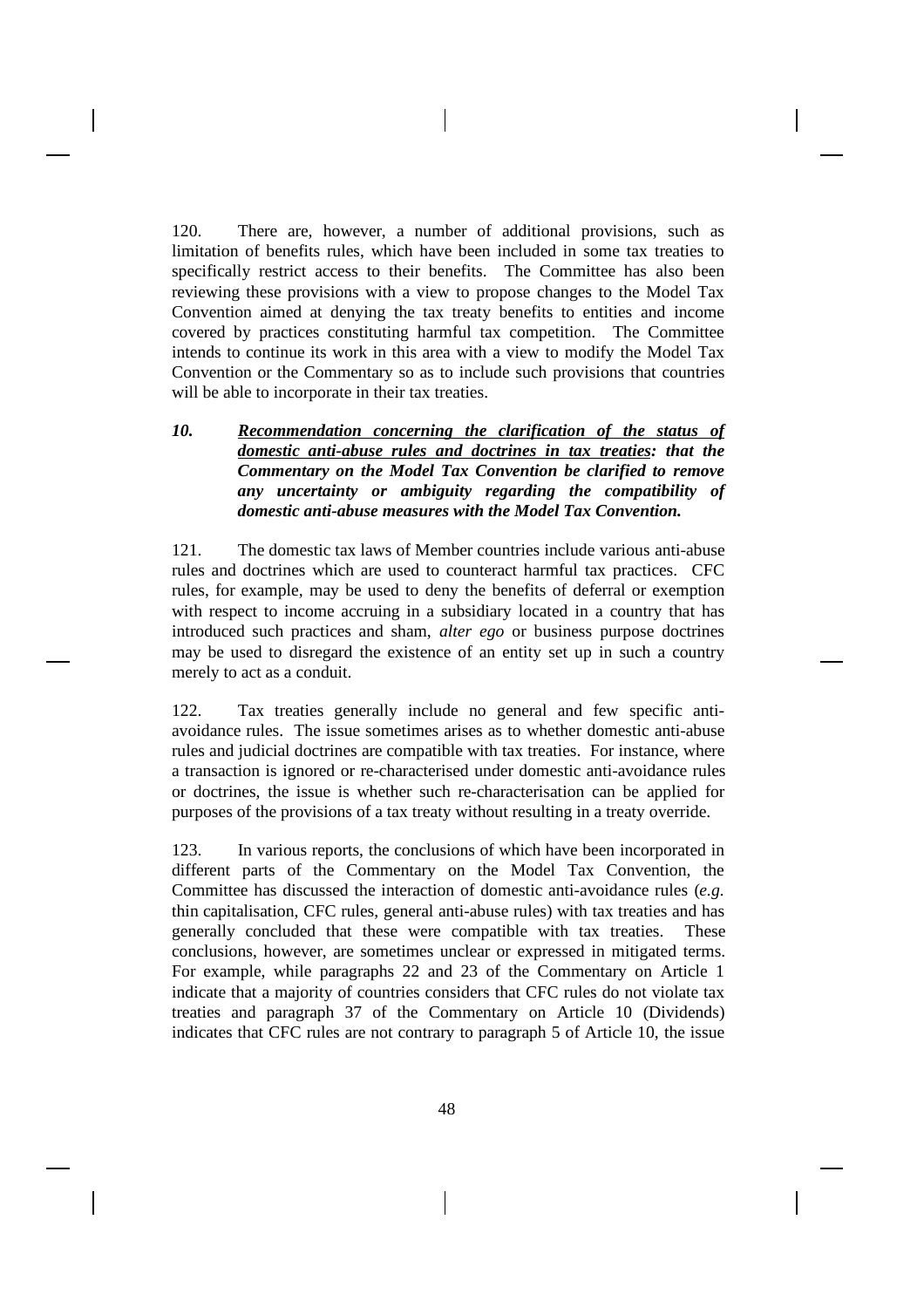120. There are, however, a number of additional provisions, such as limitation of benefits rules, which have been included in some tax treaties to specifically restrict access to their benefits. The Committee has also been reviewing these provisions with a view to propose changes to the Model Tax Convention aimed at denying the tax treaty benefits to entities and income covered by practices constituting harmful tax competition. The Committee intends to continue its work in this area with a view to modify the Model Tax Convention or the Commentary so as to include such provisions that countries will be able to incorporate in their tax treaties.

***10. <u>Recommendation concerning the clarification of the status of domestic anti-abuse rules and doctrines in tax treaties</u>: that the Commentary on the Model Tax Convention be clarified to remove any uncertainty or ambiguity regarding the compatibility of domestic anti-abuse measures with the Model Tax Convention.***

121. The domestic tax laws of Member countries include various anti-abuse rules and doctrines which are used to counteract harmful tax practices. CFC rules, for example, may be used to deny the benefits of deferral or exemption with respect to income accruing in a subsidiary located in a country that has introduced such practices and sham, *alter ego* or business purpose doctrines may be used to disregard the existence of an entity set up in such a country merely to act as a conduit.

122. Tax treaties generally include no general and few specific anti-avoidance rules. The issue sometimes arises as to whether domestic anti-abuse rules and judicial doctrines are compatible with tax treaties. For instance, where a transaction is ignored or re-characterised under domestic anti-avoidance rules or doctrines, the issue is whether such re-characterisation can be applied for purposes of the provisions of a tax treaty without resulting in a treaty override.

123. In various reports, the conclusions of which have been incorporated in different parts of the Commentary on the Model Tax Convention, the Committee has discussed the interaction of domestic anti-avoidance rules (*e.g.* thin capitalisation, CFC rules, general anti-abuse rules) with tax treaties and has generally concluded that these were compatible with tax treaties. These conclusions, however, are sometimes unclear or expressed in mitigated terms. For example, while paragraphs 22 and 23 of the Commentary on Article 1 indicate that a majority of countries considers that CFC rules do not violate tax treaties and paragraph 37 of the Commentary on Article 10 (Dividends) indicates that CFC rules are not contrary to paragraph 5 of Article 10, the issue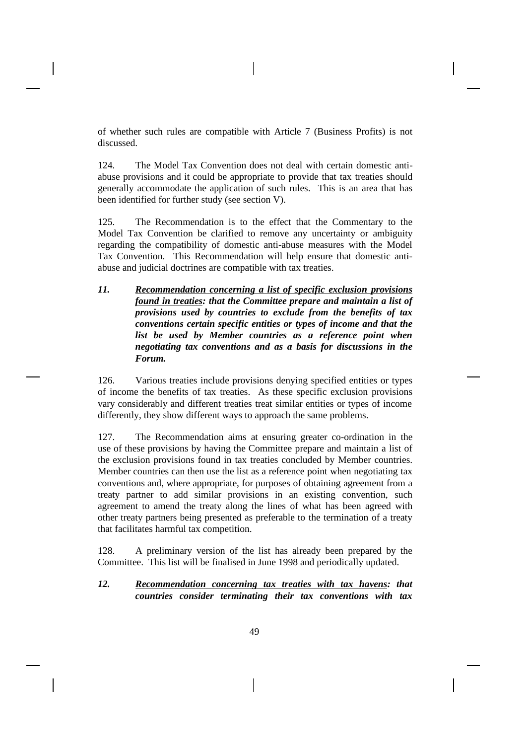of whether such rules are compatible with Article 7 (Business Profits) is not discussed.

124. The Model Tax Convention does not deal with certain domestic anti-abuse provisions and it could be appropriate to provide that tax treaties should generally accommodate the application of such rules. This is an area that has been identified for further study (see section V).

125. The Recommendation is to the effect that the Commentary to the Model Tax Convention be clarified to remove any uncertainty or ambiguity regarding the compatibility of domestic anti-abuse measures with the Model Tax Convention. This Recommendation will help ensure that domestic anti-abuse and judicial doctrines are compatible with tax treaties.

***11. <u>Recommendation concerning a list of specific exclusion provisions found in treaties</u>: that the Committee prepare and maintain a list of provisions used by countries to exclude from the benefits of tax conventions certain specific entities or types of income and that the list be used by Member countries as a reference point when negotiating tax conventions and as a basis for discussions in the Forum.***

126. Various treaties include provisions denying specified entities or types of income the benefits of tax treaties. As these specific exclusion provisions vary considerably and different treaties treat similar entities or types of income differently, they show different ways to approach the same problems.

127. The Recommendation aims at ensuring greater co-ordination in the use of these provisions by having the Committee prepare and maintain a list of the exclusion provisions found in tax treaties concluded by Member countries. Member countries can then use the list as a reference point when negotiating tax conventions and, where appropriate, for purposes of obtaining agreement from a treaty partner to add similar provisions in an existing convention, such agreement to amend the treaty along the lines of what has been agreed with other treaty partners being presented as preferable to the termination of a treaty that facilitates harmful tax competition.

128. A preliminary version of the list has already been prepared by the Committee. This list will be finalised in June 1998 and periodically updated.

***12. <u>Recommendation concerning tax treaties with tax havens</u>: that countries consider terminating their tax conventions with tax***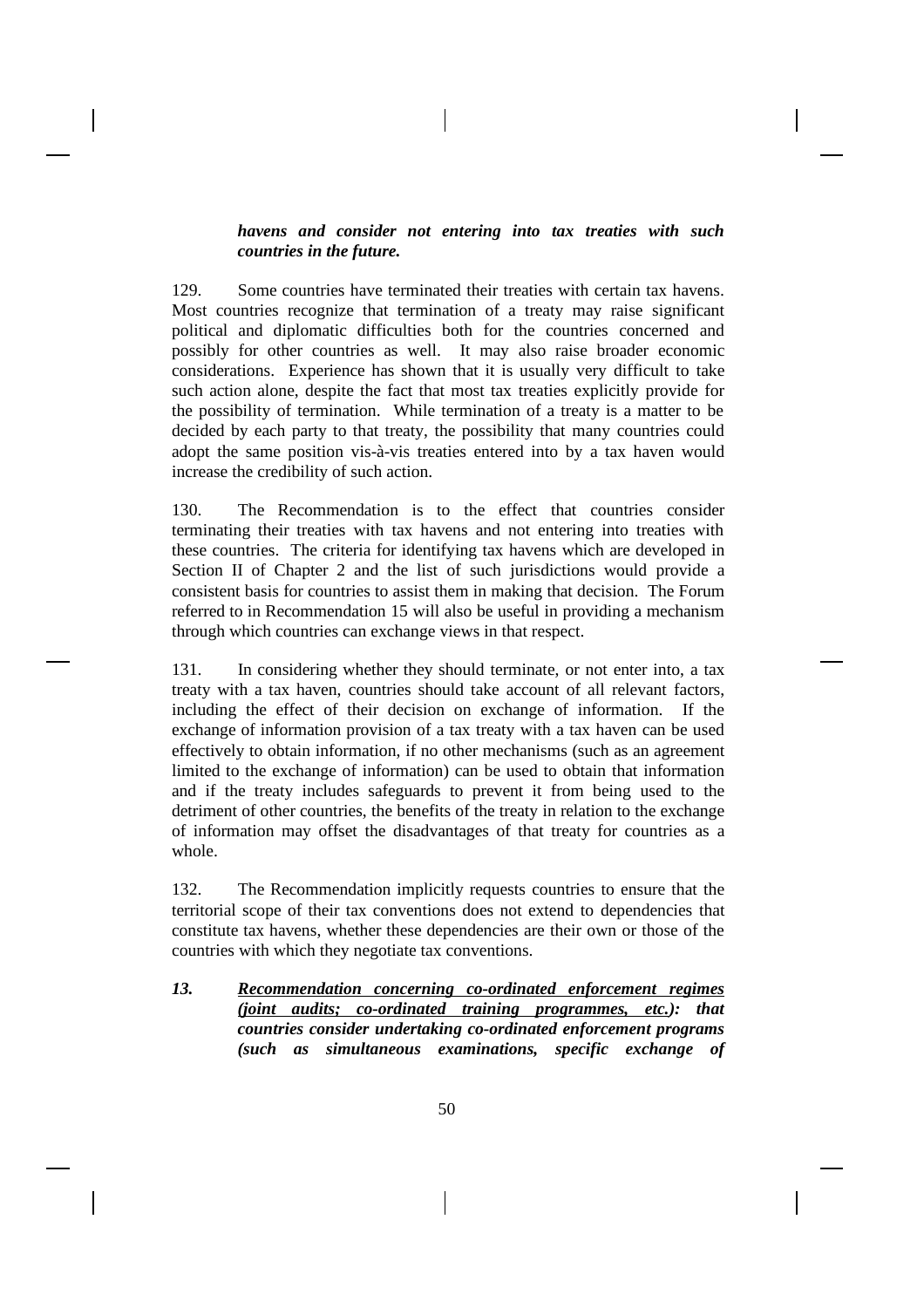***havens and consider not entering into tax treaties with such countries in the future.***

129. Some countries have terminated their treaties with certain tax havens. Most countries recognize that termination of a treaty may raise significant political and diplomatic difficulties both for the countries concerned and possibly for other countries as well. It may also raise broader economic considerations. Experience has shown that it is usually very difficult to take such action alone, despite the fact that most tax treaties explicitly provide for the possibility of termination. While termination of a treaty is a matter to be decided by each party to that treaty, the possibility that many countries could adopt the same position vis-à-vis treaties entered into by a tax haven would increase the credibility of such action.

130. The Recommendation is to the effect that countries consider terminating their treaties with tax havens and not entering into treaties with these countries. The criteria for identifying tax havens which are developed in Section II of Chapter 2 and the list of such jurisdictions would provide a consistent basis for countries to assist them in making that decision. The Forum referred to in Recommendation 15 will also be useful in providing a mechanism through which countries can exchange views in that respect.

131. In considering whether they should terminate, or not enter into, a tax treaty with a tax haven, countries should take account of all relevant factors, including the effect of their decision on exchange of information. If the exchange of information provision of a tax treaty with a tax haven can be used effectively to obtain information, if no other mechanisms (such as an agreement limited to the exchange of information) can be used to obtain that information and if the treaty includes safeguards to prevent it from being used to the detriment of other countries, the benefits of the treaty in relation to the exchange of information may offset the disadvantages of that treaty for countries as a whole.

132. The Recommendation implicitly requests countries to ensure that the territorial scope of their tax conventions does not extend to dependencies that constitute tax havens, whether these dependencies are their own or those of the countries with which they negotiate tax conventions.

***13. <u>Recommendation concerning co-ordinated enforcement regimes (joint audits; co-ordinated training programmes, etc.)</u>: that countries consider undertaking co-ordinated enforcement programs (such as simultaneous examinations, specific exchange of***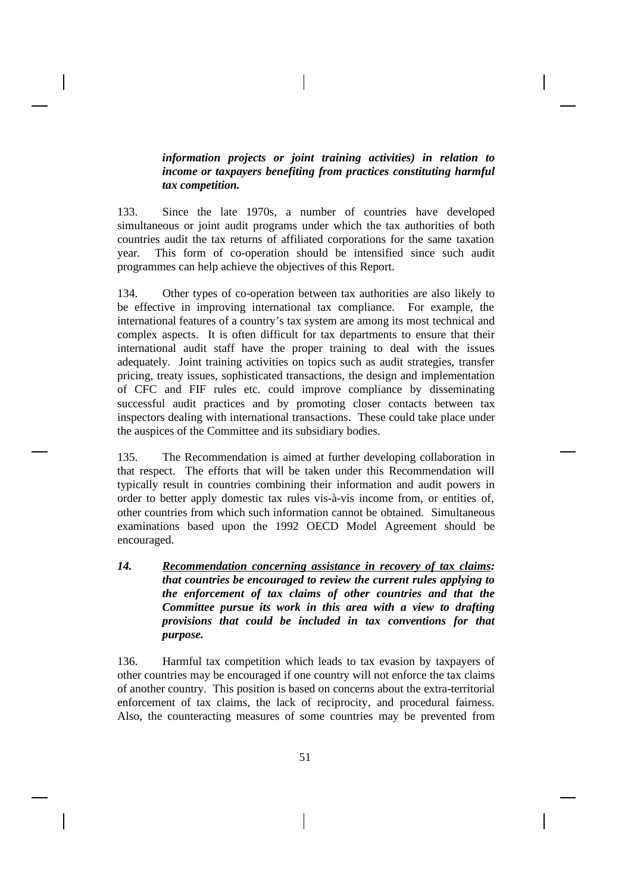***information projects or joint training activities) in relation to income or taxpayers benefiting from practices constituting harmful tax competition.***

133. Since the late 1970s, a number of countries have developed simultaneous or joint audit programs under which the tax authorities of both countries audit the tax returns of affiliated corporations for the same taxation year. This form of co-operation should be intensified since such audit programmes can help achieve the objectives of this Report.

134. Other types of co-operation between tax authorities are also likely to be effective in improving international tax compliance. For example, the international features of a country's tax system are among its most technical and complex aspects. It is often difficult for tax departments to ensure that their international audit staff have the proper training to deal with the issues adequately. Joint training activities on topics such as audit strategies, transfer pricing, treaty issues, sophisticated transactions, the design and implementation of CFC and FIF rules etc. could improve compliance by disseminating successful audit practices and by promoting closer contacts between tax inspectors dealing with international transactions. These could take place under the auspices of the Committee and its subsidiary bodies.

135. The Recommendation is aimed at further developing collaboration in that respect. The efforts that will be taken under this Recommendation will typically result in countries combining their information and audit powers in order to better apply domestic tax rules vis-à-vis income from, or entities of, other countries from which such information cannot be obtained. Simultaneous examinations based upon the 1992 OECD Model Agreement should be encouraged.

***14. <u>Recommendation concerning assistance in recovery of tax claims</u>: that countries be encouraged to review the current rules applying to the enforcement of tax claims of other countries and that the Committee pursue its work in this area with a view to drafting provisions that could be included in tax conventions for that purpose.***

136. Harmful tax competition which leads to tax evasion by taxpayers of other countries may be encouraged if one country will not enforce the tax claims of another country. This position is based on concerns about the extra-territorial enforcement of tax claims, the lack of reciprocity, and procedural fairness. Also, the counteracting measures of some countries may be prevented from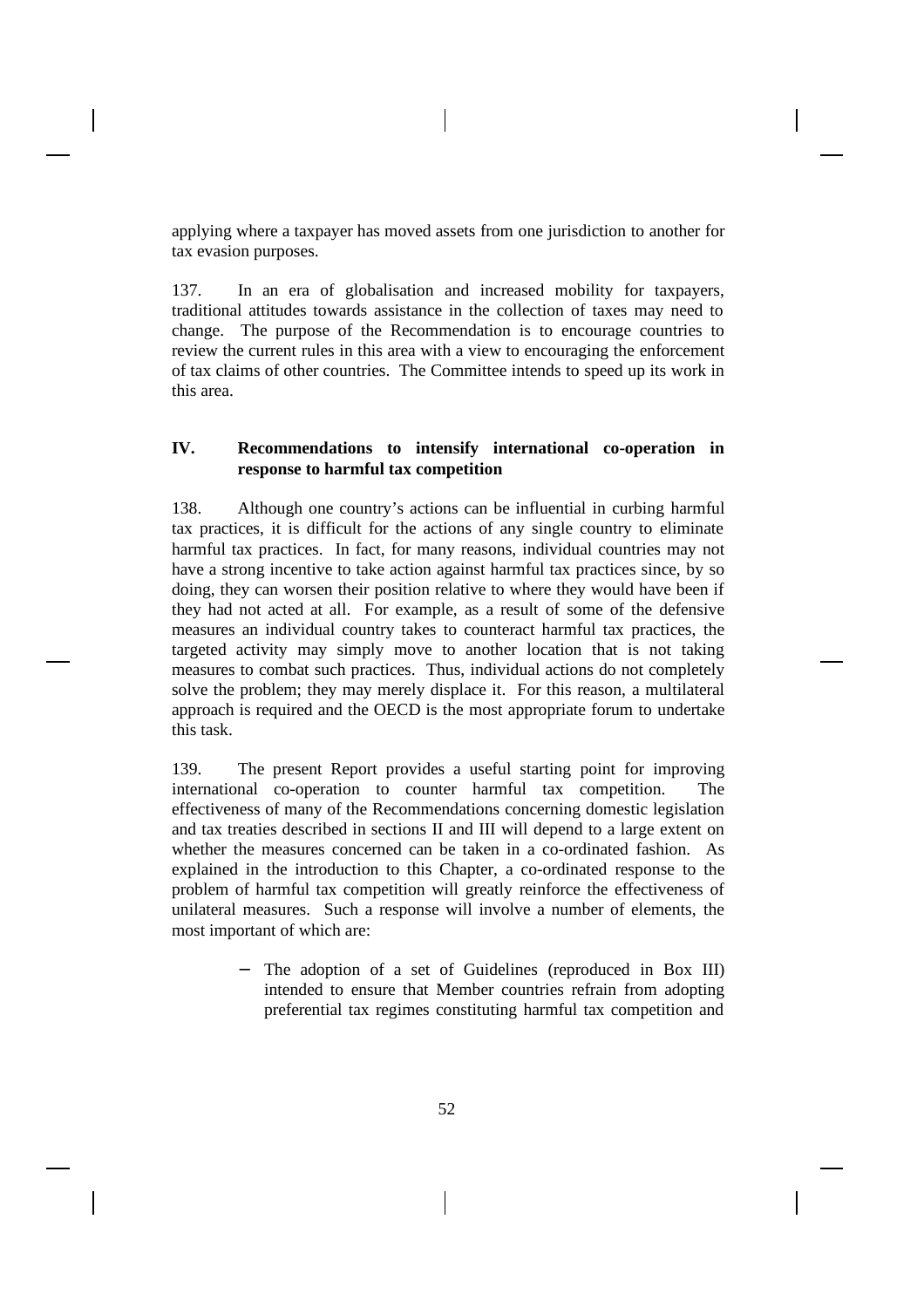applying where a taxpayer has moved assets from one jurisdiction to another for tax evasion purposes.

137. In an era of globalisation and increased mobility for taxpayers, traditional attitudes towards assistance in the collection of taxes may need to change. The purpose of the Recommendation is to encourage countries to review the current rules in this area with a view to encouraging the enforcement of tax claims of other countries. The Committee intends to speed up its work in this area.

## IV. Recommendations to intensify international co-operation in response to harmful tax competition

138. Although one country's actions can be influential in curbing harmful tax practices, it is difficult for the actions of any single country to eliminate harmful tax practices. In fact, for many reasons, individual countries may not have a strong incentive to take action against harmful tax practices since, by so doing, they can worsen their position relative to where they would have been if they had not acted at all. For example, as a result of some of the defensive measures an individual country takes to counteract harmful tax practices, the targeted activity may simply move to another location that is not taking measures to combat such practices. Thus, individual actions do not completely solve the problem; they may merely displace it. For this reason, a multilateral approach is required and the OECD is the most appropriate forum to undertake this task.

139. The present Report provides a useful starting point for improving international co-operation to counter harmful tax competition. The effectiveness of many of the Recommendations concerning domestic legislation and tax treaties described in sections II and III will depend to a large extent on whether the measures concerned can be taken in a co-ordinated fashion. As explained in the introduction to this Chapter, a co-ordinated response to the problem of harmful tax competition will greatly reinforce the effectiveness of unilateral measures. Such a response will involve a number of elements, the most important of which are:

- The adoption of a set of Guidelines (reproduced in Box III) intended to ensure that Member countries refrain from adopting preferential tax regimes constituting harmful tax competition and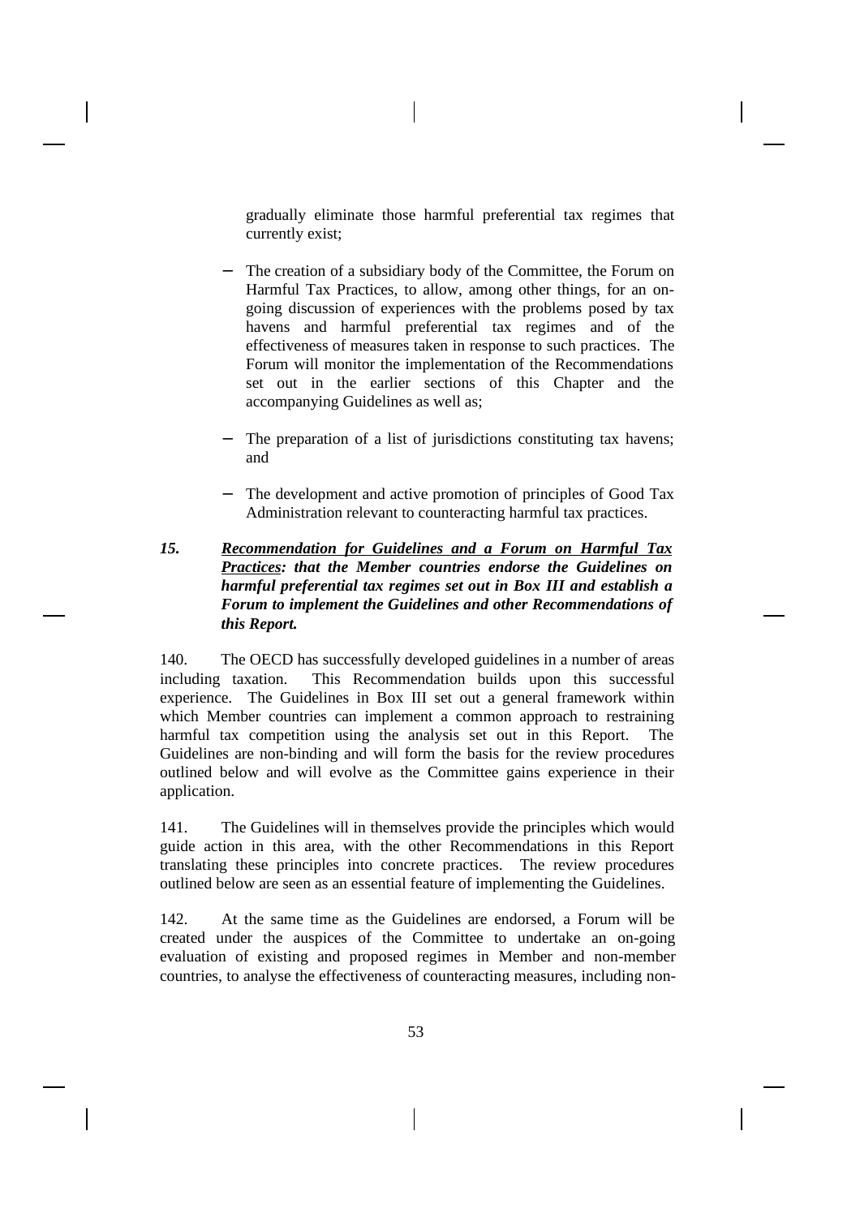gradually eliminate those harmful preferential tax regimes that currently exist;

- The creation of a subsidiary body of the Committee, the Forum on Harmful Tax Practices, to allow, among other things, for an on-going discussion of experiences with the problems posed by tax havens and harmful preferential tax regimes and of the effectiveness of measures taken in response to such practices. The Forum will monitor the implementation of the Recommendations set out in the earlier sections of this Chapter and the accompanying Guidelines as well as;

- The preparation of a list of jurisdictions constituting tax havens; and

- The development and active promotion of principles of Good Tax Administration relevant to counteracting harmful tax practices.

***15. <u>Recommendation for Guidelines and a Forum on Harmful Tax Practices</u>: that the Member countries endorse the Guidelines on harmful preferential tax regimes set out in Box III and establish a Forum to implement the Guidelines and other Recommendations of this Report.***

140. The OECD has successfully developed guidelines in a number of areas including taxation. This Recommendation builds upon this successful experience. The Guidelines in Box III set out a general framework within which Member countries can implement a common approach to restraining harmful tax competition using the analysis set out in this Report. The Guidelines are non-binding and will form the basis for the review procedures outlined below and will evolve as the Committee gains experience in their application.

141. The Guidelines will in themselves provide the principles which would guide action in this area, with the other Recommendations in this Report translating these principles into concrete practices. The review procedures outlined below are seen as an essential feature of implementing the Guidelines.

142. At the same time as the Guidelines are endorsed, a Forum will be created under the auspices of the Committee to undertake an on-going evaluation of existing and proposed regimes in Member and non-member countries, to analyse the effectiveness of counteracting measures, including non-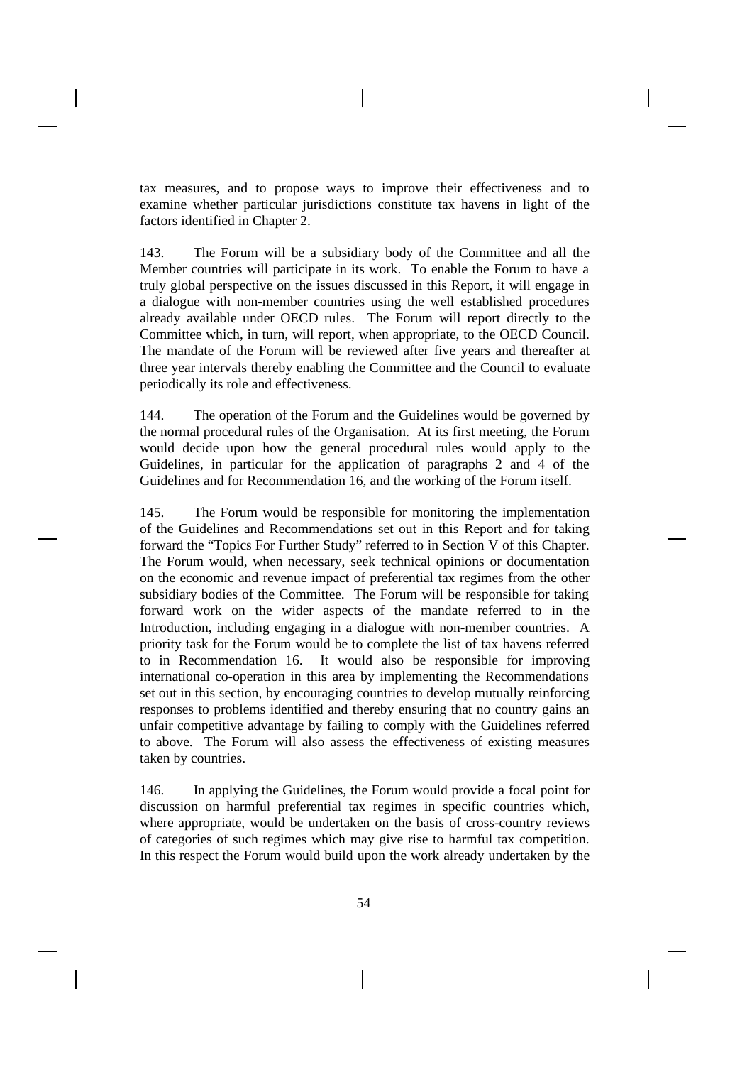tax measures, and to propose ways to improve their effectiveness and to examine whether particular jurisdictions constitute tax havens in light of the factors identified in Chapter 2.

143. The Forum will be a subsidiary body of the Committee and all the Member countries will participate in its work. To enable the Forum to have a truly global perspective on the issues discussed in this Report, it will engage in a dialogue with non-member countries using the well established procedures already available under OECD rules. The Forum will report directly to the Committee which, in turn, will report, when appropriate, to the OECD Council. The mandate of the Forum will be reviewed after five years and thereafter at three year intervals thereby enabling the Committee and the Council to evaluate periodically its role and effectiveness.

144. The operation of the Forum and the Guidelines would be governed by the normal procedural rules of the Organisation. At its first meeting, the Forum would decide upon how the general procedural rules would apply to the Guidelines, in particular for the application of paragraphs 2 and 4 of the Guidelines and for Recommendation 16, and the working of the Forum itself.

145. The Forum would be responsible for monitoring the implementation of the Guidelines and Recommendations set out in this Report and for taking forward the "Topics For Further Study" referred to in Section V of this Chapter. The Forum would, when necessary, seek technical opinions or documentation on the economic and revenue impact of preferential tax regimes from the other subsidiary bodies of the Committee. The Forum will be responsible for taking forward work on the wider aspects of the mandate referred to in the Introduction, including engaging in a dialogue with non-member countries. A priority task for the Forum would be to complete the list of tax havens referred to in Recommendation 16. It would also be responsible for improving international co-operation in this area by implementing the Recommendations set out in this section, by encouraging countries to develop mutually reinforcing responses to problems identified and thereby ensuring that no country gains an unfair competitive advantage by failing to comply with the Guidelines referred to above. The Forum will also assess the effectiveness of existing measures taken by countries.

146. In applying the Guidelines, the Forum would provide a focal point for discussion on harmful preferential tax regimes in specific countries which, where appropriate, would be undertaken on the basis of cross-country reviews of categories of such regimes which may give rise to harmful tax competition. In this respect the Forum would build upon the work already undertaken by the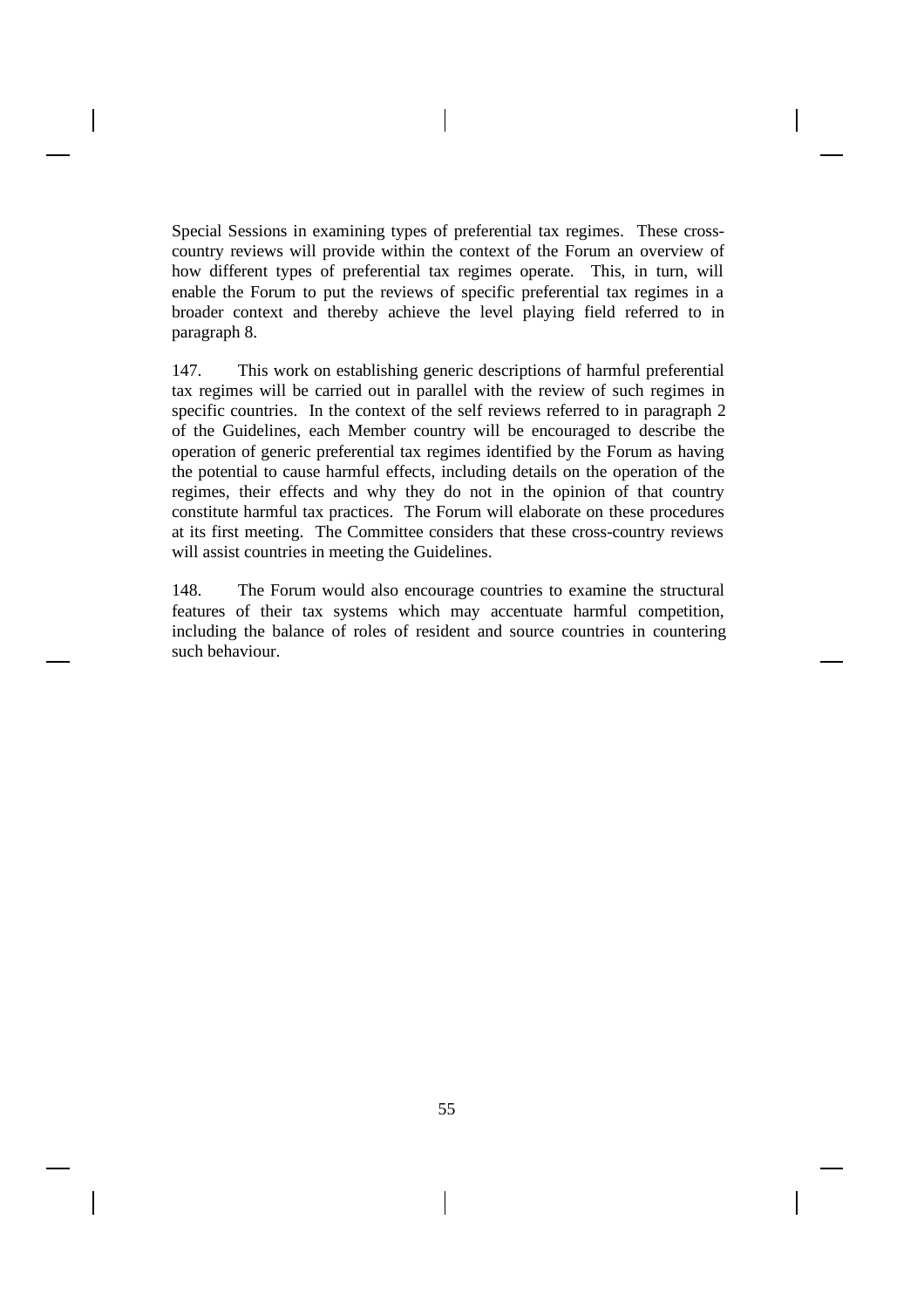Special Sessions in examining types of preferential tax regimes. These cross-country reviews will provide within the context of the Forum an overview of how different types of preferential tax regimes operate. This, in turn, will enable the Forum to put the reviews of specific preferential tax regimes in a broader context and thereby achieve the level playing field referred to in paragraph 8.

147. This work on establishing generic descriptions of harmful preferential tax regimes will be carried out in parallel with the review of such regimes in specific countries. In the context of the self reviews referred to in paragraph 2 of the Guidelines, each Member country will be encouraged to describe the operation of generic preferential tax regimes identified by the Forum as having the potential to cause harmful effects, including details on the operation of the regimes, their effects and why they do not in the opinion of that country constitute harmful tax practices. The Forum will elaborate on these procedures at its first meeting. The Committee considers that these cross-country reviews will assist countries in meeting the Guidelines.

148. The Forum would also encourage countries to examine the structural features of their tax systems which may accentuate harmful competition, including the balance of roles of resident and source countries in countering such behaviour.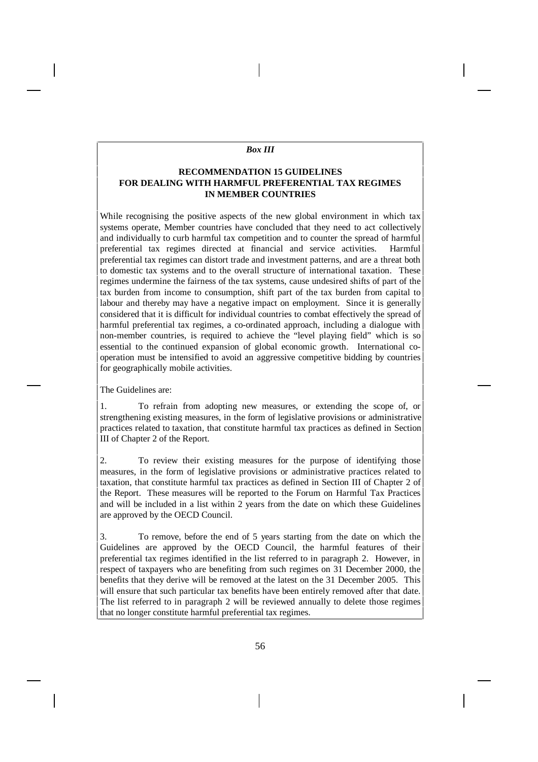*Box III*

**RECOMMENDATION 15 GUIDELINES FOR DEALING WITH HARMFUL PREFERENTIAL TAX REGIMES IN MEMBER COUNTRIES**

While recognising the positive aspects of the new global environment in which tax systems operate, Member countries have concluded that they need to act collectively and individually to curb harmful tax competition and to counter the spread of harmful preferential tax regimes directed at financial and service activities. Harmful preferential tax regimes can distort trade and investment patterns, and are a threat both to domestic tax systems and to the overall structure of international taxation. These regimes undermine the fairness of the tax systems, cause undesired shifts of part of the tax burden from income to consumption, shift part of the tax burden from capital to labour and thereby may have a negative impact on employment. Since it is generally considered that it is difficult for individual countries to combat effectively the spread of harmful preferential tax regimes, a co-ordinated approach, including a dialogue with non-member countries, is required to achieve the "level playing field" which is so essential to the continued expansion of global economic growth. International co-operation must be intensified to avoid an aggressive competitive bidding by countries for geographically mobile activities.

The Guidelines are:

1. To refrain from adopting new measures, or extending the scope of, or strengthening existing measures, in the form of legislative provisions or administrative practices related to taxation, that constitute harmful tax practices as defined in Section III of Chapter 2 of the Report.

2. To review their existing measures for the purpose of identifying those measures, in the form of legislative provisions or administrative practices related to taxation, that constitute harmful tax practices as defined in Section III of Chapter 2 of the Report. These measures will be reported to the Forum on Harmful Tax Practices and will be included in a list within 2 years from the date on which these Guidelines are approved by the OECD Council.

3. To remove, before the end of 5 years starting from the date on which the Guidelines are approved by the OECD Council, the harmful features of their preferential tax regimes identified in the list referred to in paragraph 2. However, in respect of taxpayers who are benefiting from such regimes on 31 December 2000, the benefits that they derive will be removed at the latest on the 31 December 2005. This will ensure that such particular tax benefits have been entirely removed after that date. The list referred to in paragraph 2 will be reviewed annually to delete those regimes that no longer constitute harmful preferential tax regimes.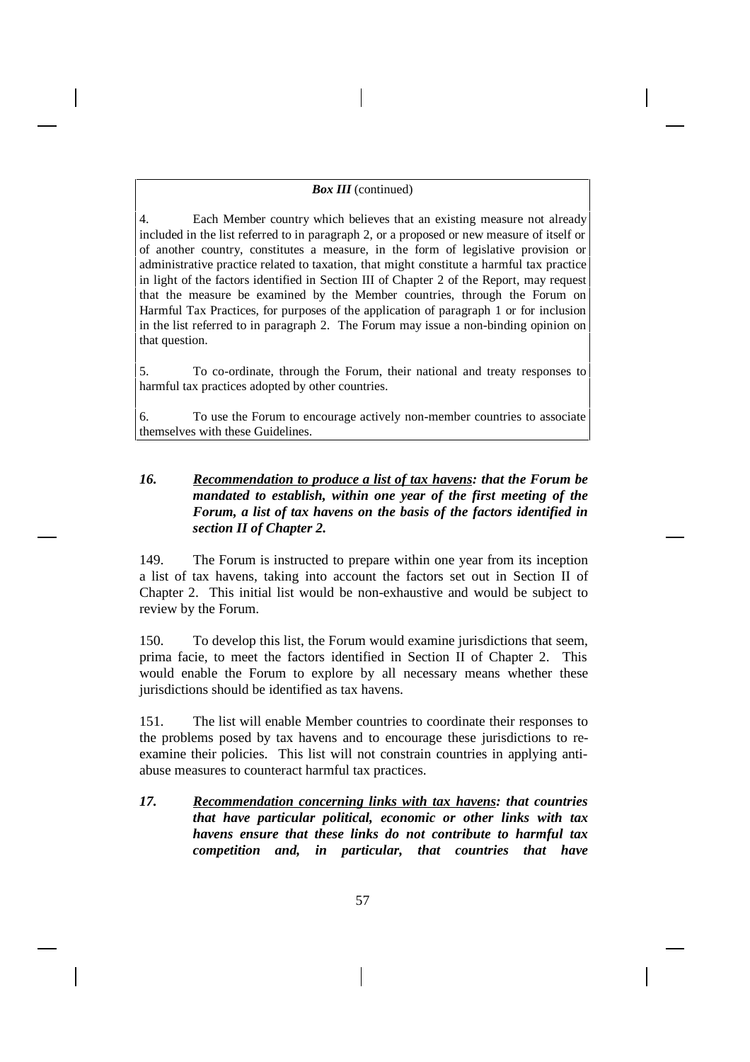**_Box III_ (continued)**

4. Each Member country which believes that an existing measure not already included in the list referred to in paragraph 2, or a proposed or new measure of itself or of another country, constitutes a measure, in the form of legislative provision or administrative practice related to taxation, that might constitute a harmful tax practice in light of the factors identified in Section III of Chapter 2 of the Report, may request that the measure be examined by the Member countries, through the Forum on Harmful Tax Practices, for purposes of the application of paragraph 1 or for inclusion in the list referred to in paragraph 2. The Forum may issue a non-binding opinion on that question.

5. To co-ordinate, through the Forum, their national and treaty responses to harmful tax practices adopted by other countries.

6. To use the Forum to encourage actively non-member countries to associate themselves with these Guidelines.

***16. <u>Recommendation to produce a list of tax havens</u>: that the Forum be mandated to establish, within one year of the first meeting of the Forum, a list of tax havens on the basis of the factors identified in section II of Chapter 2.***

149. The Forum is instructed to prepare within one year from its inception a list of tax havens, taking into account the factors set out in Section II of Chapter 2. This initial list would be non-exhaustive and would be subject to review by the Forum.

150. To develop this list, the Forum would examine jurisdictions that seem, prima facie, to meet the factors identified in Section II of Chapter 2. This would enable the Forum to explore by all necessary means whether these jurisdictions should be identified as tax havens.

151. The list will enable Member countries to coordinate their responses to the problems posed by tax havens and to encourage these jurisdictions to re-examine their policies. This list will not constrain countries in applying anti-abuse measures to counteract harmful tax practices.

***17. <u>Recommendation concerning links with tax havens</u>: that countries that have particular political, economic or other links with tax havens ensure that these links do not contribute to harmful tax competition and, in particular, that countries that have***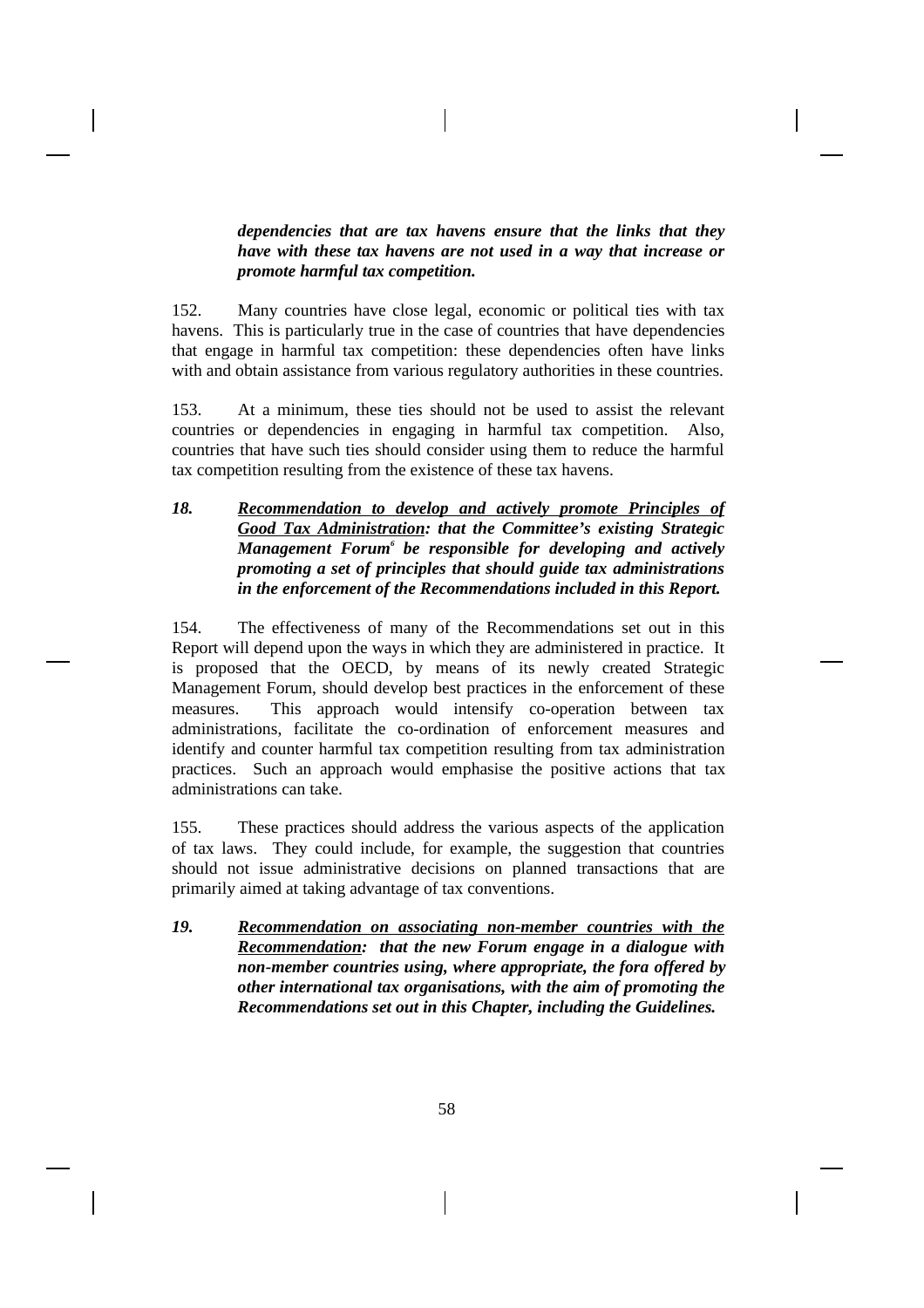***dependencies that are tax havens ensure that the links that they have with these tax havens are not used in a way that increase or promote harmful tax competition.***

152. Many countries have close legal, economic or political ties with tax havens. This is particularly true in the case of countries that have dependencies that engage in harmful tax competition: these dependencies often have links with and obtain assistance from various regulatory authorities in these countries.

153. At a minimum, these ties should not be used to assist the relevant countries or dependencies in engaging in harmful tax competition. Also, countries that have such ties should consider using them to reduce the harmful tax competition resulting from the existence of these tax havens.

***18. <u>Recommendation to develop and actively promote Principles of Good Tax Administration</u>: that the Committee's existing Strategic Management Forum[6] be responsible for developing and actively promoting a set of principles that should guide tax administrations in the enforcement of the Recommendations included in this Report.***

154. The effectiveness of many of the Recommendations set out in this Report will depend upon the ways in which they are administered in practice. It is proposed that the OECD, by means of its newly created Strategic Management Forum, should develop best practices in the enforcement of these measures. This approach would intensify co-operation between tax administrations, facilitate the co-ordination of enforcement measures and identify and counter harmful tax competition resulting from tax administration practices. Such an approach would emphasise the positive actions that tax administrations can take.

155. These practices should address the various aspects of the application of tax laws. They could include, for example, the suggestion that countries should not issue administrative decisions on planned transactions that are primarily aimed at taking advantage of tax conventions.

***19. <u>Recommendation on associating non-member countries with the Recommendation</u>: that the new Forum engage in a dialogue with non-member countries using, where appropriate, the fora offered by other international tax organisations, with the aim of promoting the Recommendations set out in this Chapter, including the Guidelines.***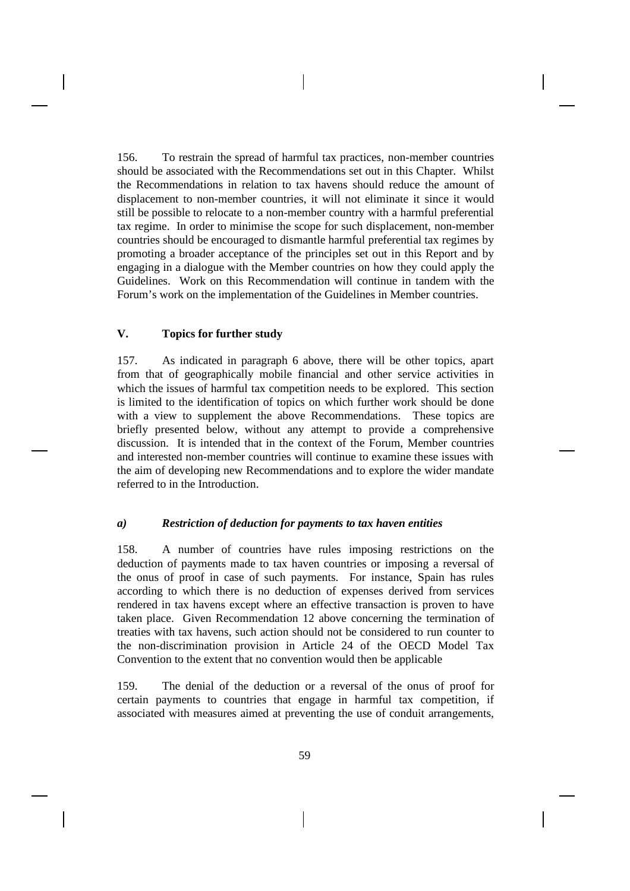156. To restrain the spread of harmful tax practices, non-member countries should be associated with the Recommendations set out in this Chapter. Whilst the Recommendations in relation to tax havens should reduce the amount of displacement to non-member countries, it will not eliminate it since it would still be possible to relocate to a non-member country with a harmful preferential tax regime. In order to minimise the scope for such displacement, non-member countries should be encouraged to dismantle harmful preferential tax regimes by promoting a broader acceptance of the principles set out in this Report and by engaging in a dialogue with the Member countries on how they could apply the Guidelines. Work on this Recommendation will continue in tandem with the Forum's work on the implementation of the Guidelines in Member countries.

## V. Topics for further study

157. As indicated in paragraph 6 above, there will be other topics, apart from that of geographically mobile financial and other service activities in which the issues of harmful tax competition needs to be explored. This section is limited to the identification of topics on which further work should be done with a view to supplement the above Recommendations. These topics are briefly presented below, without any attempt to provide a comprehensive discussion. It is intended that in the context of the Forum, Member countries and interested non-member countries will continue to examine these issues with the aim of developing new Recommendations and to explore the wider mandate referred to in the Introduction.

### *a) Restriction of deduction for payments to tax haven entities*

158. A number of countries have rules imposing restrictions on the deduction of payments made to tax haven countries or imposing a reversal of the onus of proof in case of such payments. For instance, Spain has rules according to which there is no deduction of expenses derived from services rendered in tax havens except where an effective transaction is proven to have taken place. Given Recommendation 12 above concerning the termination of treaties with tax havens, such action should not be considered to run counter to the non-discrimination provision in Article 24 of the OECD Model Tax Convention to the extent that no convention would then be applicable

159. The denial of the deduction or a reversal of the onus of proof for certain payments to countries that engage in harmful tax competition, if associated with measures aimed at preventing the use of conduit arrangements,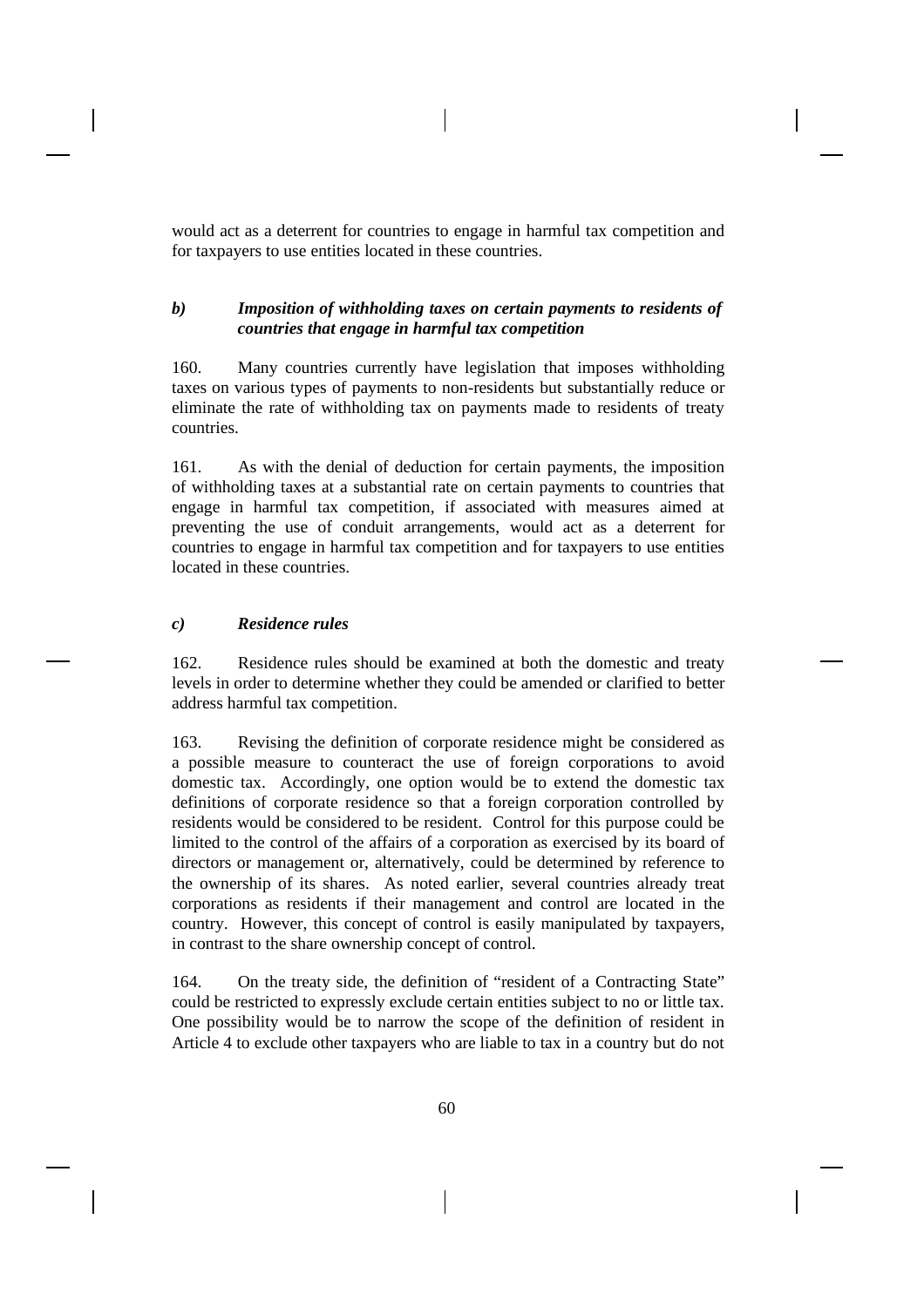would act as a deterrent for countries to engage in harmful tax competition and for taxpayers to use entities located in these countries.

### *b) Imposition of withholding taxes on certain payments to residents of countries that engage in harmful tax competition*

160. Many countries currently have legislation that imposes withholding taxes on various types of payments to non-residents but substantially reduce or eliminate the rate of withholding tax on payments made to residents of treaty countries.

161. As with the denial of deduction for certain payments, the imposition of withholding taxes at a substantial rate on certain payments to countries that engage in harmful tax competition, if associated with measures aimed at preventing the use of conduit arrangements, would act as a deterrent for countries to engage in harmful tax competition and for taxpayers to use entities located in these countries.

### *c) Residence rules*

162. Residence rules should be examined at both the domestic and treaty levels in order to determine whether they could be amended or clarified to better address harmful tax competition.

163. Revising the definition of corporate residence might be considered as a possible measure to counteract the use of foreign corporations to avoid domestic tax. Accordingly, one option would be to extend the domestic tax definitions of corporate residence so that a foreign corporation controlled by residents would be considered to be resident. Control for this purpose could be limited to the control of the affairs of a corporation as exercised by its board of directors or management or, alternatively, could be determined by reference to the ownership of its shares. As noted earlier, several countries already treat corporations as residents if their management and control are located in the country. However, this concept of control is easily manipulated by taxpayers, in contrast to the share ownership concept of control.

164. On the treaty side, the definition of "resident of a Contracting State" could be restricted to expressly exclude certain entities subject to no or little tax. One possibility would be to narrow the scope of the definition of resident in Article 4 to exclude other taxpayers who are liable to tax in a country but do not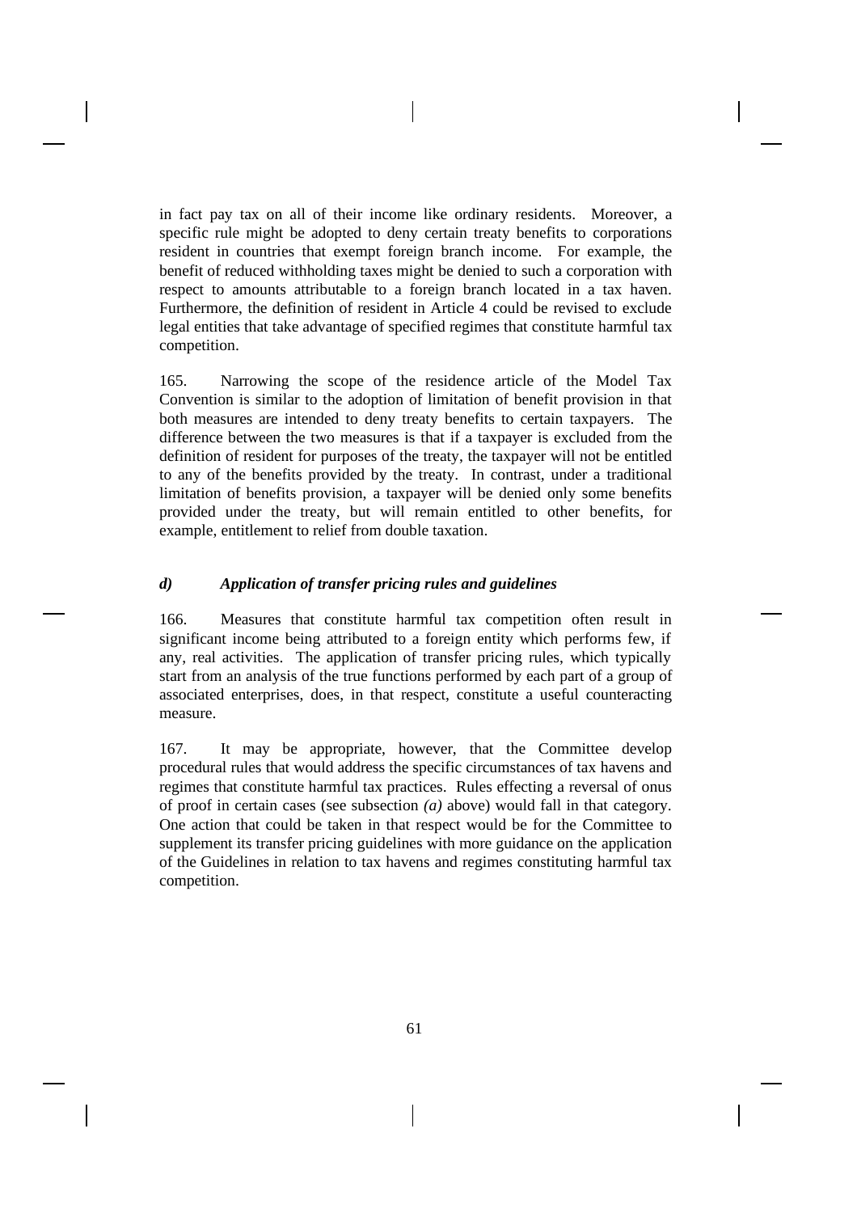in fact pay tax on all of their income like ordinary residents. Moreover, a specific rule might be adopted to deny certain treaty benefits to corporations resident in countries that exempt foreign branch income. For example, the benefit of reduced withholding taxes might be denied to such a corporation with respect to amounts attributable to a foreign branch located in a tax haven. Furthermore, the definition of resident in Article 4 could be revised to exclude legal entities that take advantage of specified regimes that constitute harmful tax competition.

165. Narrowing the scope of the residence article of the Model Tax Convention is similar to the adoption of limitation of benefit provision in that both measures are intended to deny treaty benefits to certain taxpayers. The difference between the two measures is that if a taxpayer is excluded from the definition of resident for purposes of the treaty, the taxpayer will not be entitled to any of the benefits provided by the treaty. In contrast, under a traditional limitation of benefits provision, a taxpayer will be denied only some benefits provided under the treaty, but will remain entitled to other benefits, for example, entitlement to relief from double taxation.

### *d) Application of transfer pricing rules and guidelines*

166. Measures that constitute harmful tax competition often result in significant income being attributed to a foreign entity which performs few, if any, real activities. The application of transfer pricing rules, which typically start from an analysis of the true functions performed by each part of a group of associated enterprises, does, in that respect, constitute a useful counteracting measure.

167. It may be appropriate, however, that the Committee develop procedural rules that would address the specific circumstances of tax havens and regimes that constitute harmful tax practices. Rules effecting a reversal of onus of proof in certain cases (see subsection *(a)* above) would fall in that category. One action that could be taken in that respect would be for the Committee to supplement its transfer pricing guidelines with more guidance on the application of the Guidelines in relation to tax havens and regimes constituting harmful tax competition.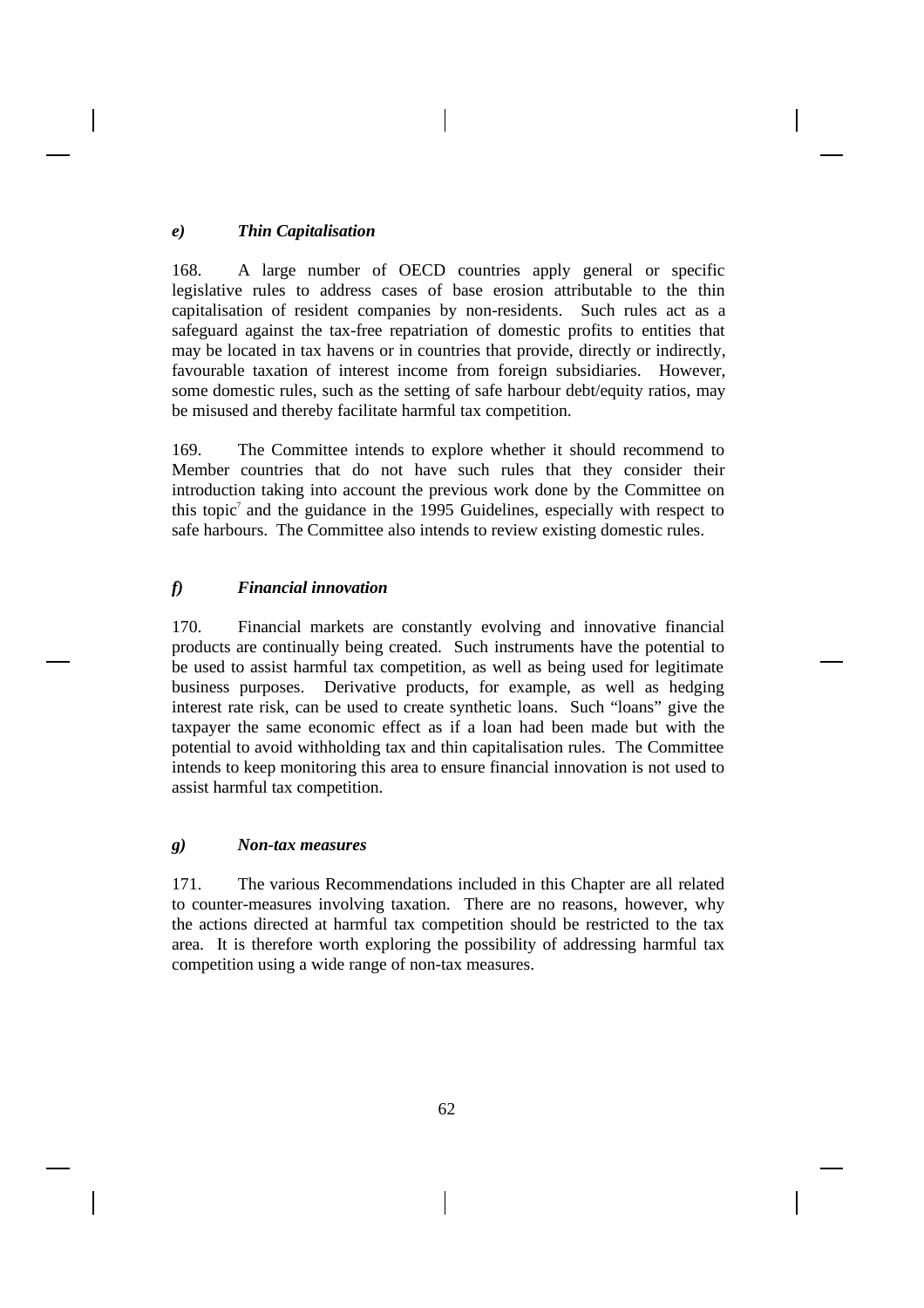### *e) Thin Capitalisation*

168. A large number of OECD countries apply general or specific legislative rules to address cases of base erosion attributable to the thin capitalisation of resident companies by non-residents. Such rules act as a safeguard against the tax-free repatriation of domestic profits to entities that may be located in tax havens or in countries that provide, directly or indirectly, favourable taxation of interest income from foreign subsidiaries. However, some domestic rules, such as the setting of safe harbour debt/equity ratios, may be misused and thereby facilitate harmful tax competition.

169. The Committee intends to explore whether it should recommend to Member countries that do not have such rules that they consider their introduction taking into account the previous work done by the Committee on this topic[7] and the guidance in the 1995 Guidelines, especially with respect to safe harbours. The Committee also intends to review existing domestic rules.

### *f) Financial innovation*

170. Financial markets are constantly evolving and innovative financial products are continually being created. Such instruments have the potential to be used to assist harmful tax competition, as well as being used for legitimate business purposes. Derivative products, for example, as well as hedging interest rate risk, can be used to create synthetic loans. Such "loans" give the taxpayer the same economic effect as if a loan had been made but with the potential to avoid withholding tax and thin capitalisation rules. The Committee intends to keep monitoring this area to ensure financial innovation is not used to assist harmful tax competition.

### *g) Non-tax measures*

171. The various Recommendations included in this Chapter are all related to counter-measures involving taxation. There are no reasons, however, why the actions directed at harmful tax competition should be restricted to the tax area. It is therefore worth exploring the possibility of addressing harmful tax competition using a wide range of non-tax measures.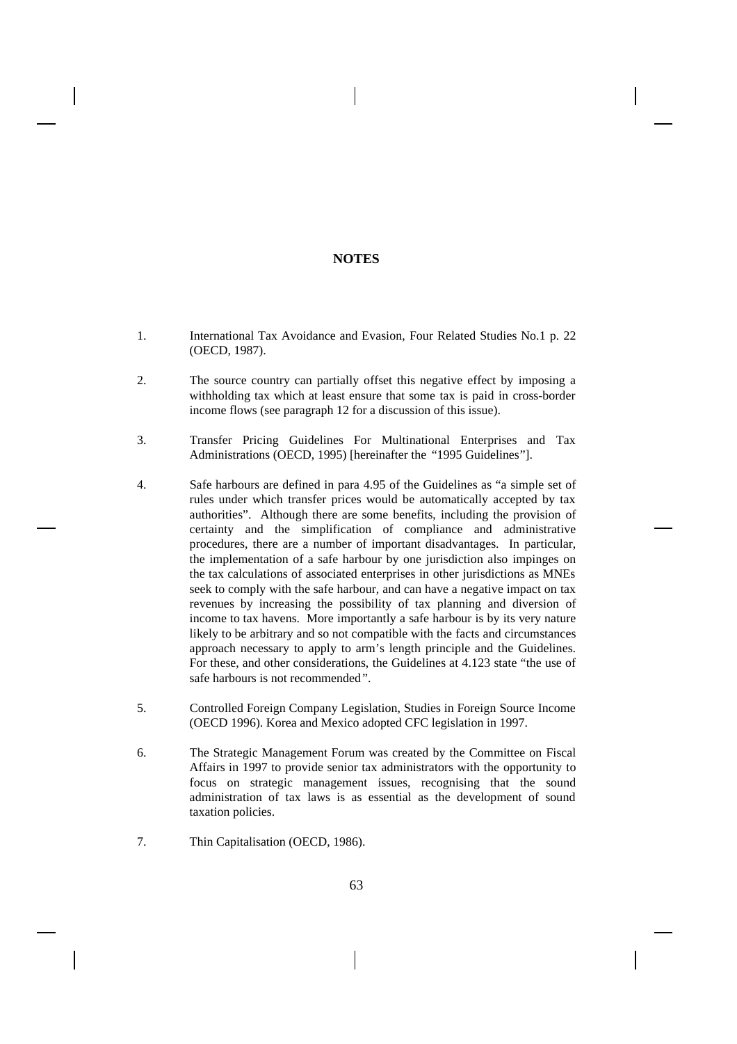# NOTES

1. International Tax Avoidance and Evasion, Four Related Studies No.1 p. 22 (OECD, 1987).

2. The source country can partially offset this negative effect by imposing a withholding tax which at least ensure that some tax is paid in cross-border income flows (see paragraph 12 for a discussion of this issue).

3. Transfer Pricing Guidelines For Multinational Enterprises and Tax Administrations (OECD, 1995) [hereinafter the "1995 Guidelines"].

4. Safe harbours are defined in para 4.95 of the Guidelines as "a simple set of rules under which transfer prices would be automatically accepted by tax authorities". Although there are some benefits, including the provision of certainty and the simplification of compliance and administrative procedures, there are a number of important disadvantages. In particular, the implementation of a safe harbour by one jurisdiction also impinges on the tax calculations of associated enterprises in other jurisdictions as MNEs seek to comply with the safe harbour, and can have a negative impact on tax revenues by increasing the possibility of tax planning and diversion of income to tax havens. More importantly a safe harbour is by its very nature likely to be arbitrary and so not compatible with the facts and circumstances approach necessary to apply to arm's length principle and the Guidelines. For these, and other considerations, the Guidelines at 4.123 state "the use of safe harbours is not recommended".

5. Controlled Foreign Company Legislation, Studies in Foreign Source Income (OECD 1996). Korea and Mexico adopted CFC legislation in 1997.

6. The Strategic Management Forum was created by the Committee on Fiscal Affairs in 1997 to provide senior tax administrators with the opportunity to focus on strategic management issues, recognising that the sound administration of tax laws is as essential as the development of sound taxation policies.

7. Thin Capitalisation (OECD, 1986).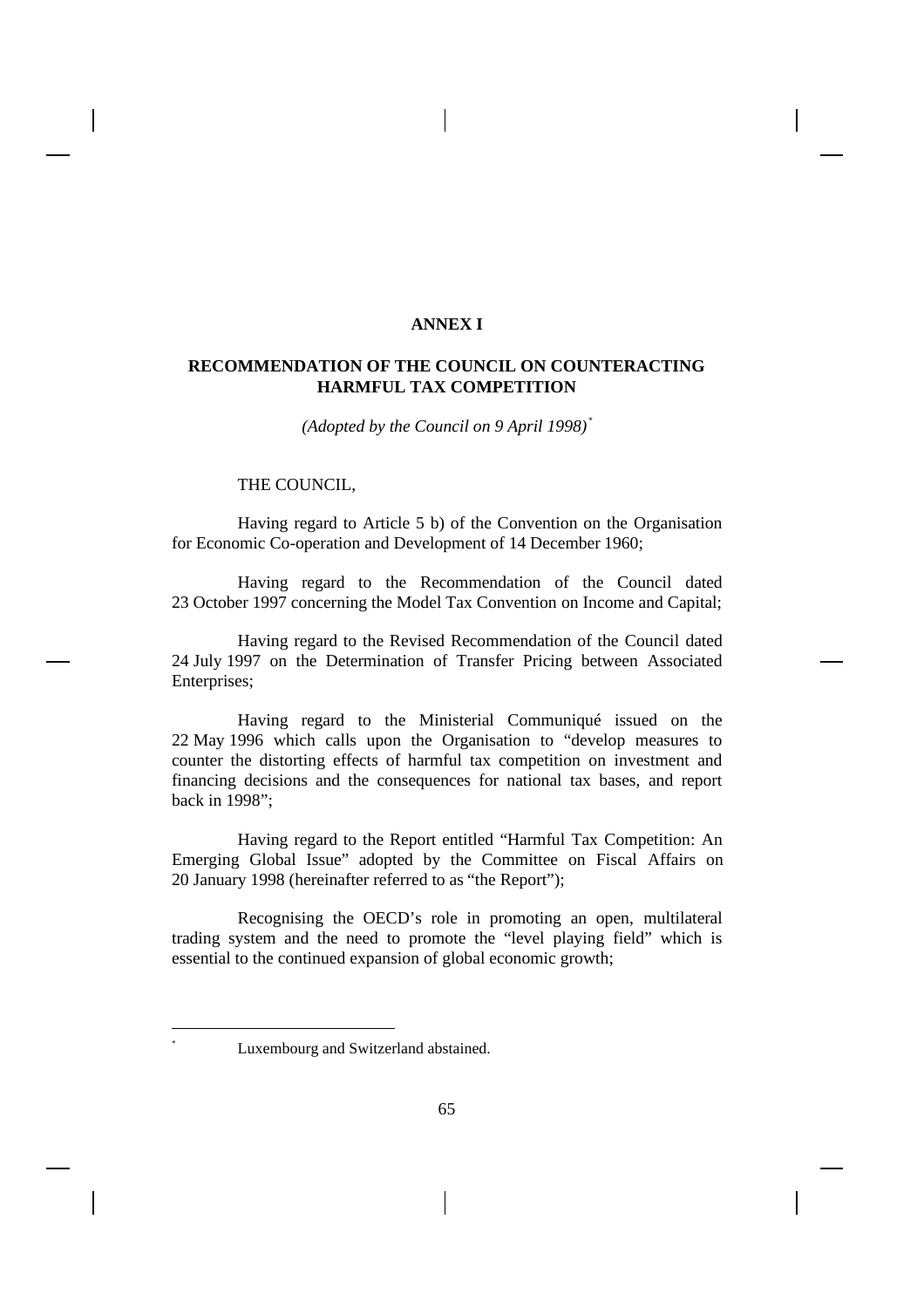# ANNEX I

## RECOMMENDATION OF THE COUNCIL ON COUNTERACTING HARMFUL TAX COMPETITION

*(Adopted by the Council on 9 April 1998)*[*]

THE COUNCIL,

Having regard to Article 5 b) of the Convention on the Organisation for Economic Co-operation and Development of 14 December 1960;

Having regard to the Recommendation of the Council dated 23 October 1997 concerning the Model Tax Convention on Income and Capital;

Having regard to the Revised Recommendation of the Council dated 24 July 1997 on the Determination of Transfer Pricing between Associated Enterprises;

Having regard to the Ministerial Communiqué issued on the 22 May 1996 which calls upon the Organisation to "develop measures to counter the distorting effects of harmful tax competition on investment and financing decisions and the consequences for national tax bases, and report back in 1998";

Having regard to the Report entitled "Harmful Tax Competition: An Emerging Global Issue" adopted by the Committee on Fiscal Affairs on 20 January 1998 (hereinafter referred to as "the Report");

Recognising the OECD's role in promoting an open, multilateral trading system and the need to promote the "level playing field" which is essential to the continued expansion of global economic growth;

---

[*] Luxembourg and Switzerland abstained.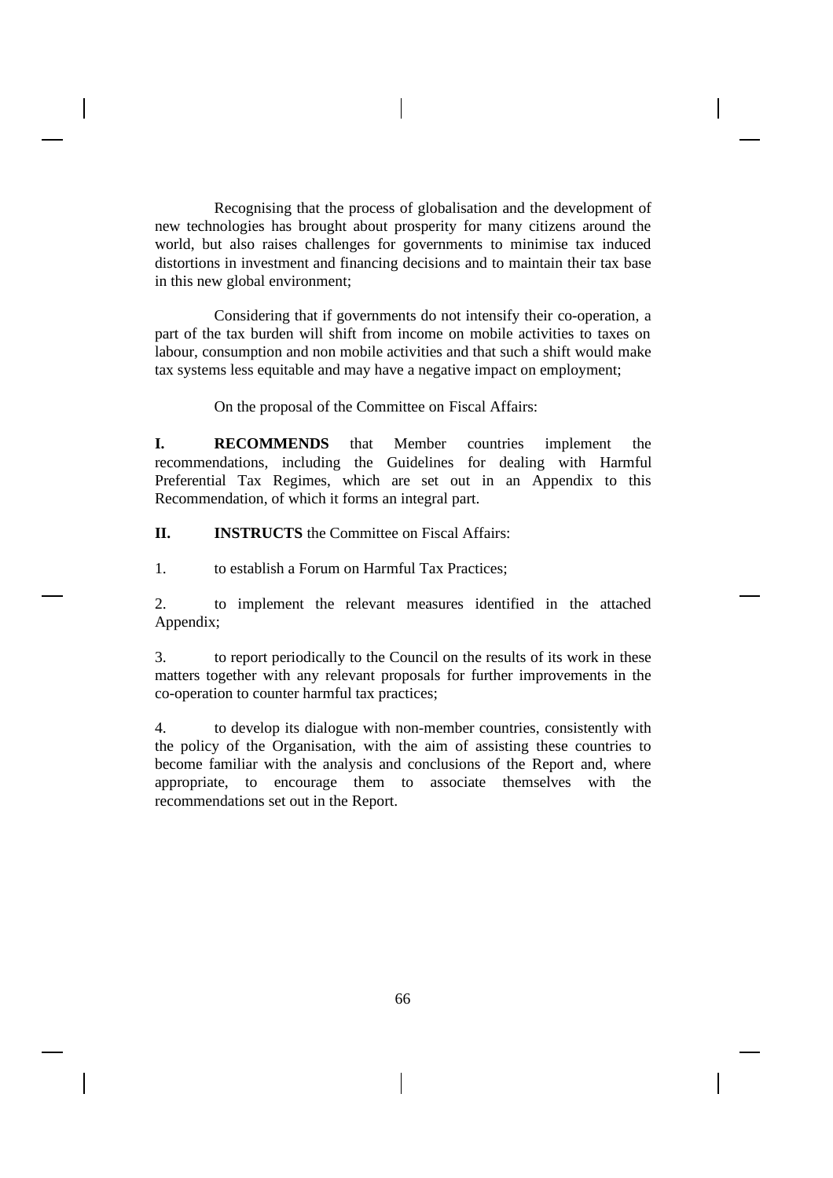Recognising that the process of globalisation and the development of new technologies has brought about prosperity for many citizens around the world, but also raises challenges for governments to minimise tax induced distortions in investment and financing decisions and to maintain their tax base in this new global environment;

Considering that if governments do not intensify their co-operation, a part of the tax burden will shift from income on mobile activities to taxes on labour, consumption and non mobile activities and that such a shift would make tax systems less equitable and may have a negative impact on employment;

On the proposal of the Committee on Fiscal Affairs:

**I.** **RECOMMENDS** that Member countries implement the recommendations, including the Guidelines for dealing with Harmful Preferential Tax Regimes, which are set out in an Appendix to this Recommendation, of which it forms an integral part.

**II.** **INSTRUCTS** the Committee on Fiscal Affairs:

1. to establish a Forum on Harmful Tax Practices;

2. to implement the relevant measures identified in the attached Appendix;

3. to report periodically to the Council on the results of its work in these matters together with any relevant proposals for further improvements in the co-operation to counter harmful tax practices;

4. to develop its dialogue with non-member countries, consistently with the policy of the Organisation, with the aim of assisting these countries to become familiar with the analysis and conclusions of the Report and, where appropriate, to encourage them to associate themselves with the recommendations set out in the Report.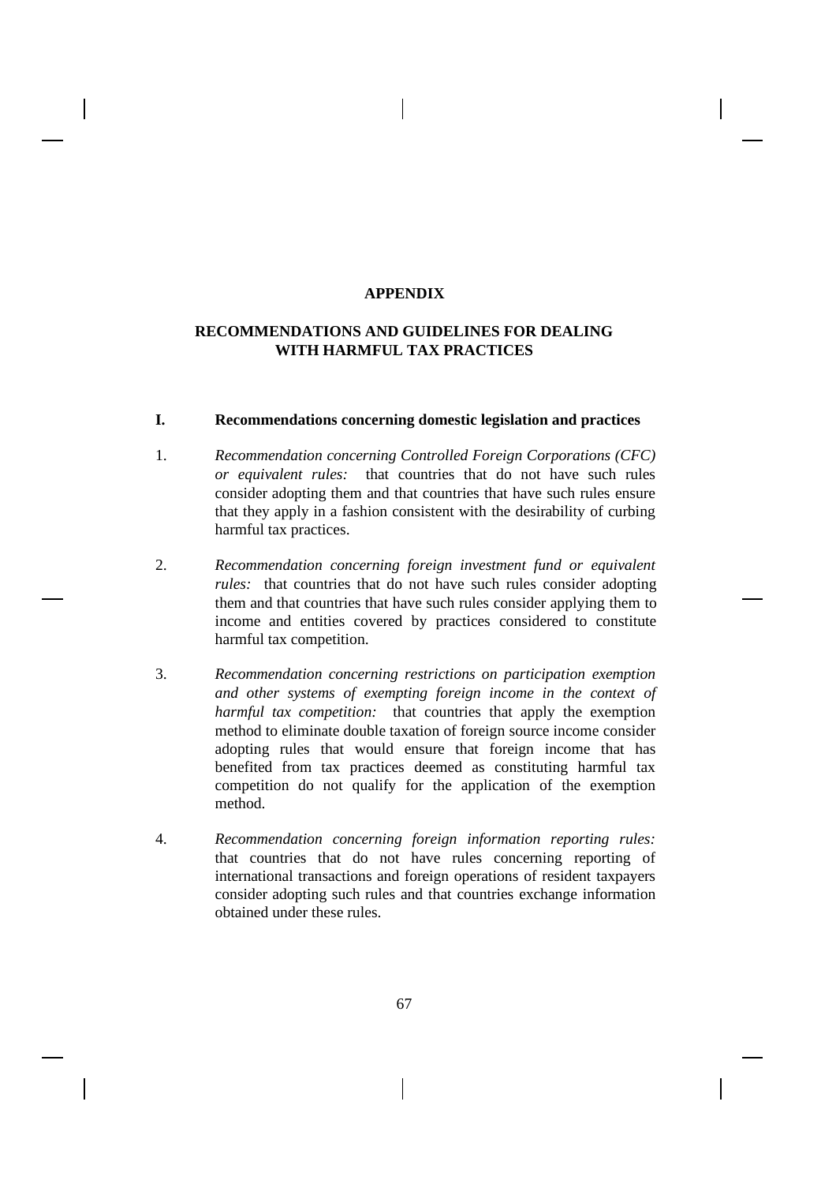# APPENDIX

## RECOMMENDATIONS AND GUIDELINES FOR DEALING WITH HARMFUL TAX PRACTICES

### I. Recommendations concerning domestic legislation and practices

1. *Recommendation concerning Controlled Foreign Corporations (CFC) or equivalent rules:* that countries that do not have such rules consider adopting them and that countries that have such rules ensure that they apply in a fashion consistent with the desirability of curbing harmful tax practices.

2. *Recommendation concerning foreign investment fund or equivalent rules:* that countries that do not have such rules consider adopting them and that countries that have such rules consider applying them to income and entities covered by practices considered to constitute harmful tax competition.

3. *Recommendation concerning restrictions on participation exemption and other systems of exempting foreign income in the context of harmful tax competition:* that countries that apply the exemption method to eliminate double taxation of foreign source income consider adopting rules that would ensure that foreign income that has benefited from tax practices deemed as constituting harmful tax competition do not qualify for the application of the exemption method.

4. *Recommendation concerning foreign information reporting rules:* that countries that do not have rules concerning reporting of international transactions and foreign operations of resident taxpayers consider adopting such rules and that countries exchange information obtained under these rules.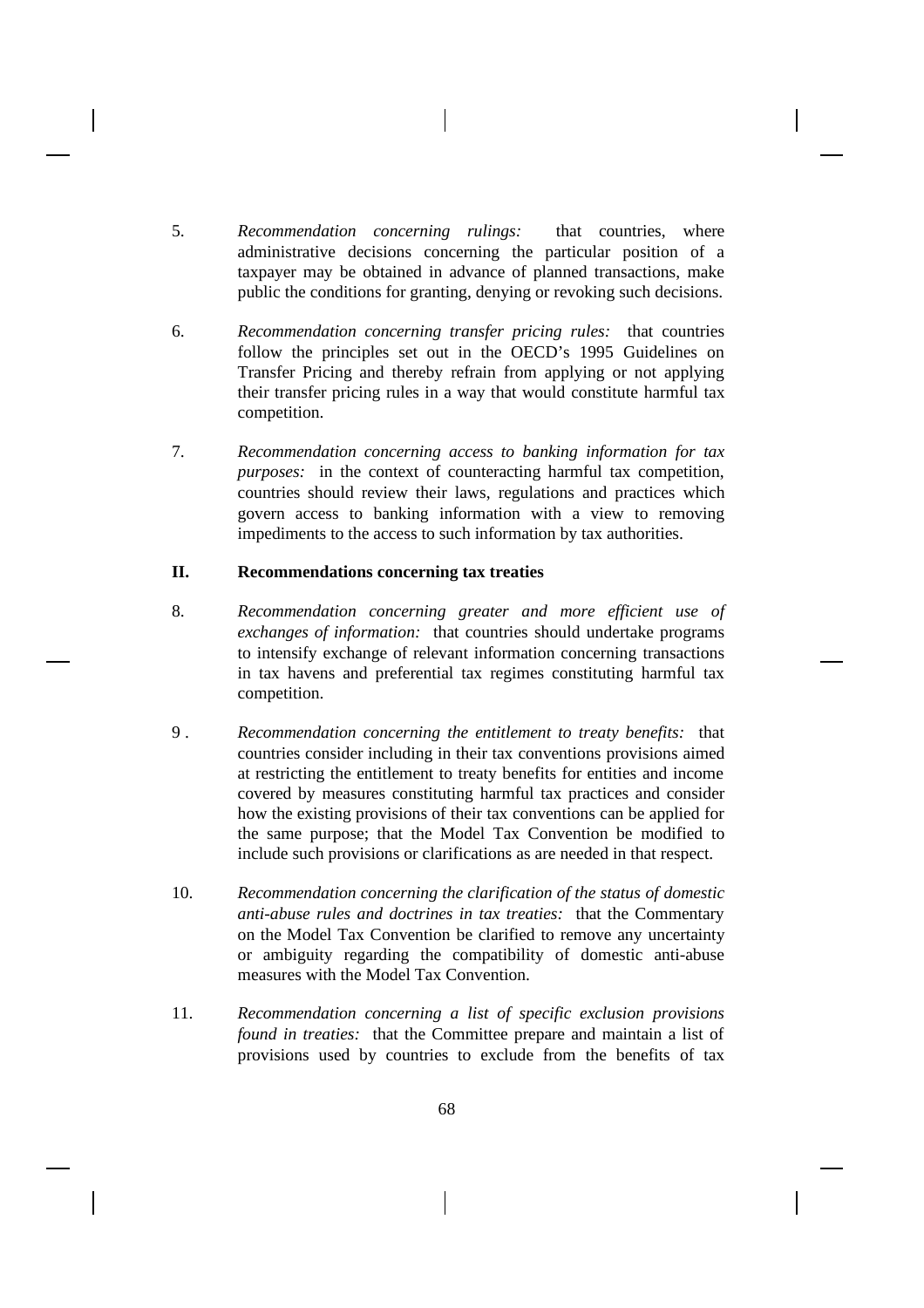5. *Recommendation concerning rulings:* that countries, where administrative decisions concerning the particular position of a taxpayer may be obtained in advance of planned transactions, make public the conditions for granting, denying or revoking such decisions.

6. *Recommendation concerning transfer pricing rules:* that countries follow the principles set out in the OECD's 1995 Guidelines on Transfer Pricing and thereby refrain from applying or not applying their transfer pricing rules in a way that would constitute harmful tax competition.

7. *Recommendation concerning access to banking information for tax purposes:* in the context of counteracting harmful tax competition, countries should review their laws, regulations and practices which govern access to banking information with a view to removing impediments to the access to such information by tax authorities.

## II. Recommendations concerning tax treaties

8. *Recommendation concerning greater and more efficient use of exchanges of information:* that countries should undertake programs to intensify exchange of relevant information concerning transactions in tax havens and preferential tax regimes constituting harmful tax competition.

9 . *Recommendation concerning the entitlement to treaty benefits:* that countries consider including in their tax conventions provisions aimed at restricting the entitlement to treaty benefits for entities and income covered by measures constituting harmful tax practices and consider how the existing provisions of their tax conventions can be applied for the same purpose; that the Model Tax Convention be modified to include such provisions or clarifications as are needed in that respect.

10. *Recommendation concerning the clarification of the status of domestic anti-abuse rules and doctrines in tax treaties:* that the Commentary on the Model Tax Convention be clarified to remove any uncertainty or ambiguity regarding the compatibility of domestic anti-abuse measures with the Model Tax Convention.

11. *Recommendation concerning a list of specific exclusion provisions found in treaties:* that the Committee prepare and maintain a list of provisions used by countries to exclude from the benefits of tax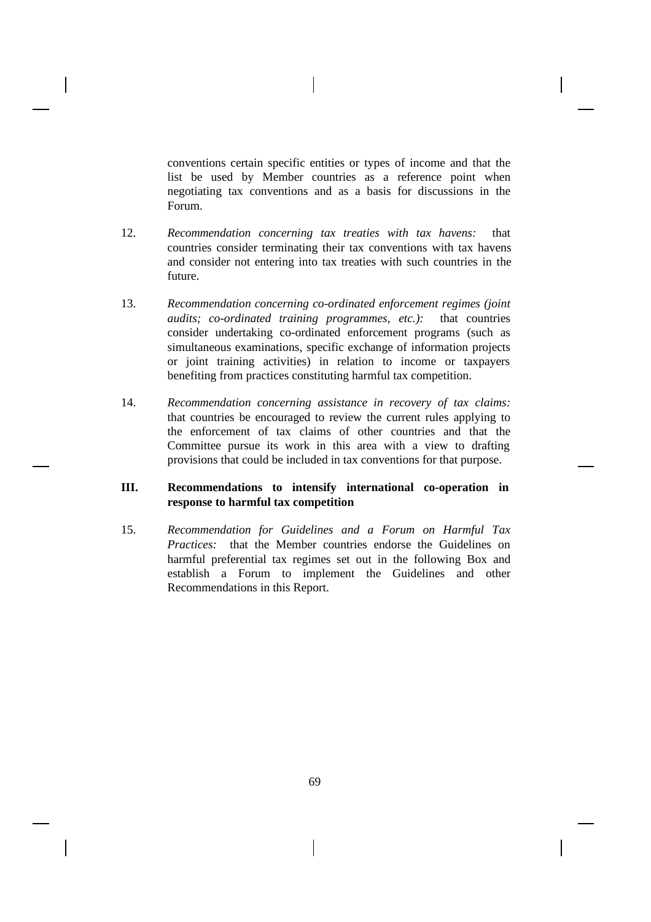conventions certain specific entities or types of income and that the list be used by Member countries as a reference point when negotiating tax conventions and as a basis for discussions in the Forum.

12. *Recommendation concerning tax treaties with tax havens:* that countries consider terminating their tax conventions with tax havens and consider not entering into tax treaties with such countries in the future.

13. *Recommendation concerning co-ordinated enforcement regimes (joint audits; co-ordinated training programmes, etc.):* that countries consider undertaking co-ordinated enforcement programs (such as simultaneous examinations, specific exchange of information projects or joint training activities) in relation to income or taxpayers benefiting from practices constituting harmful tax competition.

14. *Recommendation concerning assistance in recovery of tax claims:* that countries be encouraged to review the current rules applying to the enforcement of tax claims of other countries and that the Committee pursue its work in this area with a view to drafting provisions that could be included in tax conventions for that purpose.

## III. Recommendations to intensify international co-operation in response to harmful tax competition

15. *Recommendation for Guidelines and a Forum on Harmful Tax Practices:* that the Member countries endorse the Guidelines on harmful preferential tax regimes set out in the following Box and establish a Forum to implement the Guidelines and other Recommendations in this Report.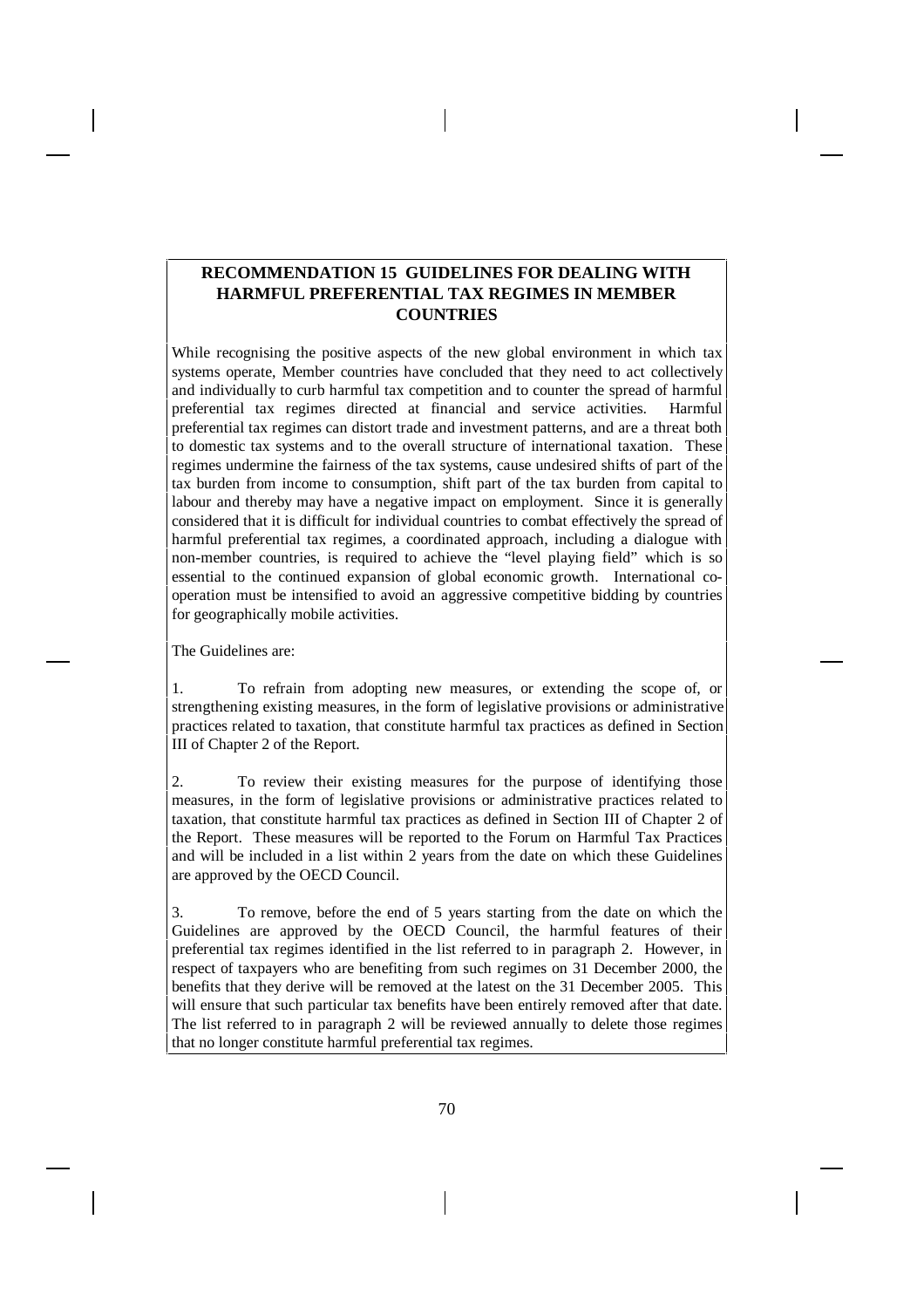## RECOMMENDATION 15 GUIDELINES FOR DEALING WITH HARMFUL PREFERENTIAL TAX REGIMES IN MEMBER COUNTRIES

While recognising the positive aspects of the new global environment in which tax systems operate, Member countries have concluded that they need to act collectively and individually to curb harmful tax competition and to counter the spread of harmful preferential tax regimes directed at financial and service activities. Harmful preferential tax regimes can distort trade and investment patterns, and are a threat both to domestic tax systems and to the overall structure of international taxation. These regimes undermine the fairness of the tax systems, cause undesired shifts of part of the tax burden from income to consumption, shift part of the tax burden from capital to labour and thereby may have a negative impact on employment. Since it is generally considered that it is difficult for individual countries to combat effectively the spread of harmful preferential tax regimes, a coordinated approach, including a dialogue with non-member countries, is required to achieve the "level playing field" which is so essential to the continued expansion of global economic growth. International co-operation must be intensified to avoid an aggressive competitive bidding by countries for geographically mobile activities.

The Guidelines are:

1. To refrain from adopting new measures, or extending the scope of, or strengthening existing measures, in the form of legislative provisions or administrative practices related to taxation, that constitute harmful tax practices as defined in Section III of Chapter 2 of the Report.

2. To review their existing measures for the purpose of identifying those measures, in the form of legislative provisions or administrative practices related to taxation, that constitute harmful tax practices as defined in Section III of Chapter 2 of the Report. These measures will be reported to the Forum on Harmful Tax Practices and will be included in a list within 2 years from the date on which these Guidelines are approved by the OECD Council.

3. To remove, before the end of 5 years starting from the date on which the Guidelines are approved by the OECD Council, the harmful features of their preferential tax regimes identified in the list referred to in paragraph 2. However, in respect of taxpayers who are benefiting from such regimes on 31 December 2000, the benefits that they derive will be removed at the latest on the 31 December 2005. This will ensure that such particular tax benefits have been entirely removed after that date. The list referred to in paragraph 2 will be reviewed annually to delete those regimes that no longer constitute harmful preferential tax regimes.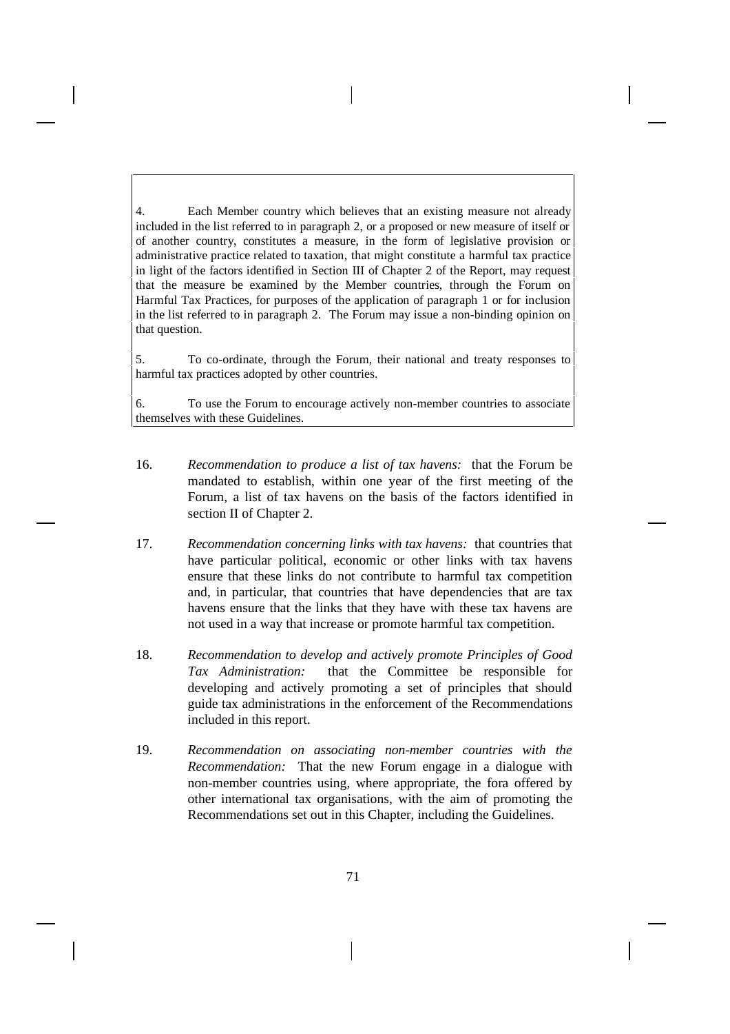4. Each Member country which believes that an existing measure not already included in the list referred to in paragraph 2, or a proposed or new measure of itself or of another country, constitutes a measure, in the form of legislative provision or administrative practice related to taxation, that might constitute a harmful tax practice in light of the factors identified in Section III of Chapter 2 of the Report, may request that the measure be examined by the Member countries, through the Forum on Harmful Tax Practices, for purposes of the application of paragraph 1 or for inclusion in the list referred to in paragraph 2. The Forum may issue a non-binding opinion on that question.

5. To co-ordinate, through the Forum, their national and treaty responses to harmful tax practices adopted by other countries.

6. To use the Forum to encourage actively non-member countries to associate themselves with these Guidelines.

16. *Recommendation to produce a list of tax havens:* that the Forum be mandated to establish, within one year of the first meeting of the Forum, a list of tax havens on the basis of the factors identified in section II of Chapter 2.

17. *Recommendation concerning links with tax havens:* that countries that have particular political, economic or other links with tax havens ensure that these links do not contribute to harmful tax competition and, in particular, that countries that have dependencies that are tax havens ensure that the links that they have with these tax havens are not used in a way that increase or promote harmful tax competition.

18. *Recommendation to develop and actively promote Principles of Good Tax Administration:* that the Committee be responsible for developing and actively promoting a set of principles that should guide tax administrations in the enforcement of the Recommendations included in this report.

19. *Recommendation on associating non-member countries with the Recommendation:* That the new Forum engage in a dialogue with non-member countries using, where appropriate, the fora offered by other international tax organisations, with the aim of promoting the Recommendations set out in this Chapter, including the Guidelines.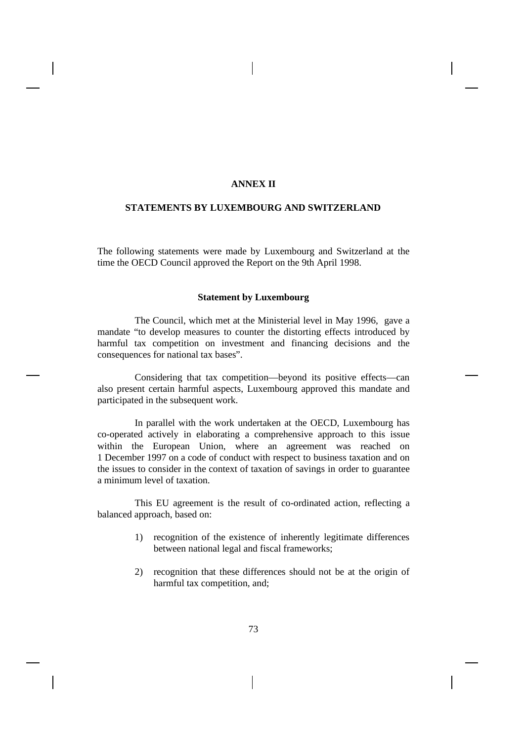# ANNEX II

## STATEMENTS BY LUXEMBOURG AND SWITZERLAND

The following statements were made by Luxembourg and Switzerland at the time the OECD Council approved the Report on the 9th April 1998.

### Statement by Luxembourg

The Council, which met at the Ministerial level in May 1996, gave a mandate "to develop measures to counter the distorting effects introduced by harmful tax competition on investment and financing decisions and the consequences for national tax bases".

Considering that tax competition—beyond its positive effects—can also present certain harmful aspects, Luxembourg approved this mandate and participated in the subsequent work.

In parallel with the work undertaken at the OECD, Luxembourg has co-operated actively in elaborating a comprehensive approach to this issue within the European Union, where an agreement was reached on 1 December 1997 on a code of conduct with respect to business taxation and on the issues to consider in the context of taxation of savings in order to guarantee a minimum level of taxation.

This EU agreement is the result of co-ordinated action, reflecting a balanced approach, based on:

1) recognition of the existence of inherently legitimate differences between national legal and fiscal frameworks;

2) recognition that these differences should not be at the origin of harmful tax competition, and;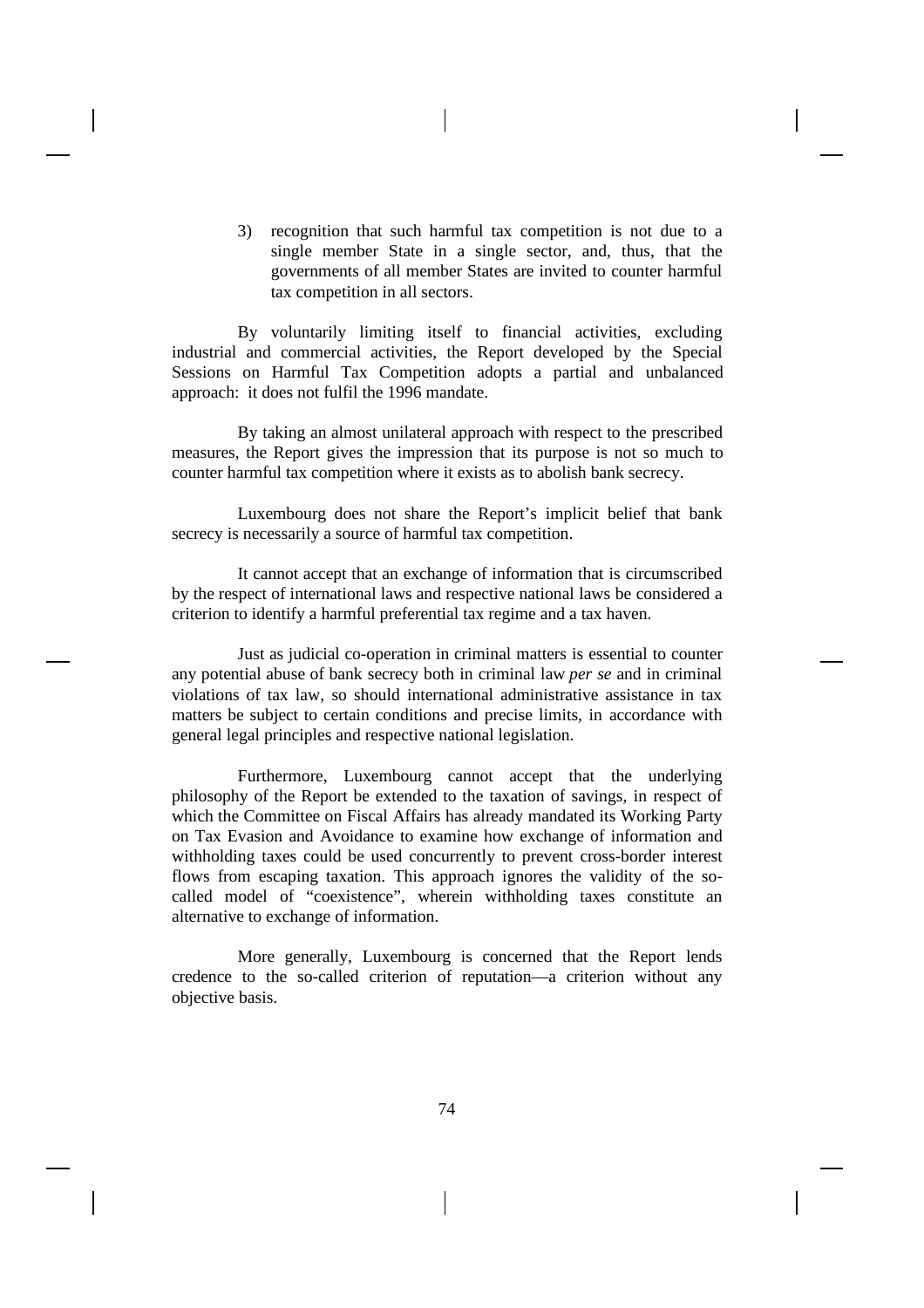3) recognition that such harmful tax competition is not due to a single member State in a single sector, and, thus, that the governments of all member States are invited to counter harmful tax competition in all sectors.

By voluntarily limiting itself to financial activities, excluding industrial and commercial activities, the Report developed by the Special Sessions on Harmful Tax Competition adopts a partial and unbalanced approach: it does not fulfil the 1996 mandate.

By taking an almost unilateral approach with respect to the prescribed measures, the Report gives the impression that its purpose is not so much to counter harmful tax competition where it exists as to abolish bank secrecy.

Luxembourg does not share the Report's implicit belief that bank secrecy is necessarily a source of harmful tax competition.

It cannot accept that an exchange of information that is circumscribed by the respect of international laws and respective national laws be considered a criterion to identify a harmful preferential tax regime and a tax haven.

Just as judicial co-operation in criminal matters is essential to counter any potential abuse of bank secrecy both in criminal law *per se* and in criminal violations of tax law, so should international administrative assistance in tax matters be subject to certain conditions and precise limits, in accordance with general legal principles and respective national legislation.

Furthermore, Luxembourg cannot accept that the underlying philosophy of the Report be extended to the taxation of savings, in respect of which the Committee on Fiscal Affairs has already mandated its Working Party on Tax Evasion and Avoidance to examine how exchange of information and withholding taxes could be used concurrently to prevent cross-border interest flows from escaping taxation. This approach ignores the validity of the so-called model of "coexistence", wherein withholding taxes constitute an alternative to exchange of information.

More generally, Luxembourg is concerned that the Report lends credence to the so-called criterion of reputation—a criterion without any objective basis.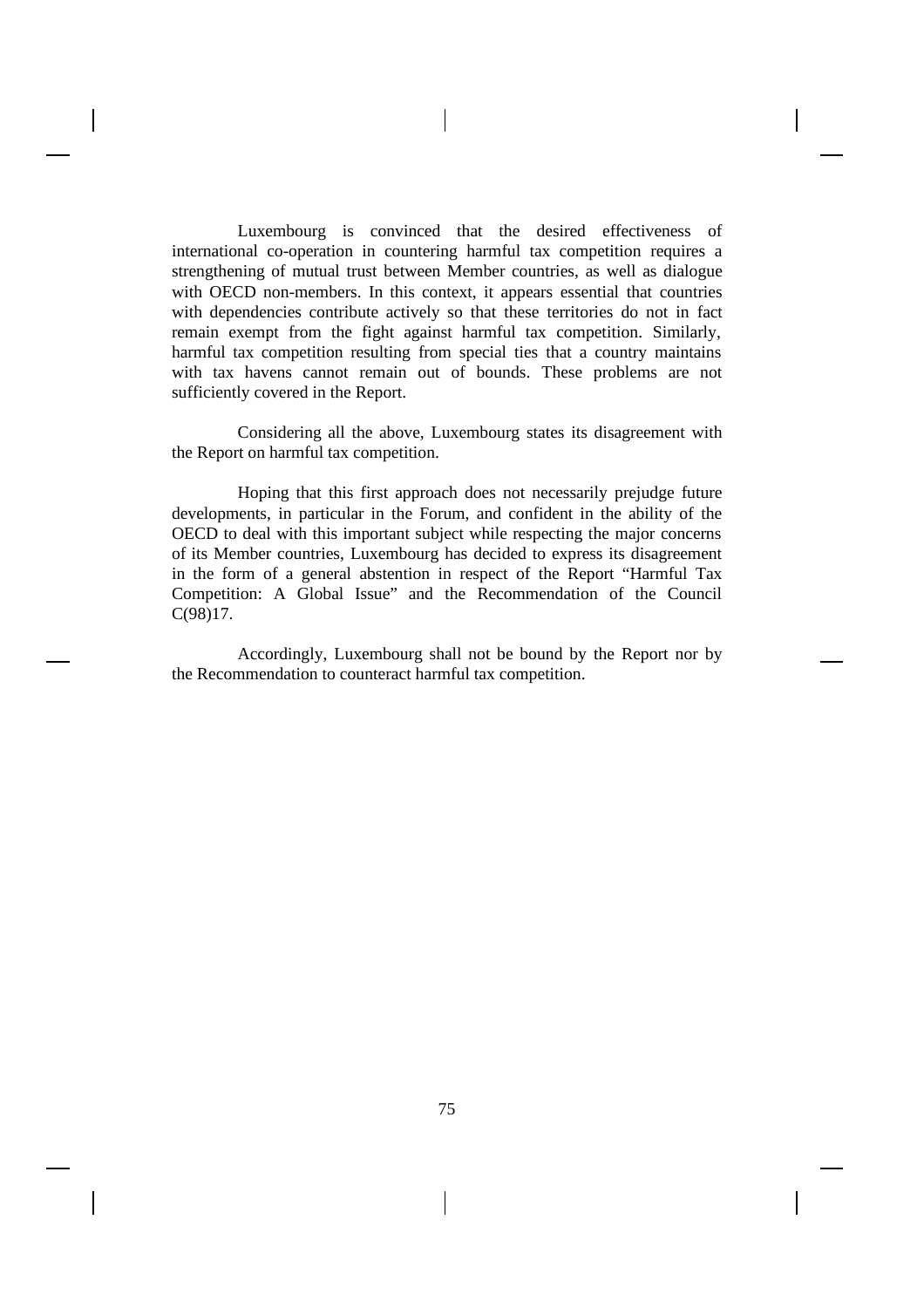Luxembourg is convinced that the desired effectiveness of international co-operation in countering harmful tax competition requires a strengthening of mutual trust between Member countries, as well as dialogue with OECD non-members. In this context, it appears essential that countries with dependencies contribute actively so that these territories do not in fact remain exempt from the fight against harmful tax competition. Similarly, harmful tax competition resulting from special ties that a country maintains with tax havens cannot remain out of bounds. These problems are not sufficiently covered in the Report.

Considering all the above, Luxembourg states its disagreement with the Report on harmful tax competition.

Hoping that this first approach does not necessarily prejudge future developments, in particular in the Forum, and confident in the ability of the OECD to deal with this important subject while respecting the major concerns of its Member countries, Luxembourg has decided to express its disagreement in the form of a general abstention in respect of the Report "Harmful Tax Competition: A Global Issue" and the Recommendation of the Council C(98)17.

Accordingly, Luxembourg shall not be bound by the Report nor by the Recommendation to counteract harmful tax competition.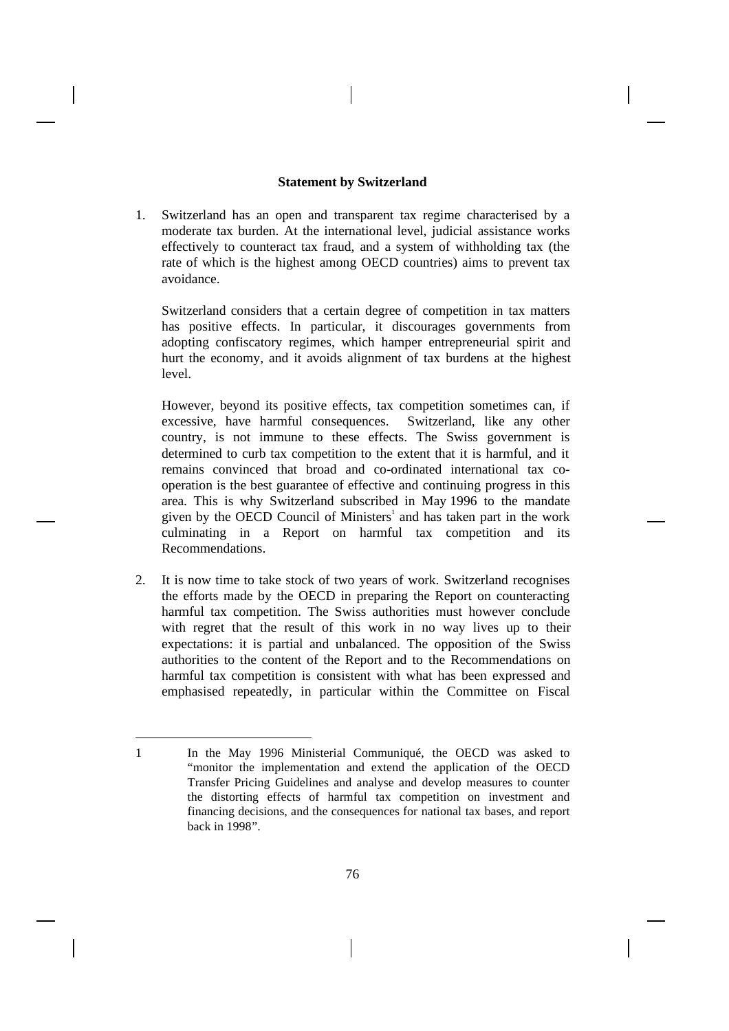**Statement by Switzerland**

1. Switzerland has an open and transparent tax regime characterised by a moderate tax burden. At the international level, judicial assistance works effectively to counteract tax fraud, and a system of withholding tax (the rate of which is the highest among OECD countries) aims to prevent tax avoidance.

   Switzerland considers that a certain degree of competition in tax matters has positive effects. In particular, it discourages governments from adopting confiscatory regimes, which hamper entrepreneurial spirit and hurt the economy, and it avoids alignment of tax burdens at the highest level.

   However, beyond its positive effects, tax competition sometimes can, if excessive, have harmful consequences. Switzerland, like any other country, is not immune to these effects. The Swiss government is determined to curb tax competition to the extent that it is harmful, and it remains convinced that broad and co-ordinated international tax co-operation is the best guarantee of effective and continuing progress in this area. This is why Switzerland subscribed in May 1996 to the mandate given by the OECD Council of Ministers[1] and has taken part in the work culminating in a Report on harmful tax competition and its Recommendations.

2. It is now time to take stock of two years of work. Switzerland recognises the efforts made by the OECD in preparing the Report on counteracting harmful tax competition. The Swiss authorities must however conclude with regret that the result of this work in no way lives up to their expectations: it is partial and unbalanced. The opposition of the Swiss authorities to the content of the Report and to the Recommendations on harmful tax competition is consistent with what has been expressed and emphasised repeatedly, in particular within the Committee on Fiscal

---

1 In the May 1996 Ministerial Communiqué, the OECD was asked to "monitor the implementation and extend the application of the OECD Transfer Pricing Guidelines and analyse and develop measures to counter the distorting effects of harmful tax competition on investment and financing decisions, and the consequences for national tax bases, and report back in 1998".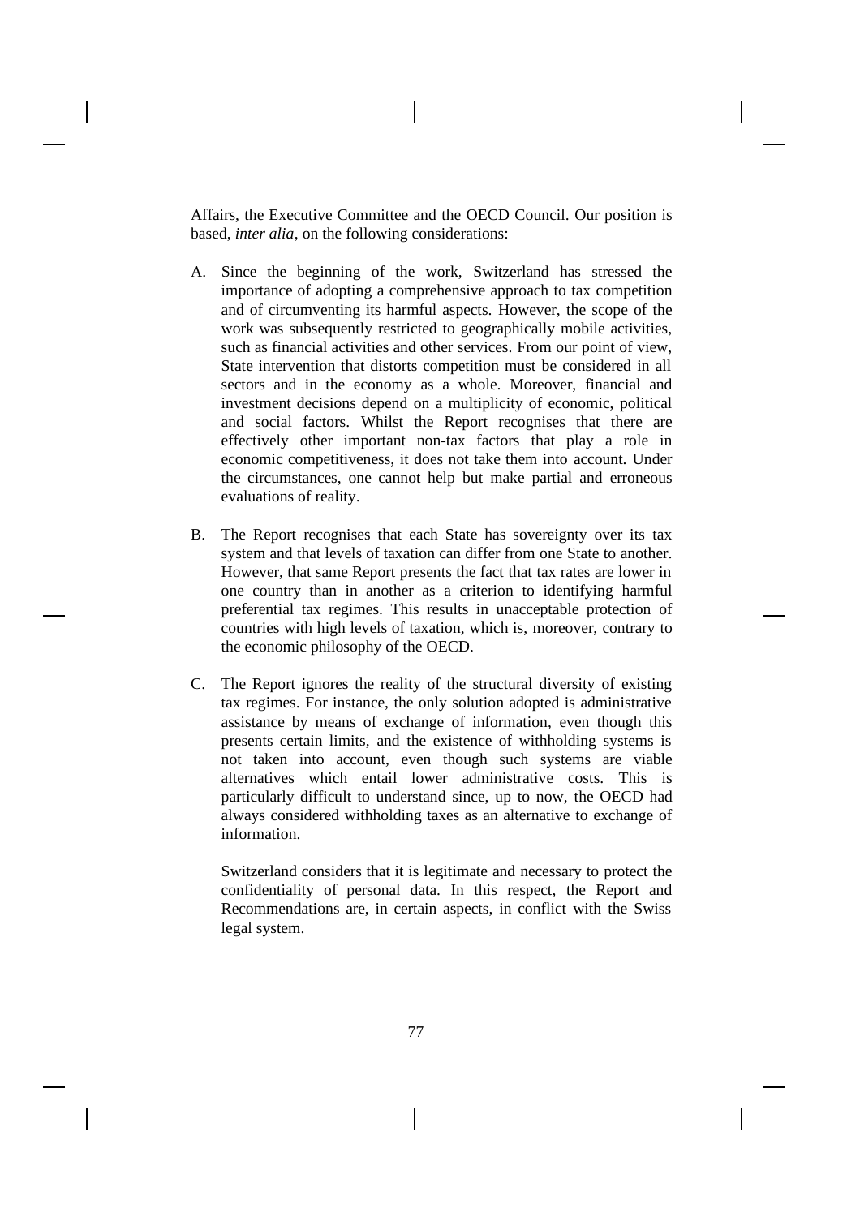Affairs, the Executive Committee and the OECD Council. Our position is based, *inter alia*, on the following considerations:

A. Since the beginning of the work, Switzerland has stressed the importance of adopting a comprehensive approach to tax competition and of circumventing its harmful aspects. However, the scope of the work was subsequently restricted to geographically mobile activities, such as financial activities and other services. From our point of view, State intervention that distorts competition must be considered in all sectors and in the economy as a whole. Moreover, financial and investment decisions depend on a multiplicity of economic, political and social factors. Whilst the Report recognises that there are effectively other important non-tax factors that play a role in economic competitiveness, it does not take them into account. Under the circumstances, one cannot help but make partial and erroneous evaluations of reality.

B. The Report recognises that each State has sovereignty over its tax system and that levels of taxation can differ from one State to another. However, that same Report presents the fact that tax rates are lower in one country than in another as a criterion to identifying harmful preferential tax regimes. This results in unacceptable protection of countries with high levels of taxation, which is, moreover, contrary to the economic philosophy of the OECD.

C. The Report ignores the reality of the structural diversity of existing tax regimes. For instance, the only solution adopted is administrative assistance by means of exchange of information, even though this presents certain limits, and the existence of withholding systems is not taken into account, even though such systems are viable alternatives which entail lower administrative costs. This is particularly difficult to understand since, up to now, the OECD had always considered withholding taxes as an alternative to exchange of information.

   Switzerland considers that it is legitimate and necessary to protect the confidentiality of personal data. In this respect, the Report and Recommendations are, in certain aspects, in conflict with the Swiss legal system.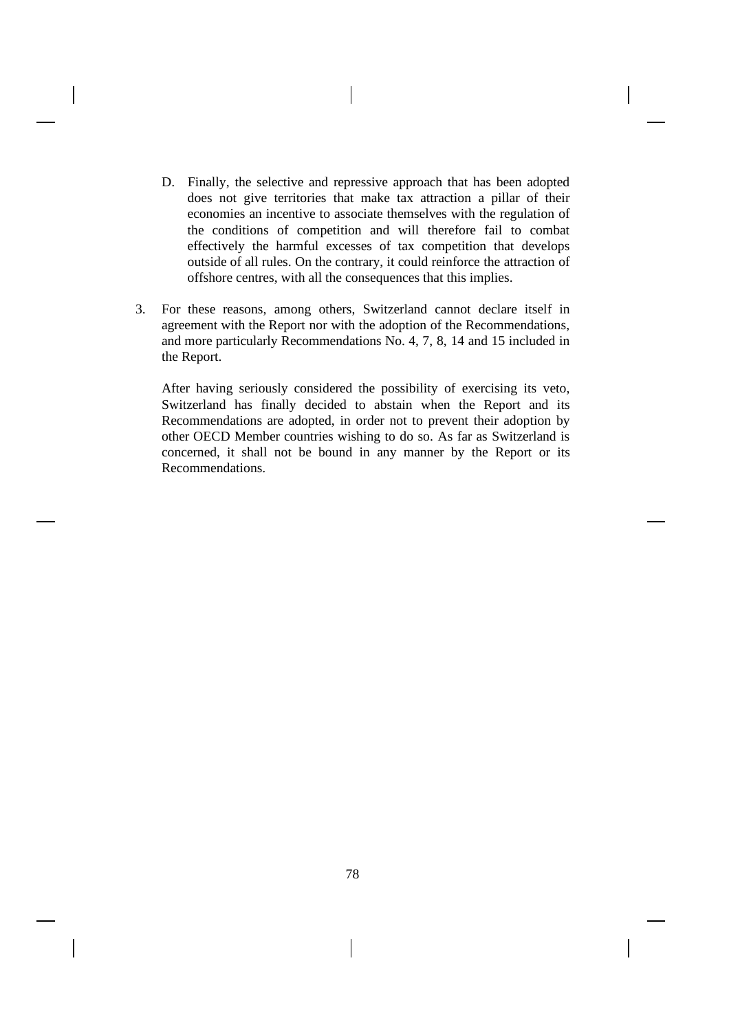D. Finally, the selective and repressive approach that has been adopted does not give territories that make tax attraction a pillar of their economies an incentive to associate themselves with the regulation of the conditions of competition and will therefore fail to combat effectively the harmful excesses of tax competition that develops outside of all rules. On the contrary, it could reinforce the attraction of offshore centres, with all the consequences that this implies.

3. For these reasons, among others, Switzerland cannot declare itself in agreement with the Report nor with the adoption of the Recommendations, and more particularly Recommendations No. 4, 7, 8, 14 and 15 included in the Report.

   After having seriously considered the possibility of exercising its veto, Switzerland has finally decided to abstain when the Report and its Recommendations are adopted, in order not to prevent their adoption by other OECD Member countries wishing to do so. As far as Switzerland is concerned, it shall not be bound in any manner by the Report or its Recommendations.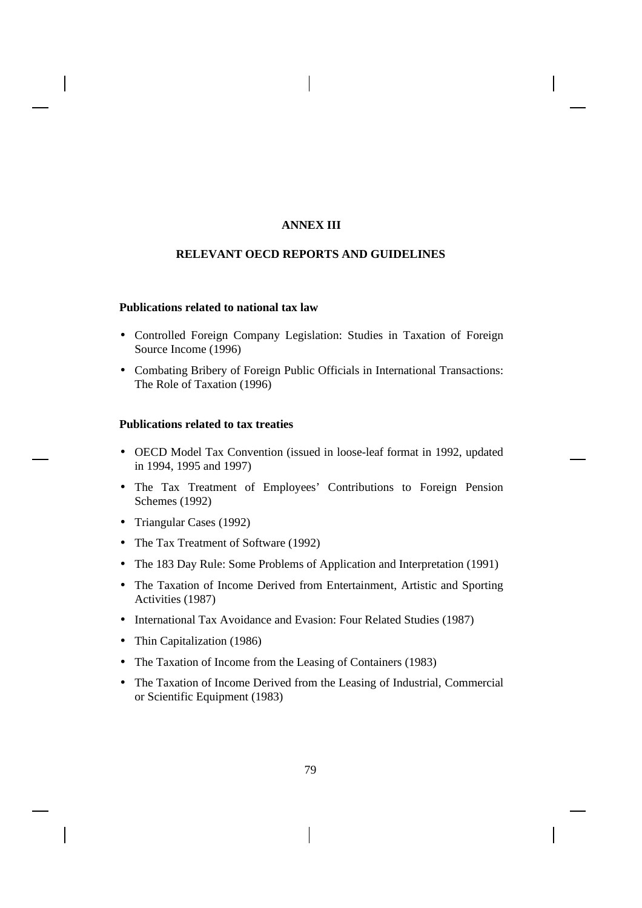# ANNEX III

## RELEVANT OECD REPORTS AND GUIDELINES

### Publications related to national tax law

- Controlled Foreign Company Legislation: Studies in Taxation of Foreign Source Income (1996)
- Combating Bribery of Foreign Public Officials in International Transactions: The Role of Taxation (1996)

### Publications related to tax treaties

- OECD Model Tax Convention (issued in loose-leaf format in 1992, updated in 1994, 1995 and 1997)
- The Tax Treatment of Employees' Contributions to Foreign Pension Schemes (1992)
- Triangular Cases (1992)
- The Tax Treatment of Software (1992)
- The 183 Day Rule: Some Problems of Application and Interpretation (1991)
- The Taxation of Income Derived from Entertainment, Artistic and Sporting Activities (1987)
- International Tax Avoidance and Evasion: Four Related Studies (1987)
- Thin Capitalization (1986)
- The Taxation of Income from the Leasing of Containers (1983)
- The Taxation of Income Derived from the Leasing of Industrial, Commercial or Scientific Equipment (1983)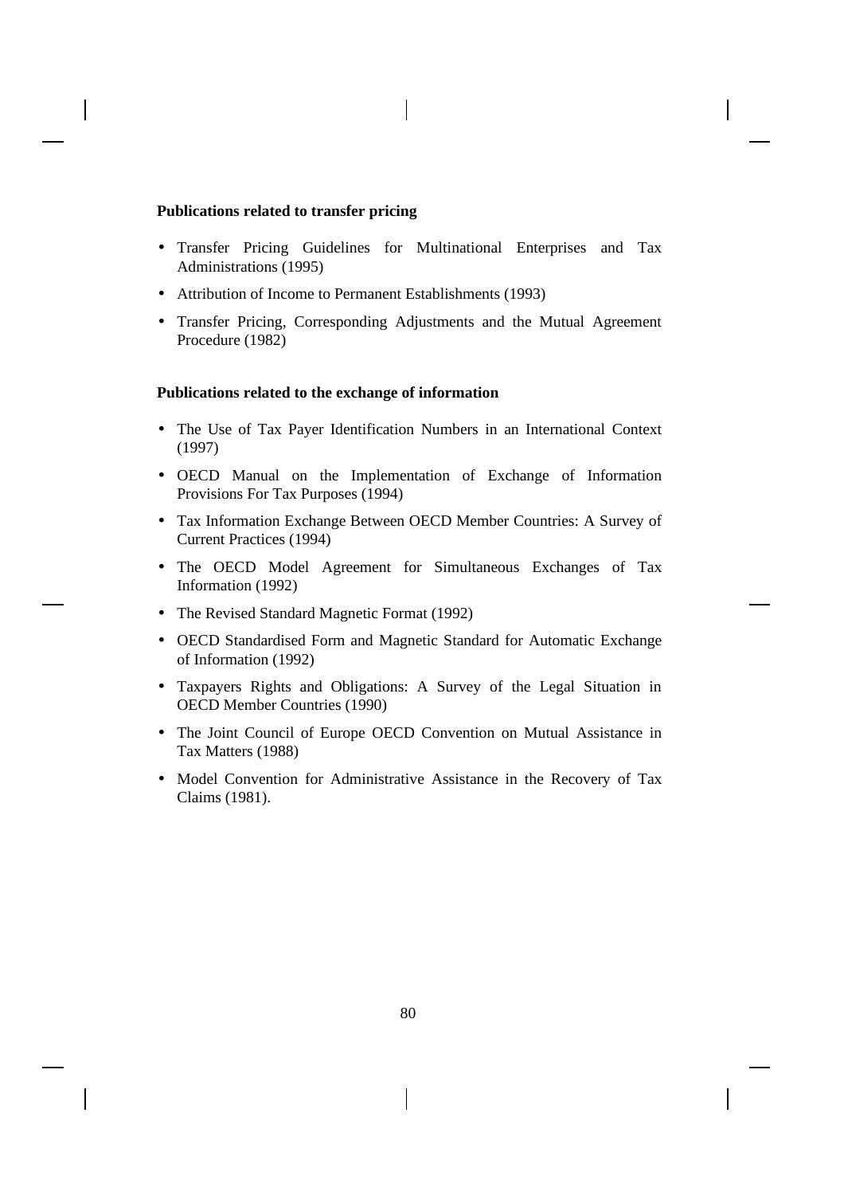**Publications related to transfer pricing**

- Transfer Pricing Guidelines for Multinational Enterprises and Tax Administrations (1995)
- Attribution of Income to Permanent Establishments (1993)
- Transfer Pricing, Corresponding Adjustments and the Mutual Agreement Procedure (1982)

**Publications related to the exchange of information**

- The Use of Tax Payer Identification Numbers in an International Context (1997)
- OECD Manual on the Implementation of Exchange of Information Provisions For Tax Purposes (1994)
- Tax Information Exchange Between OECD Member Countries: A Survey of Current Practices (1994)
- The OECD Model Agreement for Simultaneous Exchanges of Tax Information (1992)
- The Revised Standard Magnetic Format (1992)
- OECD Standardised Form and Magnetic Standard for Automatic Exchange of Information (1992)
- Taxpayers Rights and Obligations: A Survey of the Legal Situation in OECD Member Countries (1990)
- The Joint Council of Europe OECD Convention on Mutual Assistance in Tax Matters (1988)
- Model Convention for Administrative Assistance in the Recovery of Tax Claims (1981).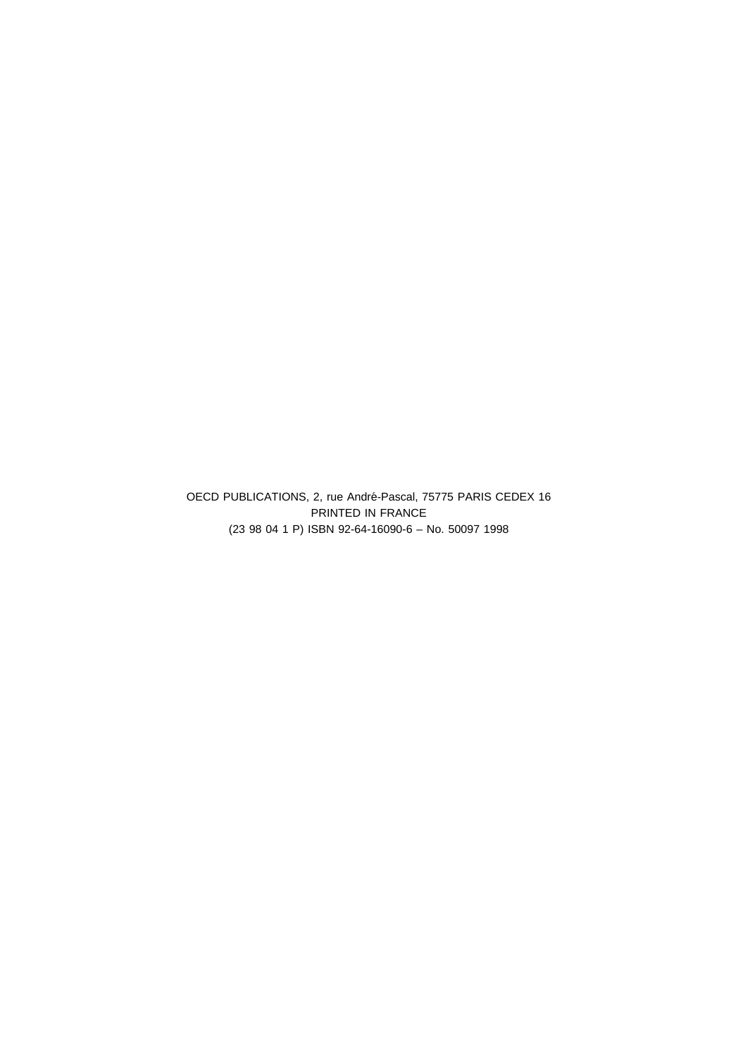OECD PUBLICATIONS, 2, rue André-Pascal, 75775 PARIS CEDEX 16
PRINTED IN FRANCE
(23 98 04 1 P) ISBN 92-64-16090-6 – No. 50097 1998